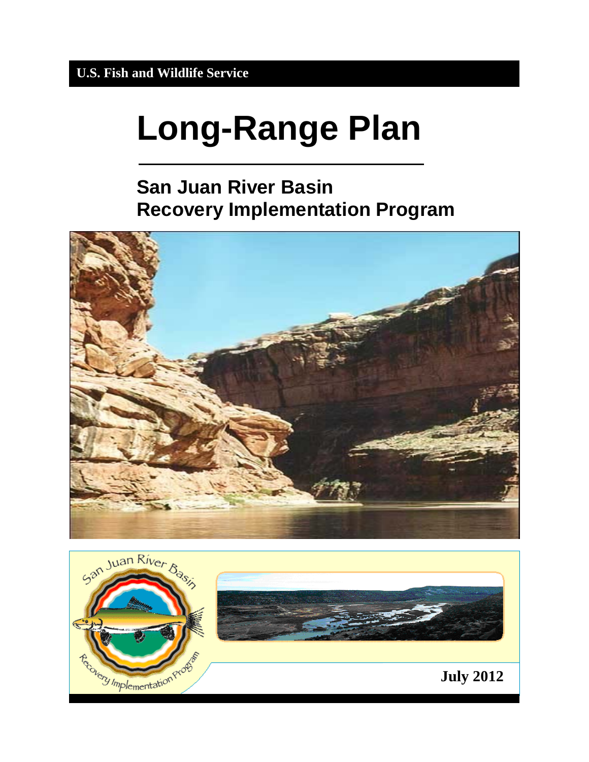**U.S. Fish and Wildlife Service**

# Long-Range Plan

## San Juan River Basin Recovery Implementation Program

**July 2012**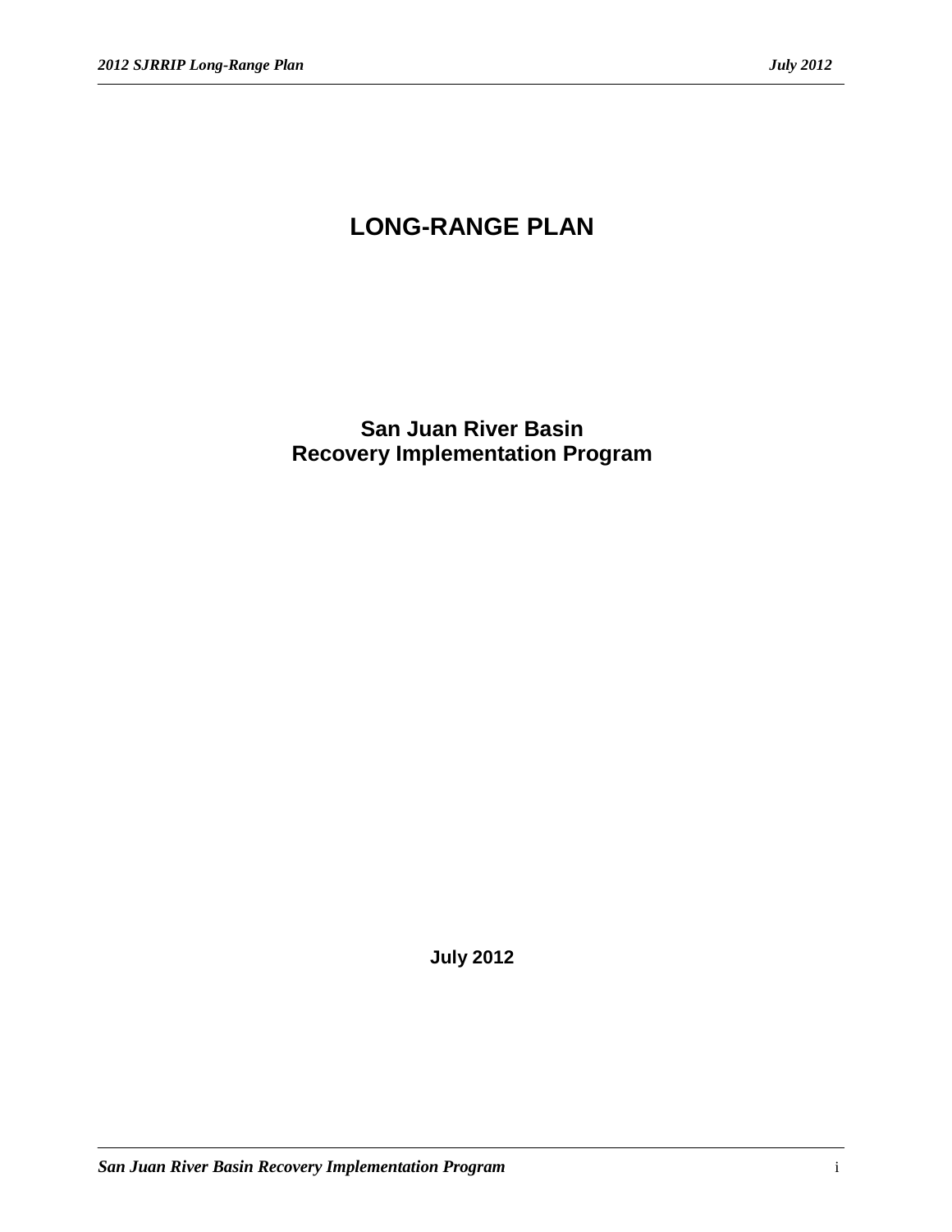# LONG-RANGE PLAN

## San Juan River Basin
## Recovery Implementation Program

**July 2012**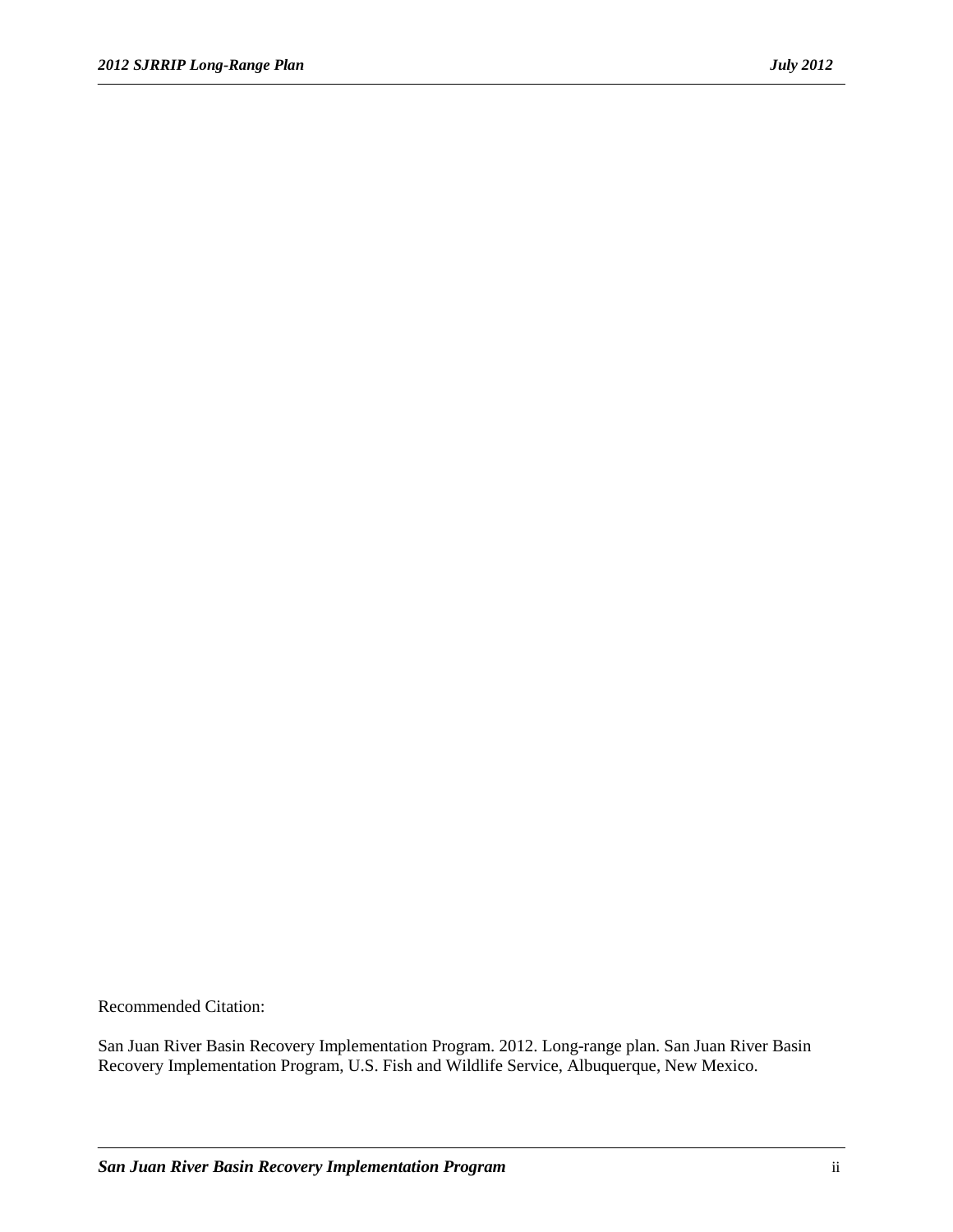Recommended Citation:

San Juan River Basin Recovery Implementation Program. 2012. Long-range plan. San Juan River Basin Recovery Implementation Program, U.S. Fish and Wildlife Service, Albuquerque, New Mexico.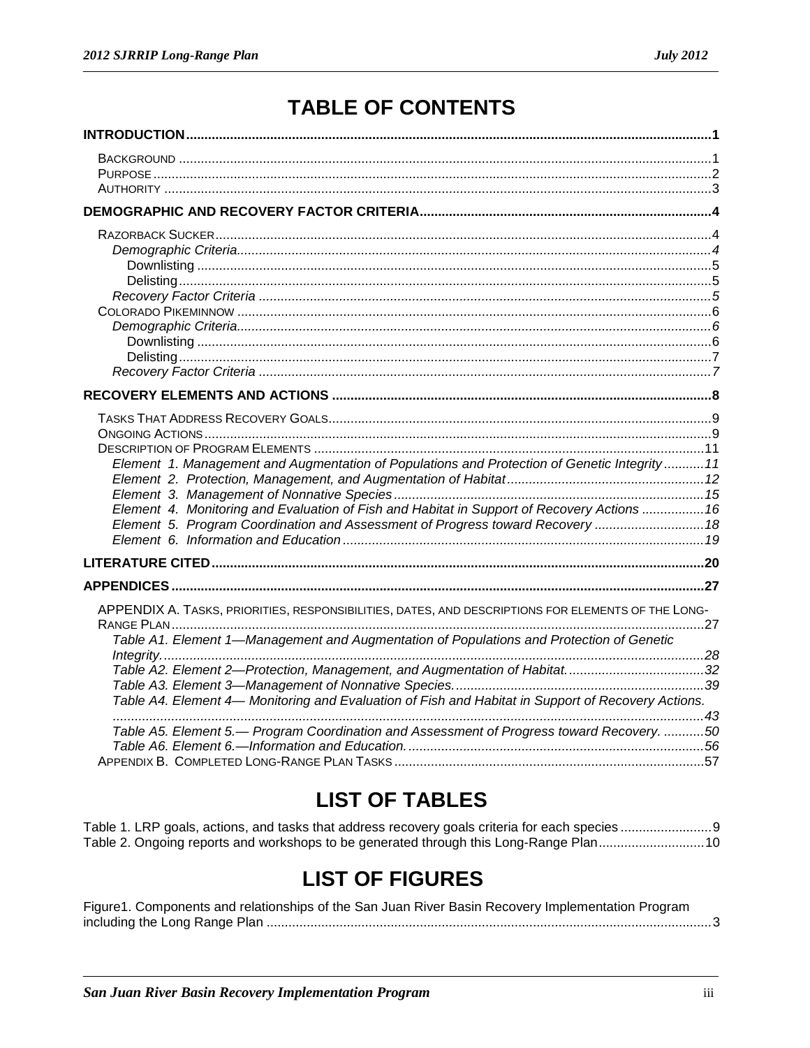# TABLE OF CONTENTS

**INTRODUCTION** ..... 1

- BACKGROUND ..... 1
- PURPOSE ..... 2
- AUTHORITY ..... 3

**DEMOGRAPHIC AND RECOVERY FACTOR CRITERIA** ..... 4

- RAZORBACK SUCKER ..... 4
  - *Demographic Criteria* ..... 4
    - Downlisting ..... 5
    - Delisting ..... 5
  - *Recovery Factor Criteria* ..... 5
- COLORADO PIKEMINNOW ..... 6
  - *Demographic Criteria* ..... 6
    - Downlisting ..... 6
    - Delisting ..... 7
  - *Recovery Factor Criteria* ..... 7

**RECOVERY ELEMENTS AND ACTIONS** ..... 8

- TASKS THAT ADDRESS RECOVERY GOALS ..... 9
- ONGOING ACTIONS ..... 9
- DESCRIPTION OF PROGRAM ELEMENTS ..... 11
  - *Element 1. Management and Augmentation of Populations and Protection of Genetic Integrity* ..... 11
  - *Element 2. Protection, Management, and Augmentation of Habitat* ..... 12
  - *Element 3. Management of Nonnative Species* ..... 15
  - *Element 4. Monitoring and Evaluation of Fish and Habitat in Support of Recovery Actions* ..... 16
  - *Element 5. Program Coordination and Assessment of Progress toward Recovery* ..... 18
  - *Element 6. Information and Education* ..... 19

**LITERATURE CITED** ..... 20

**APPENDICES** ..... 27

- APPENDIX A. TASKS, PRIORITIES, RESPONSIBILITIES, DATES, AND DESCRIPTIONS FOR ELEMENTS OF THE LONG-RANGE PLAN ..... 27
  - *Table A1. Element 1—Management and Augmentation of Populations and Protection of Genetic Integrity.* ..... 28
  - *Table A2. Element 2—Protection, Management, and Augmentation of Habitat.* ..... 32
  - *Table A3. Element 3—Management of Nonnative Species.* ..... 39
  - *Table A4. Element 4— Monitoring and Evaluation of Fish and Habitat in Support of Recovery Actions.* ..... 43
  - *Table A5. Element 5.— Program Coordination and Assessment of Progress toward Recovery.* ..... 50
  - *Table A6. Element 6.—Information and Education.* ..... 56
- APPENDIX B. COMPLETED LONG-RANGE PLAN TASKS ..... 57

# LIST OF TABLES

- Table 1. LRP goals, actions, and tasks that address recovery goals criteria for each species ..... 9
- Table 2. Ongoing reports and workshops to be generated through this Long-Range Plan ..... 10

# LIST OF FIGURES

- Figure1. Components and relationships of the San Juan River Basin Recovery Implementation Program including the Long Range Plan ..... 3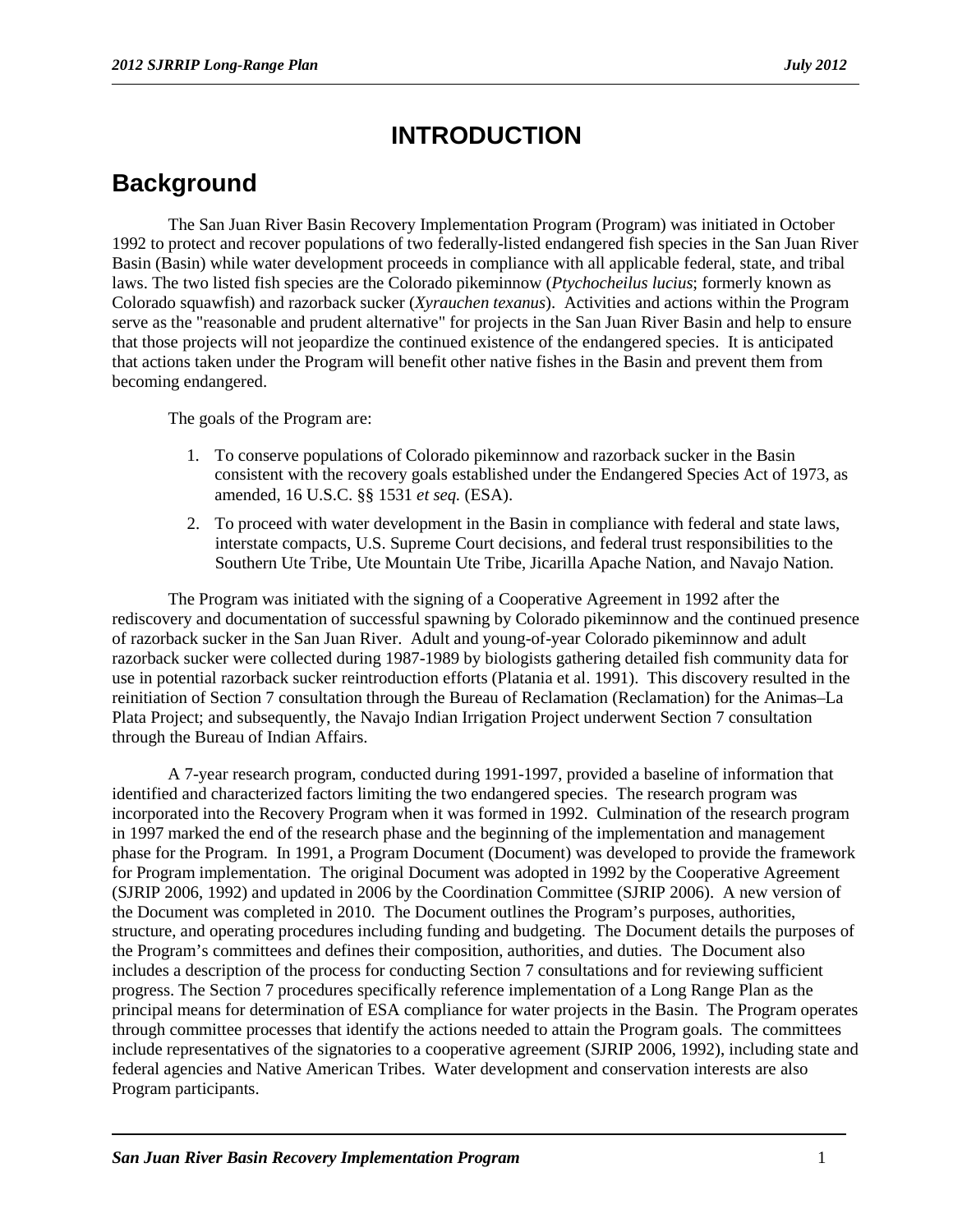# INTRODUCTION

## Background

The San Juan River Basin Recovery Implementation Program (Program) was initiated in October 1992 to protect and recover populations of two federally-listed endangered fish species in the San Juan River Basin (Basin) while water development proceeds in compliance with all applicable federal, state, and tribal laws. The two listed fish species are the Colorado pikeminnow (*Ptychocheilus lucius*; formerly known as Colorado squawfish) and razorback sucker (*Xyrauchen texanus*). Activities and actions within the Program serve as the "reasonable and prudent alternative" for projects in the San Juan River Basin and help to ensure that those projects will not jeopardize the continued existence of the endangered species. It is anticipated that actions taken under the Program will benefit other native fishes in the Basin and prevent them from becoming endangered.

The goals of the Program are:

1. To conserve populations of Colorado pikeminnow and razorback sucker in the Basin consistent with the recovery goals established under the Endangered Species Act of 1973, as amended, 16 U.S.C. §§ 1531 *et seq.* (ESA).
2. To proceed with water development in the Basin in compliance with federal and state laws, interstate compacts, U.S. Supreme Court decisions, and federal trust responsibilities to the Southern Ute Tribe, Ute Mountain Ute Tribe, Jicarilla Apache Nation, and Navajo Nation.

The Program was initiated with the signing of a Cooperative Agreement in 1992 after the rediscovery and documentation of successful spawning by Colorado pikeminnow and the continued presence of razorback sucker in the San Juan River. Adult and young-of-year Colorado pikeminnow and adult razorback sucker were collected during 1987-1989 by biologists gathering detailed fish community data for use in potential razorback sucker reintroduction efforts (Platania et al. 1991). This discovery resulted in the reinitiation of Section 7 consultation through the Bureau of Reclamation (Reclamation) for the Animas–La Plata Project; and subsequently, the Navajo Indian Irrigation Project underwent Section 7 consultation through the Bureau of Indian Affairs.

A 7-year research program, conducted during 1991-1997, provided a baseline of information that identified and characterized factors limiting the two endangered species. The research program was incorporated into the Recovery Program when it was formed in 1992. Culmination of the research program in 1997 marked the end of the research phase and the beginning of the implementation and management phase for the Program. In 1991, a Program Document (Document) was developed to provide the framework for Program implementation. The original Document was adopted in 1992 by the Cooperative Agreement (SJRIP 2006, 1992) and updated in 2006 by the Coordination Committee (SJRIP 2006). A new version of the Document was completed in 2010. The Document outlines the Program's purposes, authorities, structure, and operating procedures including funding and budgeting. The Document details the purposes of the Program's committees and defines their composition, authorities, and duties. The Document also includes a description of the process for conducting Section 7 consultations and for reviewing sufficient progress. The Section 7 procedures specifically reference implementation of a Long Range Plan as the principal means for determination of ESA compliance for water projects in the Basin. The Program operates through committee processes that identify the actions needed to attain the Program goals. The committees include representatives of the signatories to a cooperative agreement (SJRIP 2006, 1992), including state and federal agencies and Native American Tribes. Water development and conservation interests are also Program participants.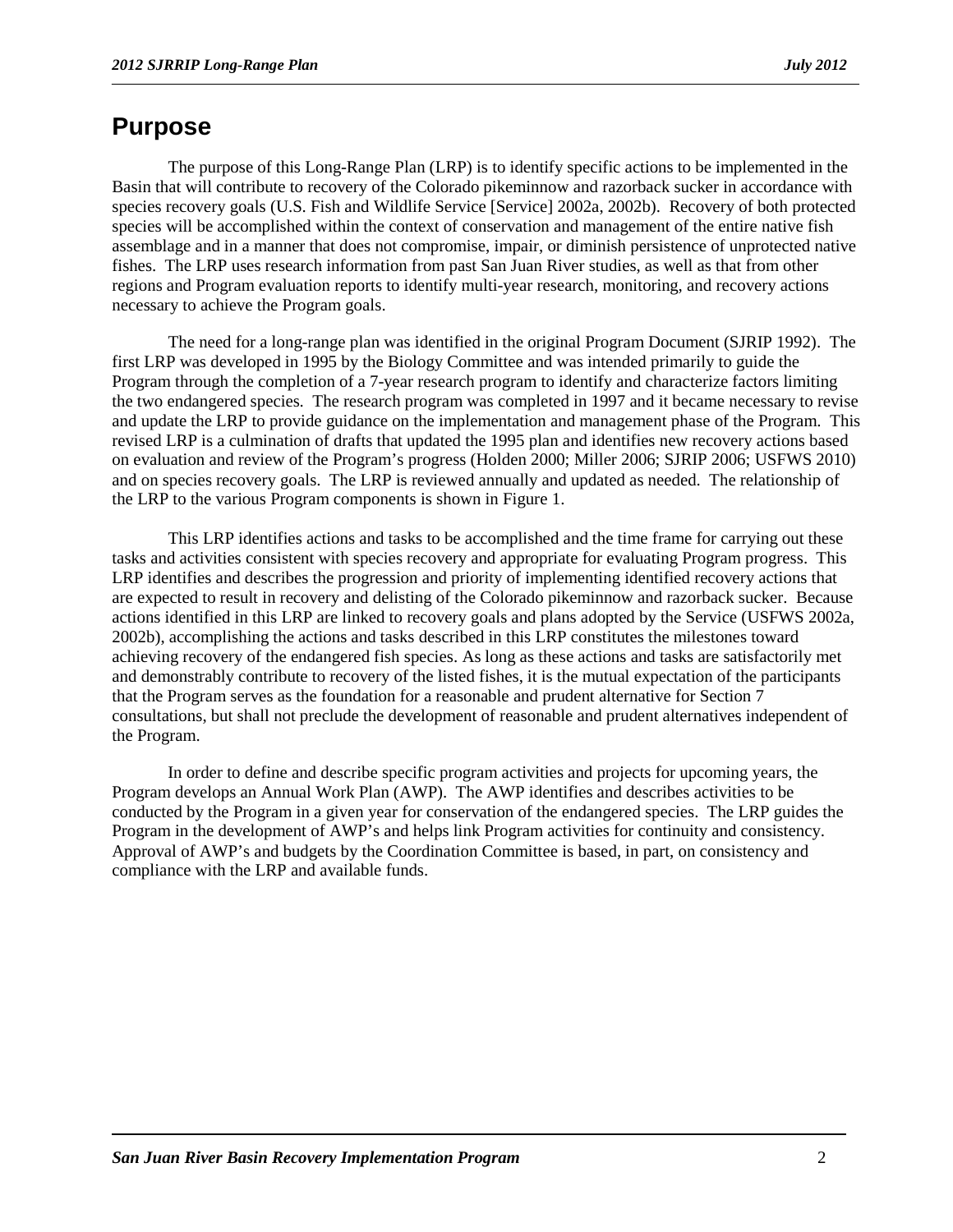# Purpose

The purpose of this Long-Range Plan (LRP) is to identify specific actions to be implemented in the Basin that will contribute to recovery of the Colorado pikeminnow and razorback sucker in accordance with species recovery goals (U.S. Fish and Wildlife Service [Service] 2002a, 2002b). Recovery of both protected species will be accomplished within the context of conservation and management of the entire native fish assemblage and in a manner that does not compromise, impair, or diminish persistence of unprotected native fishes. The LRP uses research information from past San Juan River studies, as well as that from other regions and Program evaluation reports to identify multi-year research, monitoring, and recovery actions necessary to achieve the Program goals.

The need for a long-range plan was identified in the original Program Document (SJRIP 1992). The first LRP was developed in 1995 by the Biology Committee and was intended primarily to guide the Program through the completion of a 7-year research program to identify and characterize factors limiting the two endangered species. The research program was completed in 1997 and it became necessary to revise and update the LRP to provide guidance on the implementation and management phase of the Program. This revised LRP is a culmination of drafts that updated the 1995 plan and identifies new recovery actions based on evaluation and review of the Program's progress (Holden 2000; Miller 2006; SJRIP 2006; USFWS 2010) and on species recovery goals. The LRP is reviewed annually and updated as needed. The relationship of the LRP to the various Program components is shown in Figure 1.

This LRP identifies actions and tasks to be accomplished and the time frame for carrying out these tasks and activities consistent with species recovery and appropriate for evaluating Program progress. This LRP identifies and describes the progression and priority of implementing identified recovery actions that are expected to result in recovery and delisting of the Colorado pikeminnow and razorback sucker. Because actions identified in this LRP are linked to recovery goals and plans adopted by the Service (USFWS 2002a, 2002b), accomplishing the actions and tasks described in this LRP constitutes the milestones toward achieving recovery of the endangered fish species. As long as these actions and tasks are satisfactorily met and demonstrably contribute to recovery of the listed fishes, it is the mutual expectation of the participants that the Program serves as the foundation for a reasonable and prudent alternative for Section 7 consultations, but shall not preclude the development of reasonable and prudent alternatives independent of the Program.

In order to define and describe specific program activities and projects for upcoming years, the Program develops an Annual Work Plan (AWP). The AWP identifies and describes activities to be conducted by the Program in a given year for conservation of the endangered species. The LRP guides the Program in the development of AWP's and helps link Program activities for continuity and consistency. Approval of AWP's and budgets by the Coordination Committee is based, in part, on consistency and compliance with the LRP and available funds.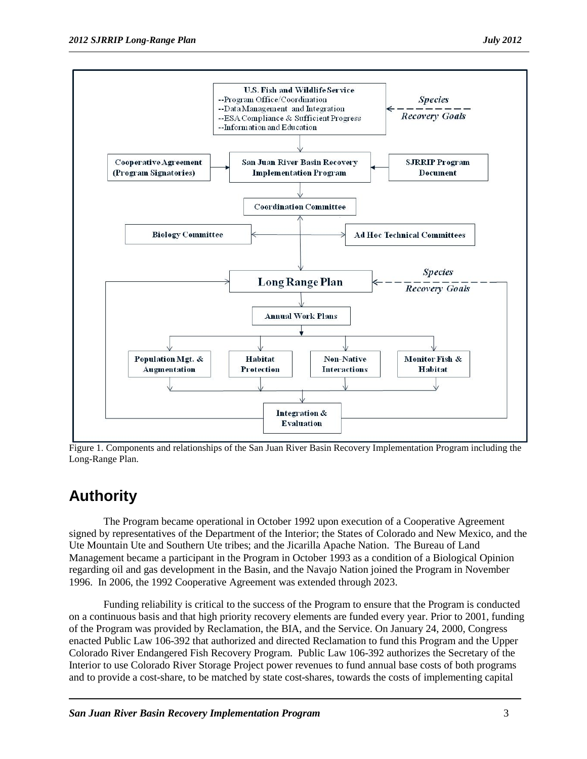Figure 1. Components and relationships of the San Juan River Basin Recovery Implementation Program including the Long-Range Plan.

## Authority

The Program became operational in October 1992 upon execution of a Cooperative Agreement signed by representatives of the Department of the Interior; the States of Colorado and New Mexico, and the Ute Mountain Ute and Southern Ute tribes; and the Jicarilla Apache Nation. The Bureau of Land Management became a participant in the Program in October 1993 as a condition of a Biological Opinion regarding oil and gas development in the Basin, and the Navajo Nation joined the Program in November 1996. In 2006, the 1992 Cooperative Agreement was extended through 2023.

Funding reliability is critical to the success of the Program to ensure that the Program is conducted on a continuous basis and that high priority recovery elements are funded every year. Prior to 2001, funding of the Program was provided by Reclamation, the BIA, and the Service. On January 24, 2000, Congress enacted Public Law 106-392 that authorized and directed Reclamation to fund this Program and the Upper Colorado River Endangered Fish Recovery Program. Public Law 106-392 authorizes the Secretary of the Interior to use Colorado River Storage Project power revenues to fund annual base costs of both programs and to provide a cost-share, to be matched by state cost-shares, towards the costs of implementing capital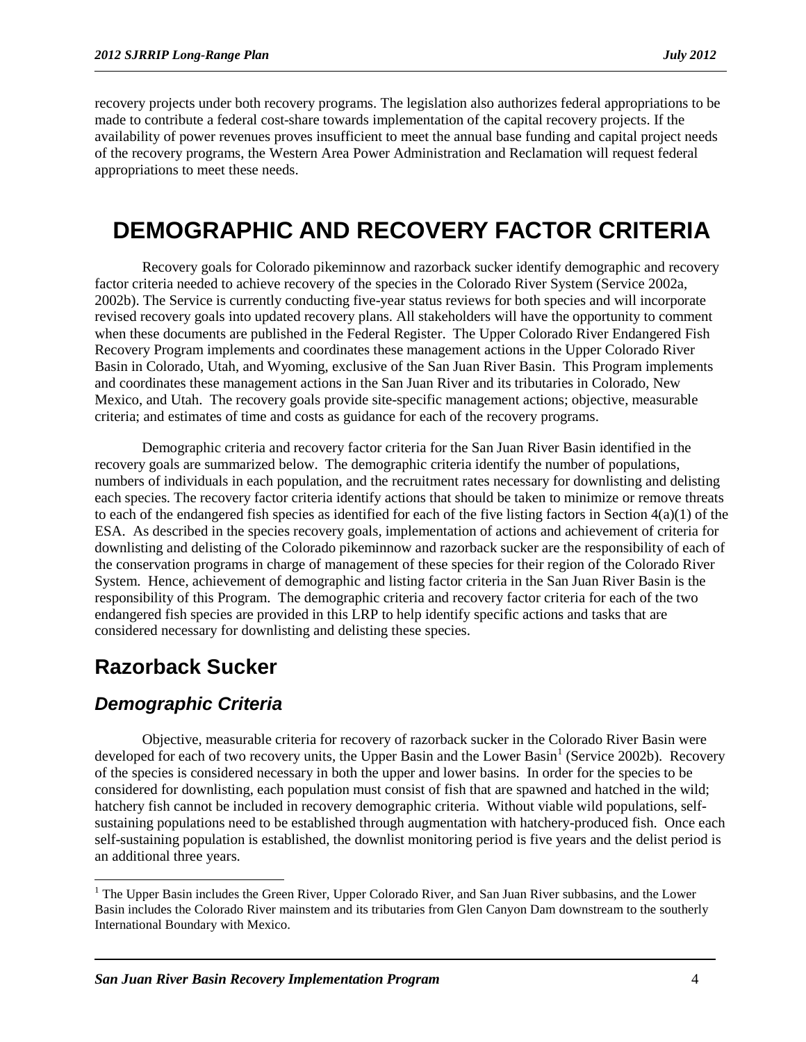recovery projects under both recovery programs. The legislation also authorizes federal appropriations to be made to contribute a federal cost-share towards implementation of the capital recovery projects. If the availability of power revenues proves insufficient to meet the annual base funding and capital project needs of the recovery programs, the Western Area Power Administration and Reclamation will request federal appropriations to meet these needs.

# DEMOGRAPHIC AND RECOVERY FACTOR CRITERIA

Recovery goals for Colorado pikeminnow and razorback sucker identify demographic and recovery factor criteria needed to achieve recovery of the species in the Colorado River System (Service 2002a, 2002b). The Service is currently conducting five-year status reviews for both species and will incorporate revised recovery goals into updated recovery plans. All stakeholders will have the opportunity to comment when these documents are published in the Federal Register. The Upper Colorado River Endangered Fish Recovery Program implements and coordinates these management actions in the Upper Colorado River Basin in Colorado, Utah, and Wyoming, exclusive of the San Juan River Basin. This Program implements and coordinates these management actions in the San Juan River and its tributaries in Colorado, New Mexico, and Utah. The recovery goals provide site-specific management actions; objective, measurable criteria; and estimates of time and costs as guidance for each of the recovery programs.

Demographic criteria and recovery factor criteria for the San Juan River Basin identified in the recovery goals are summarized below. The demographic criteria identify the number of populations, numbers of individuals in each population, and the recruitment rates necessary for downlisting and delisting each species. The recovery factor criteria identify actions that should be taken to minimize or remove threats to each of the endangered fish species as identified for each of the five listing factors in Section 4(a)(1) of the ESA. As described in the species recovery goals, implementation of actions and achievement of criteria for downlisting and delisting of the Colorado pikeminnow and razorback sucker are the responsibility of each of the conservation programs in charge of management of these species for their region of the Colorado River System. Hence, achievement of demographic and listing factor criteria in the San Juan River Basin is the responsibility of this Program. The demographic criteria and recovery factor criteria for each of the two endangered fish species are provided in this LRP to help identify specific actions and tasks that are considered necessary for downlisting and delisting these species.

## Razorback Sucker

### *Demographic Criteria*

Objective, measurable criteria for recovery of razorback sucker in the Colorado River Basin were developed for each of two recovery units, the Upper Basin and the Lower Basin[1] (Service 2002b). Recovery of the species is considered necessary in both the upper and lower basins. In order for the species to be considered for downlisting, each population must consist of fish that are spawned and hatched in the wild; hatchery fish cannot be included in recovery demographic criteria. Without viable wild populations, self-sustaining populations need to be established through augmentation with hatchery-produced fish. Once each self-sustaining population is established, the downlist monitoring period is five years and the delist period is an additional three years.

[1] The Upper Basin includes the Green River, Upper Colorado River, and San Juan River subbasins, and the Lower Basin includes the Colorado River mainstem and its tributaries from Glen Canyon Dam downstream to the southerly International Boundary with Mexico.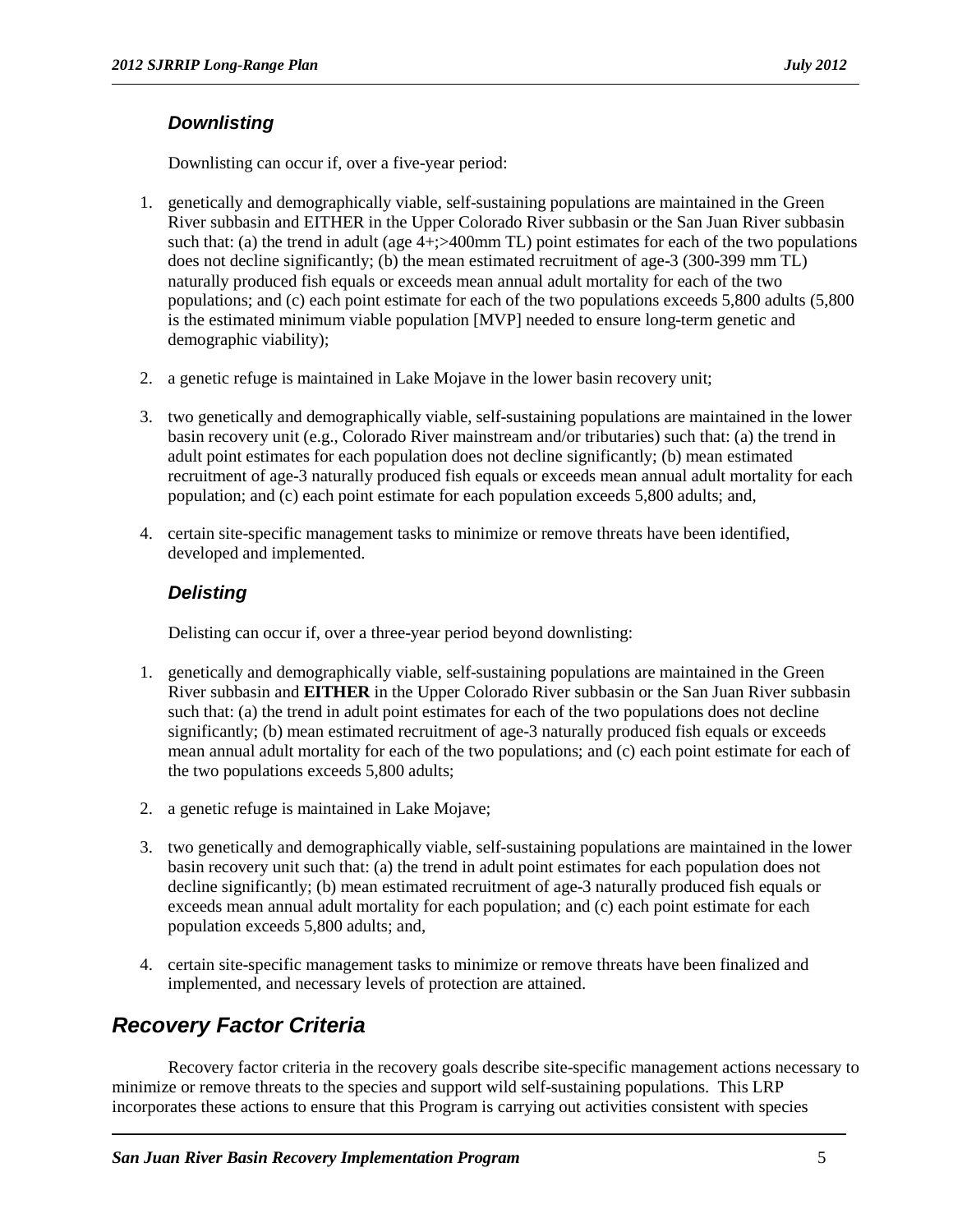### *Downlisting*

Downlisting can occur if, over a five-year period:

1. genetically and demographically viable, self-sustaining populations are maintained in the Green River subbasin and EITHER in the Upper Colorado River subbasin or the San Juan River subbasin such that: (a) the trend in adult (age 4+;>400mm TL) point estimates for each of the two populations does not decline significantly; (b) the mean estimated recruitment of age-3 (300-399 mm TL) naturally produced fish equals or exceeds mean annual adult mortality for each of the two populations; and (c) each point estimate for each of the two populations exceeds 5,800 adults (5,800 is the estimated minimum viable population [MVP] needed to ensure long-term genetic and demographic viability);

2. a genetic refuge is maintained in Lake Mojave in the lower basin recovery unit;

3. two genetically and demographically viable, self-sustaining populations are maintained in the lower basin recovery unit (e.g., Colorado River mainstream and/or tributaries) such that: (a) the trend in adult point estimates for each population does not decline significantly; (b) mean estimated recruitment of age-3 naturally produced fish equals or exceeds mean annual adult mortality for each population; and (c) each point estimate for each population exceeds 5,800 adults; and,

4. certain site-specific management tasks to minimize or remove threats have been identified, developed and implemented.

### *Delisting*

Delisting can occur if, over a three-year period beyond downlisting:

1. genetically and demographically viable, self-sustaining populations are maintained in the Green River subbasin and **EITHER** in the Upper Colorado River subbasin or the San Juan River subbasin such that: (a) the trend in adult point estimates for each of the two populations does not decline significantly; (b) mean estimated recruitment of age-3 naturally produced fish equals or exceeds mean annual adult mortality for each of the two populations; and (c) each point estimate for each of the two populations exceeds 5,800 adults;

2. a genetic refuge is maintained in Lake Mojave;

3. two genetically and demographically viable, self-sustaining populations are maintained in the lower basin recovery unit such that: (a) the trend in adult point estimates for each population does not decline significantly; (b) mean estimated recruitment of age-3 naturally produced fish equals or exceeds mean annual adult mortality for each population; and (c) each point estimate for each population exceeds 5,800 adults; and,

4. certain site-specific management tasks to minimize or remove threats have been finalized and implemented, and necessary levels of protection are attained.

## *Recovery Factor Criteria*

Recovery factor criteria in the recovery goals describe site-specific management actions necessary to minimize or remove threats to the species and support wild self-sustaining populations. This LRP incorporates these actions to ensure that this Program is carrying out activities consistent with species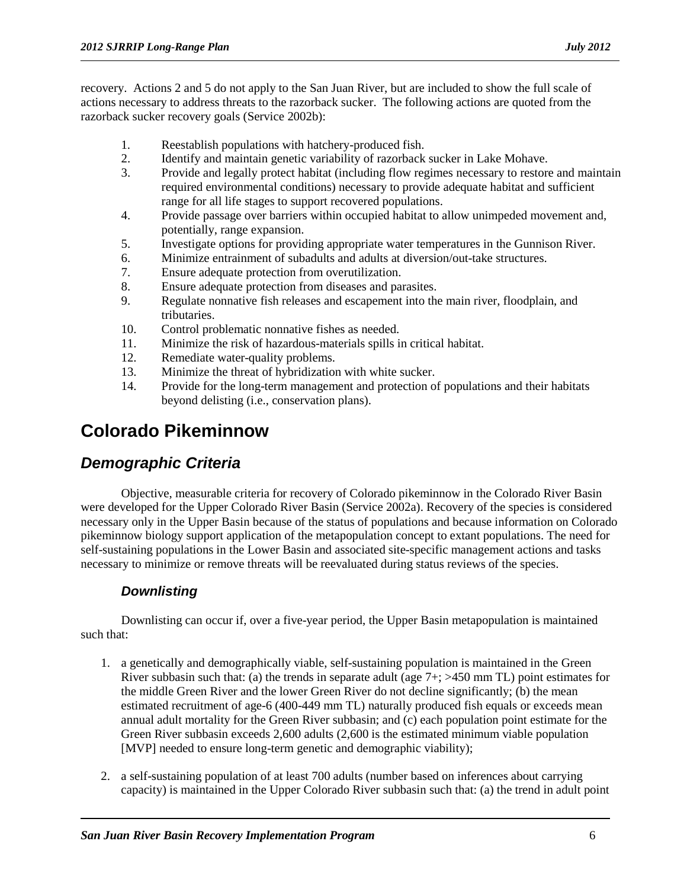recovery. Actions 2 and 5 do not apply to the San Juan River, but are included to show the full scale of actions necessary to address threats to the razorback sucker. The following actions are quoted from the razorback sucker recovery goals (Service 2002b):

1. Reestablish populations with hatchery-produced fish.
2. Identify and maintain genetic variability of razorback sucker in Lake Mohave.
3. Provide and legally protect habitat (including flow regimes necessary to restore and maintain required environmental conditions) necessary to provide adequate habitat and sufficient range for all life stages to support recovered populations.
4. Provide passage over barriers within occupied habitat to allow unimpeded movement and, potentially, range expansion.
5. Investigate options for providing appropriate water temperatures in the Gunnison River.
6. Minimize entrainment of subadults and adults at diversion/out-take structures.
7. Ensure adequate protection from overutilization.
8. Ensure adequate protection from diseases and parasites.
9. Regulate nonnative fish releases and escapement into the main river, floodplain, and tributaries.
10. Control problematic nonnative fishes as needed.
11. Minimize the risk of hazardous-materials spills in critical habitat.
12. Remediate water-quality problems.
13. Minimize the threat of hybridization with white sucker.
14. Provide for the long-term management and protection of populations and their habitats beyond delisting (i.e., conservation plans).

# Colorado Pikeminnow

## *Demographic Criteria*

Objective, measurable criteria for recovery of Colorado pikeminnow in the Colorado River Basin were developed for the Upper Colorado River Basin (Service 2002a). Recovery of the species is considered necessary only in the Upper Basin because of the status of populations and because information on Colorado pikeminnow biology support application of the metapopulation concept to extant populations. The need for self-sustaining populations in the Lower Basin and associated site-specific management actions and tasks necessary to minimize or remove threats will be reevaluated during status reviews of the species.

### *Downlisting*

Downlisting can occur if, over a five-year period, the Upper Basin metapopulation is maintained such that:

1. a genetically and demographically viable, self-sustaining population is maintained in the Green River subbasin such that: (a) the trends in separate adult (age 7+; >450 mm TL) point estimates for the middle Green River and the lower Green River do not decline significantly; (b) the mean estimated recruitment of age-6 (400-449 mm TL) naturally produced fish equals or exceeds mean annual adult mortality for the Green River subbasin; and (c) each population point estimate for the Green River subbasin exceeds 2,600 adults (2,600 is the estimated minimum viable population [MVP] needed to ensure long-term genetic and demographic viability);

2. a self-sustaining population of at least 700 adults (number based on inferences about carrying capacity) is maintained in the Upper Colorado River subbasin such that: (a) the trend in adult point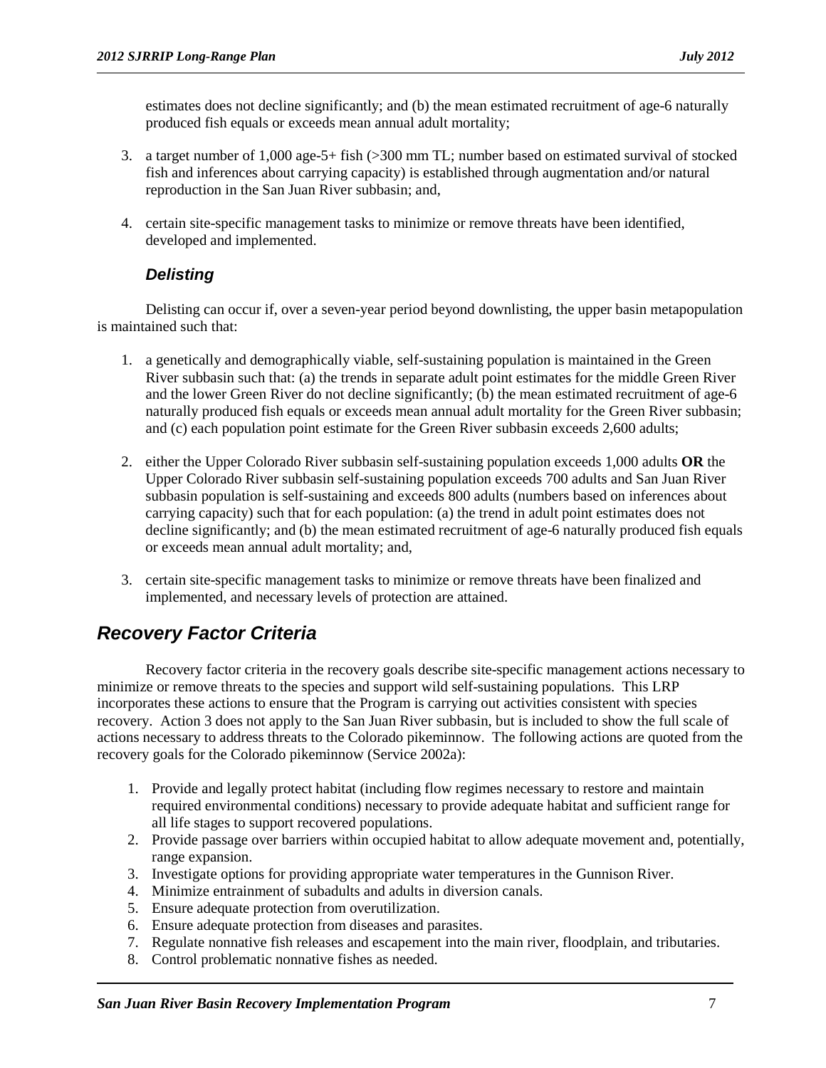estimates does not decline significantly; and (b) the mean estimated recruitment of age-6 naturally produced fish equals or exceeds mean annual adult mortality;

3. a target number of 1,000 age-5+ fish (>300 mm TL; number based on estimated survival of stocked fish and inferences about carrying capacity) is established through augmentation and/or natural reproduction in the San Juan River subbasin; and,

4. certain site-specific management tasks to minimize or remove threats have been identified, developed and implemented.

### *Delisting*

Delisting can occur if, over a seven-year period beyond downlisting, the upper basin metapopulation is maintained such that:

1. a genetically and demographically viable, self-sustaining population is maintained in the Green River subbasin such that: (a) the trends in separate adult point estimates for the middle Green River and the lower Green River do not decline significantly; (b) the mean estimated recruitment of age-6 naturally produced fish equals or exceeds mean annual adult mortality for the Green River subbasin; and (c) each population point estimate for the Green River subbasin exceeds 2,600 adults;

2. either the Upper Colorado River subbasin self-sustaining population exceeds 1,000 adults **OR** the Upper Colorado River subbasin self-sustaining population exceeds 700 adults and San Juan River subbasin population is self-sustaining and exceeds 800 adults (numbers based on inferences about carrying capacity) such that for each population: (a) the trend in adult point estimates does not decline significantly; and (b) the mean estimated recruitment of age-6 naturally produced fish equals or exceeds mean annual adult mortality; and,

3. certain site-specific management tasks to minimize or remove threats have been finalized and implemented, and necessary levels of protection are attained.

## *Recovery Factor Criteria*

Recovery factor criteria in the recovery goals describe site-specific management actions necessary to minimize or remove threats to the species and support wild self-sustaining populations. This LRP incorporates these actions to ensure that the Program is carrying out activities consistent with species recovery. Action 3 does not apply to the San Juan River subbasin, but is included to show the full scale of actions necessary to address threats to the Colorado pikeminnow. The following actions are quoted from the recovery goals for the Colorado pikeminnow (Service 2002a):

1. Provide and legally protect habitat (including flow regimes necessary to restore and maintain required environmental conditions) necessary to provide adequate habitat and sufficient range for all life stages to support recovered populations.
2. Provide passage over barriers within occupied habitat to allow adequate movement and, potentially, range expansion.
3. Investigate options for providing appropriate water temperatures in the Gunnison River.
4. Minimize entrainment of subadults and adults in diversion canals.
5. Ensure adequate protection from overutilization.
6. Ensure adequate protection from diseases and parasites.
7. Regulate nonnative fish releases and escapement into the main river, floodplain, and tributaries.
8. Control problematic nonnative fishes as needed.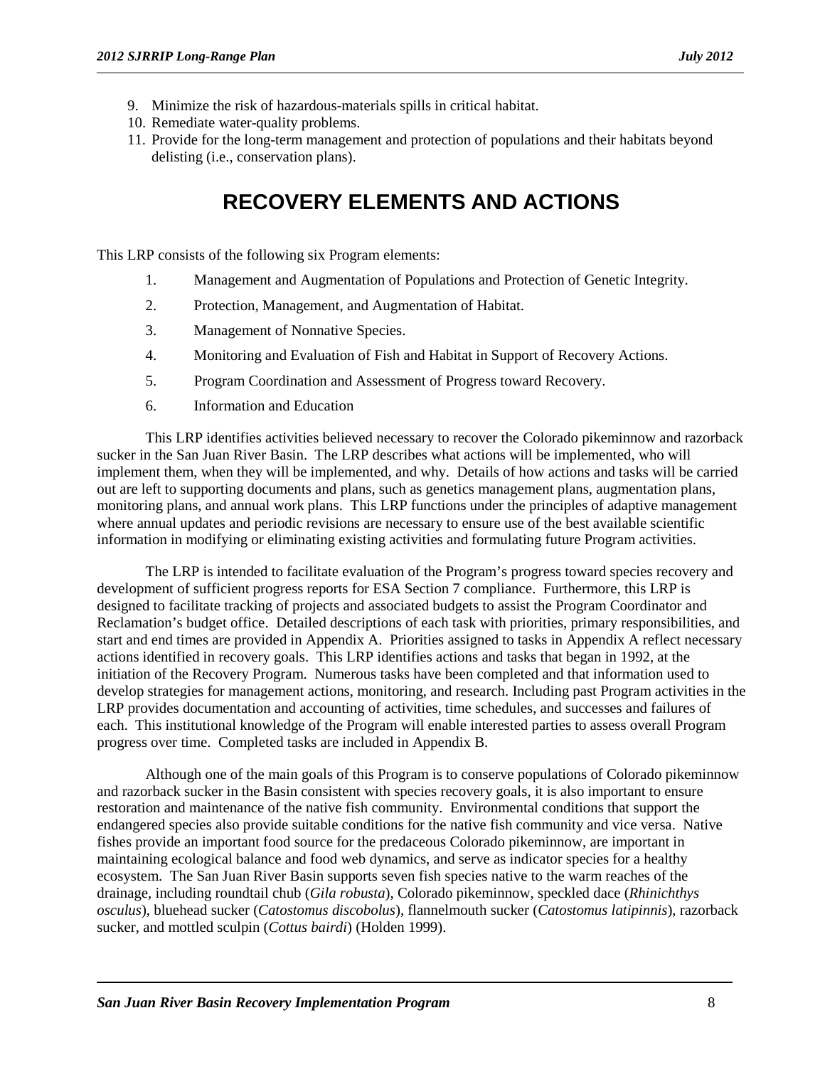9. Minimize the risk of hazardous-materials spills in critical habitat.
10. Remediate water-quality problems.
11. Provide for the long-term management and protection of populations and their habitats beyond delisting (i.e., conservation plans).

# RECOVERY ELEMENTS AND ACTIONS

This LRP consists of the following six Program elements:

1. Management and Augmentation of Populations and Protection of Genetic Integrity.
2. Protection, Management, and Augmentation of Habitat.
3. Management of Nonnative Species.
4. Monitoring and Evaluation of Fish and Habitat in Support of Recovery Actions.
5. Program Coordination and Assessment of Progress toward Recovery.
6. Information and Education

This LRP identifies activities believed necessary to recover the Colorado pikeminnow and razorback sucker in the San Juan River Basin. The LRP describes what actions will be implemented, who will implement them, when they will be implemented, and why. Details of how actions and tasks will be carried out are left to supporting documents and plans, such as genetics management plans, augmentation plans, monitoring plans, and annual work plans. This LRP functions under the principles of adaptive management where annual updates and periodic revisions are necessary to ensure use of the best available scientific information in modifying or eliminating existing activities and formulating future Program activities.

The LRP is intended to facilitate evaluation of the Program's progress toward species recovery and development of sufficient progress reports for ESA Section 7 compliance. Furthermore, this LRP is designed to facilitate tracking of projects and associated budgets to assist the Program Coordinator and Reclamation's budget office. Detailed descriptions of each task with priorities, primary responsibilities, and start and end times are provided in Appendix A. Priorities assigned to tasks in Appendix A reflect necessary actions identified in recovery goals. This LRP identifies actions and tasks that began in 1992, at the initiation of the Recovery Program. Numerous tasks have been completed and that information used to develop strategies for management actions, monitoring, and research. Including past Program activities in the LRP provides documentation and accounting of activities, time schedules, and successes and failures of each. This institutional knowledge of the Program will enable interested parties to assess overall Program progress over time. Completed tasks are included in Appendix B.

Although one of the main goals of this Program is to conserve populations of Colorado pikeminnow and razorback sucker in the Basin consistent with species recovery goals, it is also important to ensure restoration and maintenance of the native fish community. Environmental conditions that support the endangered species also provide suitable conditions for the native fish community and vice versa. Native fishes provide an important food source for the predaceous Colorado pikeminnow, are important in maintaining ecological balance and food web dynamics, and serve as indicator species for a healthy ecosystem. The San Juan River Basin supports seven fish species native to the warm reaches of the drainage, including roundtail chub (*Gila robusta*), Colorado pikeminnow, speckled dace (*Rhinichthys osculus*), bluehead sucker (*Catostomus discobolus*), flannelmouth sucker (*Catostomus latipinnis*), razorback sucker, and mottled sculpin (*Cottus bairdi*) (Holden 1999).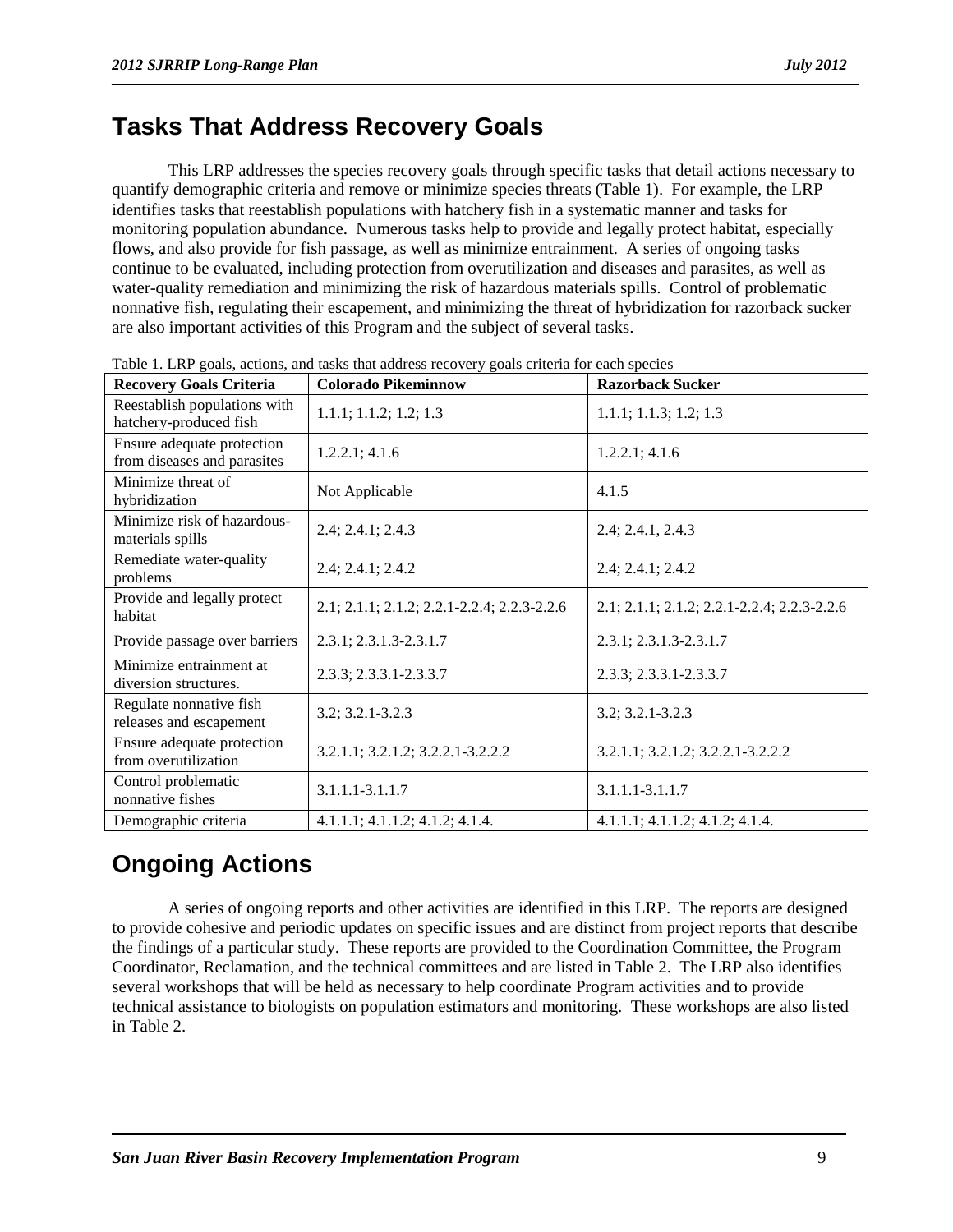## Tasks That Address Recovery Goals

This LRP addresses the species recovery goals through specific tasks that detail actions necessary to quantify demographic criteria and remove or minimize species threats (Table 1). For example, the LRP identifies tasks that reestablish populations with hatchery fish in a systematic manner and tasks for monitoring population abundance. Numerous tasks help to provide and legally protect habitat, especially flows, and also provide for fish passage, as well as minimize entrainment. A series of ongoing tasks continue to be evaluated, including protection from overutilization and diseases and parasites, as well as water-quality remediation and minimizing the risk of hazardous materials spills. Control of problematic nonnative fish, regulating their escapement, and minimizing the threat of hybridization for razorback sucker are also important activities of this Program and the subject of several tasks.

Table 1. LRP goals, actions, and tasks that address recovery goals criteria for each species

| Recovery Goals Criteria | Colorado Pikeminnow | Razorback Sucker |
|---|---|---|
| Reestablish populations with hatchery-produced fish | 1.1.1; 1.1.2; 1.2; 1.3 | 1.1.1; 1.1.3; 1.2; 1.3 |
| Ensure adequate protection from diseases and parasites | 1.2.2.1; 4.1.6 | 1.2.2.1; 4.1.6 |
| Minimize threat of hybridization | Not Applicable | 4.1.5 |
| Minimize risk of hazardous-materials spills | 2.4; 2.4.1; 2.4.3 | 2.4; 2.4.1, 2.4.3 |
| Remediate water-quality problems | 2.4; 2.4.1; 2.4.2 | 2.4; 2.4.1; 2.4.2 |
| Provide and legally protect habitat | 2.1; 2.1.1; 2.1.2; 2.2.1-2.2.4; 2.2.3-2.2.6 | 2.1; 2.1.1; 2.1.2; 2.2.1-2.2.4; 2.2.3-2.2.6 |
| Provide passage over barriers | 2.3.1; 2.3.1.3-2.3.1.7 | 2.3.1; 2.3.1.3-2.3.1.7 |
| Minimize entrainment at diversion structures. | 2.3.3; 2.3.3.1-2.3.3.7 | 2.3.3; 2.3.3.1-2.3.3.7 |
| Regulate nonnative fish releases and escapement | 3.2; 3.2.1-3.2.3 | 3.2; 3.2.1-3.2.3 |
| Ensure adequate protection from overutilization | 3.2.1.1; 3.2.1.2; 3.2.2.1-3.2.2.2 | 3.2.1.1; 3.2.1.2; 3.2.2.1-3.2.2.2 |
| Control problematic nonnative fishes | 3.1.1.1-3.1.1.7 | 3.1.1.1-3.1.1.7 |
| Demographic criteria | 4.1.1.1; 4.1.1.2; 4.1.2; 4.1.4. | 4.1.1.1; 4.1.1.2; 4.1.2; 4.1.4. |

## Ongoing Actions

A series of ongoing reports and other activities are identified in this LRP. The reports are designed to provide cohesive and periodic updates on specific issues and are distinct from project reports that describe the findings of a particular study. These reports are provided to the Coordination Committee, the Program Coordinator, Reclamation, and the technical committees and are listed in Table 2. The LRP also identifies several workshops that will be held as necessary to help coordinate Program activities and to provide technical assistance to biologists on population estimators and monitoring. These workshops are also listed in Table 2.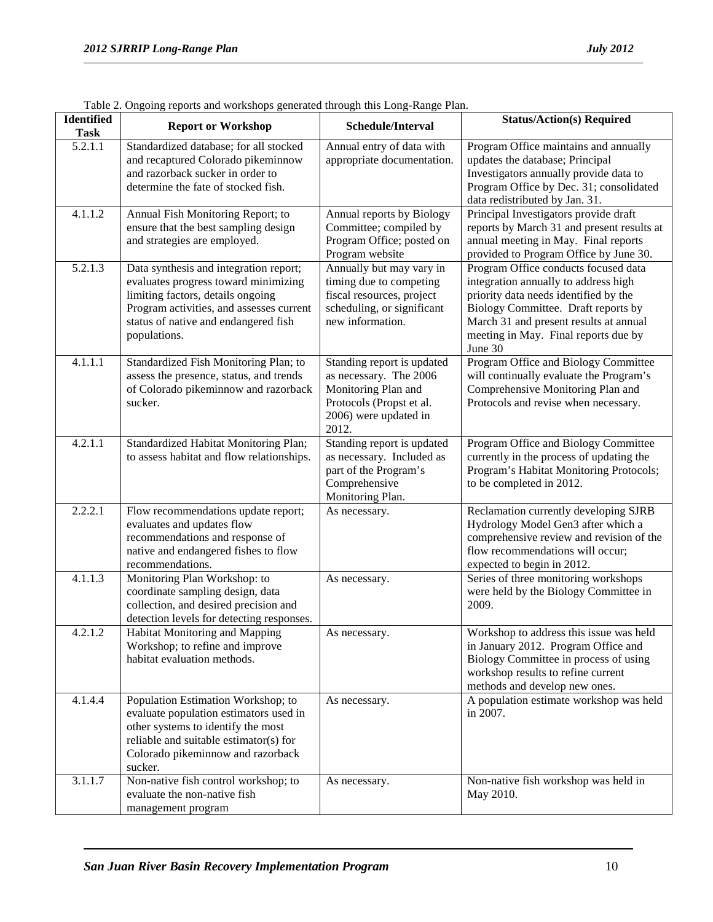Table 2. Ongoing reports and workshops generated through this Long-Range Plan.

| Identified Task | Report or Workshop | Schedule/Interval | Status/Action(s) Required |
|---|---|---|---|
| 5.2.1.1 | Standardized database; for all stocked and recaptured Colorado pikeminnow and razorback sucker in order to determine the fate of stocked fish. | Annual entry of data with appropriate documentation. | Program Office maintains and annually updates the database; Principal Investigators annually provide data to Program Office by Dec. 31; consolidated data redistributed by Jan. 31. |
| 4.1.1.2 | Annual Fish Monitoring Report; to ensure that the best sampling design and strategies are employed. | Annual reports by Biology Committee; compiled by Program Office; posted on Program website | Principal Investigators provide draft reports by March 31 and present results at annual meeting in May. Final reports provided to Program Office by June 30. |
| 5.2.1.3 | Data synthesis and integration report; evaluates progress toward minimizing limiting factors, details ongoing Program activities, and assesses current status of native and endangered fish populations. | Annually but may vary in timing due to competing fiscal resources, project scheduling, or significant new information. | Program Office conducts focused data integration annually to address high priority data needs identified by the Biology Committee. Draft reports by March 31 and present results at annual meeting in May. Final reports due by June 30 |
| 4.1.1.1 | Standardized Fish Monitoring Plan; to assess the presence, status, and trends of Colorado pikeminnow and razorback sucker. | Standing report is updated as necessary. The 2006 Monitoring Plan and Protocols (Propst et al. 2006) were updated in 2012. | Program Office and Biology Committee will continually evaluate the Program's Comprehensive Monitoring Plan and Protocols and revise when necessary. |
| 4.2.1.1 | Standardized Habitat Monitoring Plan; to assess habitat and flow relationships. | Standing report is updated as necessary. Included as part of the Program's Comprehensive Monitoring Plan. | Program Office and Biology Committee currently in the process of updating the Program's Habitat Monitoring Protocols; to be completed in 2012. |
| 2.2.2.1 | Flow recommendations update report; evaluates and updates flow recommendations and response of native and endangered fishes to flow recommendations. | As necessary. | Reclamation currently developing SJRB Hydrology Model Gen3 after which a comprehensive review and revision of the flow recommendations will occur; expected to begin in 2012. |
| 4.1.1.3 | Monitoring Plan Workshop: to coordinate sampling design, data collection, and desired precision and detection levels for detecting responses. | As necessary. | Series of three monitoring workshops were held by the Biology Committee in 2009. |
| 4.2.1.2 | Habitat Monitoring and Mapping Workshop; to refine and improve habitat evaluation methods. | As necessary. | Workshop to address this issue was held in January 2012. Program Office and Biology Committee in process of using workshop results to refine current methods and develop new ones. |
| 4.1.4.4 | Population Estimation Workshop; to evaluate population estimators used in other systems to identify the most reliable and suitable estimator(s) for Colorado pikeminnow and razorback sucker. | As necessary. | A population estimate workshop was held in 2007. |
| 3.1.1.7 | Non-native fish control workshop; to evaluate the non-native fish management program | As necessary. | Non-native fish workshop was held in May 2010. |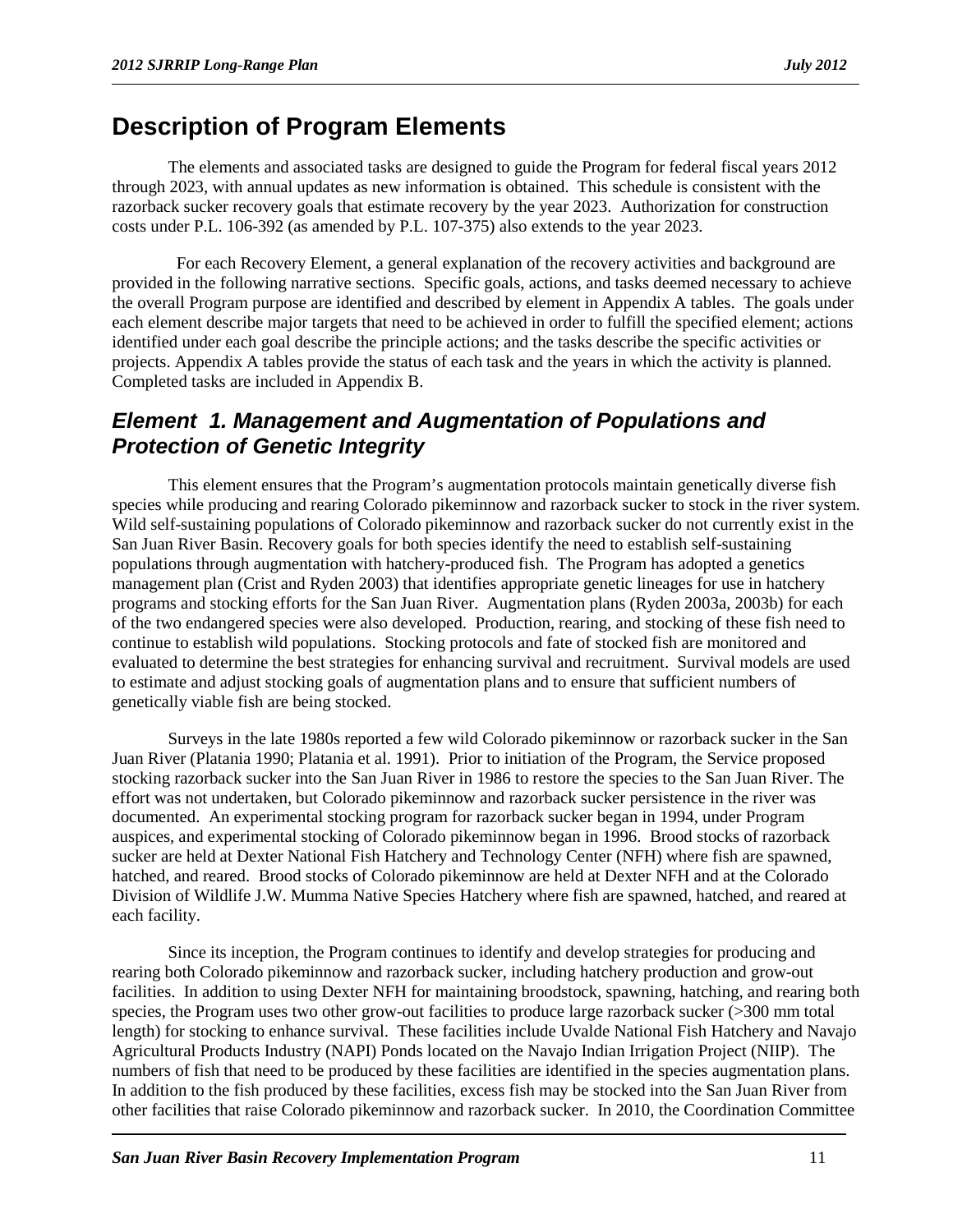# Description of Program Elements

The elements and associated tasks are designed to guide the Program for federal fiscal years 2012 through 2023, with annual updates as new information is obtained. This schedule is consistent with the razorback sucker recovery goals that estimate recovery by the year 2023. Authorization for construction costs under P.L. 106-392 (as amended by P.L. 107-375) also extends to the year 2023.

For each Recovery Element, a general explanation of the recovery activities and background are provided in the following narrative sections. Specific goals, actions, and tasks deemed necessary to achieve the overall Program purpose are identified and described by element in Appendix A tables. The goals under each element describe major targets that need to be achieved in order to fulfill the specified element; actions identified under each goal describe the principle actions; and the tasks describe the specific activities or projects. Appendix A tables provide the status of each task and the years in which the activity is planned. Completed tasks are included in Appendix B.

## *Element 1. Management and Augmentation of Populations and Protection of Genetic Integrity*

This element ensures that the Program's augmentation protocols maintain genetically diverse fish species while producing and rearing Colorado pikeminnow and razorback sucker to stock in the river system. Wild self-sustaining populations of Colorado pikeminnow and razorback sucker do not currently exist in the San Juan River Basin. Recovery goals for both species identify the need to establish self-sustaining populations through augmentation with hatchery-produced fish. The Program has adopted a genetics management plan (Crist and Ryden 2003) that identifies appropriate genetic lineages for use in hatchery programs and stocking efforts for the San Juan River. Augmentation plans (Ryden 2003a, 2003b) for each of the two endangered species were also developed. Production, rearing, and stocking of these fish need to continue to establish wild populations. Stocking protocols and fate of stocked fish are monitored and evaluated to determine the best strategies for enhancing survival and recruitment. Survival models are used to estimate and adjust stocking goals of augmentation plans and to ensure that sufficient numbers of genetically viable fish are being stocked.

Surveys in the late 1980s reported a few wild Colorado pikeminnow or razorback sucker in the San Juan River (Platania 1990; Platania et al. 1991). Prior to initiation of the Program, the Service proposed stocking razorback sucker into the San Juan River in 1986 to restore the species to the San Juan River. The effort was not undertaken, but Colorado pikeminnow and razorback sucker persistence in the river was documented. An experimental stocking program for razorback sucker began in 1994, under Program auspices, and experimental stocking of Colorado pikeminnow began in 1996. Brood stocks of razorback sucker are held at Dexter National Fish Hatchery and Technology Center (NFH) where fish are spawned, hatched, and reared. Brood stocks of Colorado pikeminnow are held at Dexter NFH and at the Colorado Division of Wildlife J.W. Mumma Native Species Hatchery where fish are spawned, hatched, and reared at each facility.

Since its inception, the Program continues to identify and develop strategies for producing and rearing both Colorado pikeminnow and razorback sucker, including hatchery production and grow-out facilities. In addition to using Dexter NFH for maintaining broodstock, spawning, hatching, and rearing both species, the Program uses two other grow-out facilities to produce large razorback sucker (>300 mm total length) for stocking to enhance survival. These facilities include Uvalde National Fish Hatchery and Navajo Agricultural Products Industry (NAPI) Ponds located on the Navajo Indian Irrigation Project (NIIP). The numbers of fish that need to be produced by these facilities are identified in the species augmentation plans. In addition to the fish produced by these facilities, excess fish may be stocked into the San Juan River from other facilities that raise Colorado pikeminnow and razorback sucker. In 2010, the Coordination Committee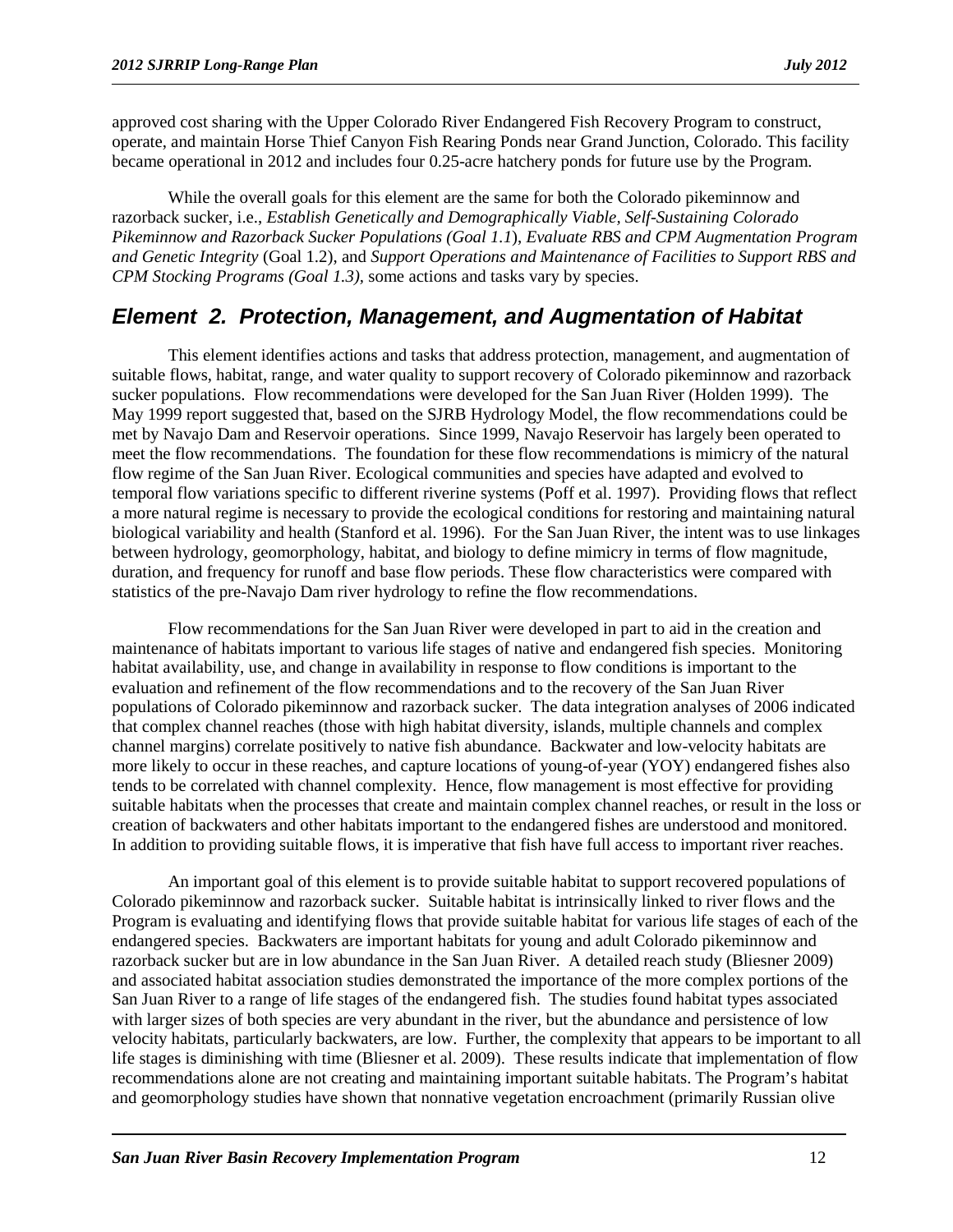approved cost sharing with the Upper Colorado River Endangered Fish Recovery Program to construct, operate, and maintain Horse Thief Canyon Fish Rearing Ponds near Grand Junction, Colorado. This facility became operational in 2012 and includes four 0.25-acre hatchery ponds for future use by the Program.

While the overall goals for this element are the same for both the Colorado pikeminnow and razorback sucker, i.e., *Establish Genetically and Demographically Viable, Self-Sustaining Colorado Pikeminnow and Razorback Sucker Populations (Goal 1.1*), *Evaluate RBS and CPM Augmentation Program and Genetic Integrity* (Goal 1.2), and *Support Operations and Maintenance of Facilities to Support RBS and CPM Stocking Programs (Goal 1.3),* some actions and tasks vary by species.

## *Element 2. Protection, Management, and Augmentation of Habitat*

This element identifies actions and tasks that address protection, management, and augmentation of suitable flows, habitat, range, and water quality to support recovery of Colorado pikeminnow and razorback sucker populations. Flow recommendations were developed for the San Juan River (Holden 1999). The May 1999 report suggested that, based on the SJRB Hydrology Model, the flow recommendations could be met by Navajo Dam and Reservoir operations. Since 1999, Navajo Reservoir has largely been operated to meet the flow recommendations. The foundation for these flow recommendations is mimicry of the natural flow regime of the San Juan River. Ecological communities and species have adapted and evolved to temporal flow variations specific to different riverine systems (Poff et al. 1997). Providing flows that reflect a more natural regime is necessary to provide the ecological conditions for restoring and maintaining natural biological variability and health (Stanford et al. 1996). For the San Juan River, the intent was to use linkages between hydrology, geomorphology, habitat, and biology to define mimicry in terms of flow magnitude, duration, and frequency for runoff and base flow periods. These flow characteristics were compared with statistics of the pre-Navajo Dam river hydrology to refine the flow recommendations.

Flow recommendations for the San Juan River were developed in part to aid in the creation and maintenance of habitats important to various life stages of native and endangered fish species. Monitoring habitat availability, use, and change in availability in response to flow conditions is important to the evaluation and refinement of the flow recommendations and to the recovery of the San Juan River populations of Colorado pikeminnow and razorback sucker. The data integration analyses of 2006 indicated that complex channel reaches (those with high habitat diversity, islands, multiple channels and complex channel margins) correlate positively to native fish abundance. Backwater and low-velocity habitats are more likely to occur in these reaches, and capture locations of young-of-year (YOY) endangered fishes also tends to be correlated with channel complexity. Hence, flow management is most effective for providing suitable habitats when the processes that create and maintain complex channel reaches, or result in the loss or creation of backwaters and other habitats important to the endangered fishes are understood and monitored. In addition to providing suitable flows, it is imperative that fish have full access to important river reaches.

An important goal of this element is to provide suitable habitat to support recovered populations of Colorado pikeminnow and razorback sucker. Suitable habitat is intrinsically linked to river flows and the Program is evaluating and identifying flows that provide suitable habitat for various life stages of each of the endangered species. Backwaters are important habitats for young and adult Colorado pikeminnow and razorback sucker but are in low abundance in the San Juan River. A detailed reach study (Bliesner 2009) and associated habitat association studies demonstrated the importance of the more complex portions of the San Juan River to a range of life stages of the endangered fish. The studies found habitat types associated with larger sizes of both species are very abundant in the river, but the abundance and persistence of low velocity habitats, particularly backwaters, are low. Further, the complexity that appears to be important to all life stages is diminishing with time (Bliesner et al. 2009). These results indicate that implementation of flow recommendations alone are not creating and maintaining important suitable habitats. The Program's habitat and geomorphology studies have shown that nonnative vegetation encroachment (primarily Russian olive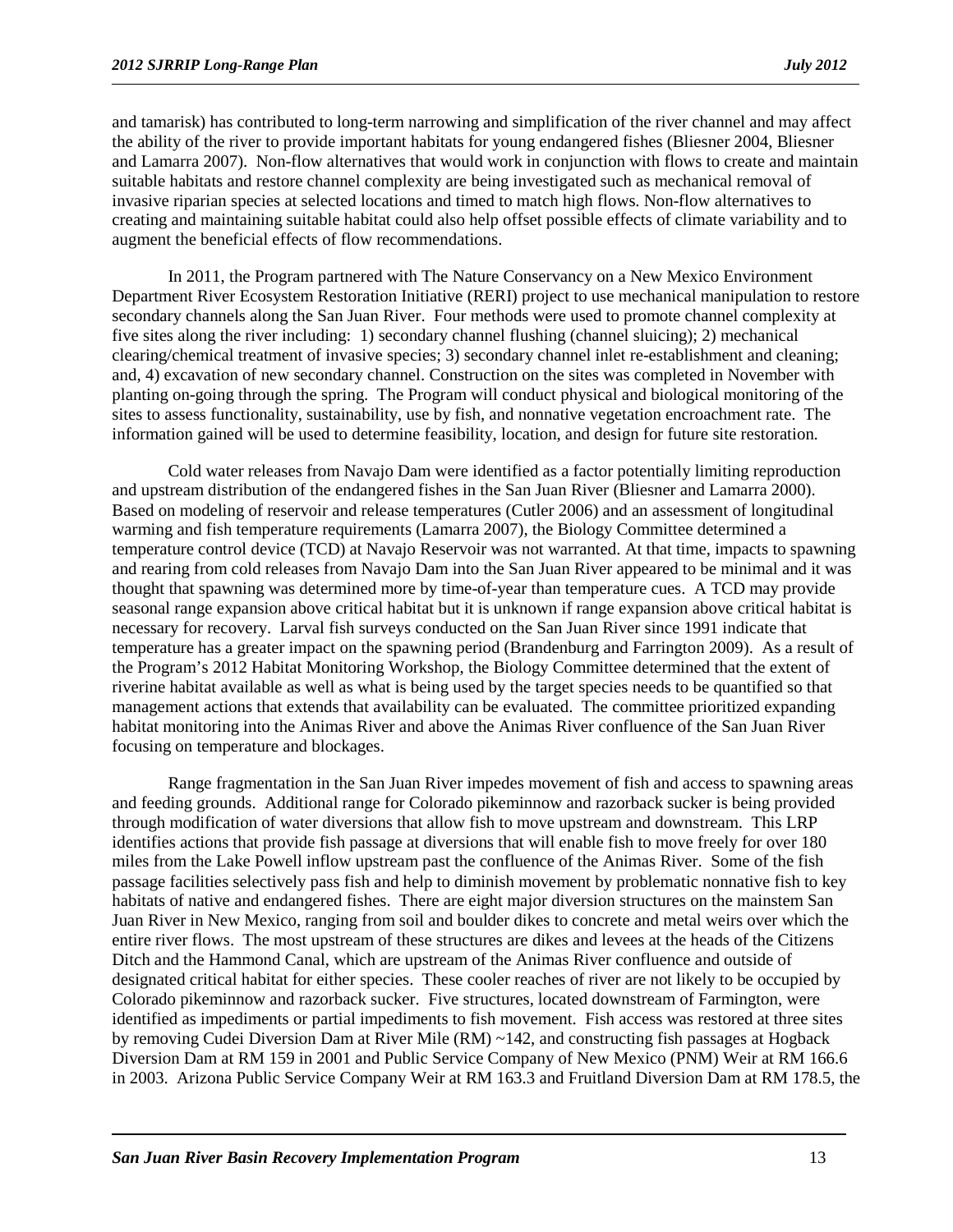and tamarisk) has contributed to long-term narrowing and simplification of the river channel and may affect the ability of the river to provide important habitats for young endangered fishes (Bliesner 2004, Bliesner and Lamarra 2007). Non-flow alternatives that would work in conjunction with flows to create and maintain suitable habitats and restore channel complexity are being investigated such as mechanical removal of invasive riparian species at selected locations and timed to match high flows. Non-flow alternatives to creating and maintaining suitable habitat could also help offset possible effects of climate variability and to augment the beneficial effects of flow recommendations.

In 2011, the Program partnered with The Nature Conservancy on a New Mexico Environment Department River Ecosystem Restoration Initiative (RERI) project to use mechanical manipulation to restore secondary channels along the San Juan River. Four methods were used to promote channel complexity at five sites along the river including: 1) secondary channel flushing (channel sluicing); 2) mechanical clearing/chemical treatment of invasive species; 3) secondary channel inlet re-establishment and cleaning; and, 4) excavation of new secondary channel. Construction on the sites was completed in November with planting on-going through the spring. The Program will conduct physical and biological monitoring of the sites to assess functionality, sustainability, use by fish, and nonnative vegetation encroachment rate. The information gained will be used to determine feasibility, location, and design for future site restoration.

Cold water releases from Navajo Dam were identified as a factor potentially limiting reproduction and upstream distribution of the endangered fishes in the San Juan River (Bliesner and Lamarra 2000). Based on modeling of reservoir and release temperatures (Cutler 2006) and an assessment of longitudinal warming and fish temperature requirements (Lamarra 2007), the Biology Committee determined a temperature control device (TCD) at Navajo Reservoir was not warranted. At that time, impacts to spawning and rearing from cold releases from Navajo Dam into the San Juan River appeared to be minimal and it was thought that spawning was determined more by time-of-year than temperature cues. A TCD may provide seasonal range expansion above critical habitat but it is unknown if range expansion above critical habitat is necessary for recovery. Larval fish surveys conducted on the San Juan River since 1991 indicate that temperature has a greater impact on the spawning period (Brandenburg and Farrington 2009). As a result of the Program's 2012 Habitat Monitoring Workshop, the Biology Committee determined that the extent of riverine habitat available as well as what is being used by the target species needs to be quantified so that management actions that extends that availability can be evaluated. The committee prioritized expanding habitat monitoring into the Animas River and above the Animas River confluence of the San Juan River focusing on temperature and blockages.

Range fragmentation in the San Juan River impedes movement of fish and access to spawning areas and feeding grounds. Additional range for Colorado pikeminnow and razorback sucker is being provided through modification of water diversions that allow fish to move upstream and downstream. This LRP identifies actions that provide fish passage at diversions that will enable fish to move freely for over 180 miles from the Lake Powell inflow upstream past the confluence of the Animas River. Some of the fish passage facilities selectively pass fish and help to diminish movement by problematic nonnative fish to key habitats of native and endangered fishes. There are eight major diversion structures on the mainstem San Juan River in New Mexico, ranging from soil and boulder dikes to concrete and metal weirs over which the entire river flows. The most upstream of these structures are dikes and levees at the heads of the Citizens Ditch and the Hammond Canal, which are upstream of the Animas River confluence and outside of designated critical habitat for either species. These cooler reaches of river are not likely to be occupied by Colorado pikeminnow and razorback sucker. Five structures, located downstream of Farmington, were identified as impediments or partial impediments to fish movement. Fish access was restored at three sites by removing Cudei Diversion Dam at River Mile (RM) ~142, and constructing fish passages at Hogback Diversion Dam at RM 159 in 2001 and Public Service Company of New Mexico (PNM) Weir at RM 166.6 in 2003. Arizona Public Service Company Weir at RM 163.3 and Fruitland Diversion Dam at RM 178.5, the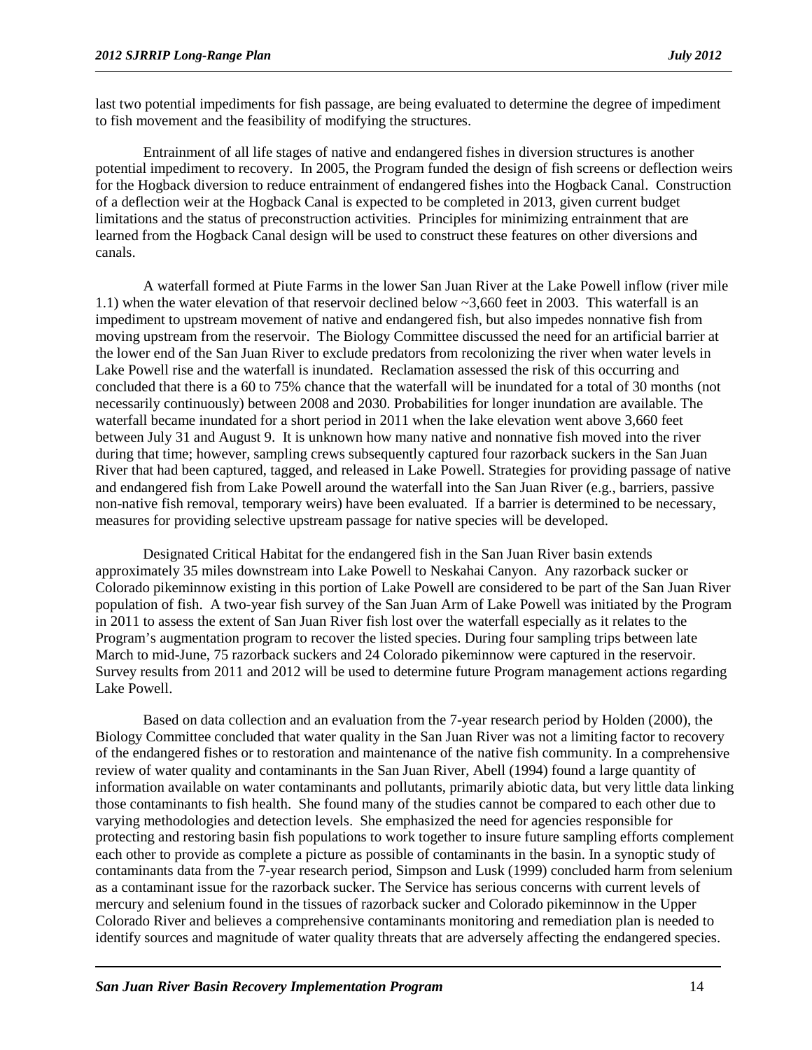last two potential impediments for fish passage, are being evaluated to determine the degree of impediment to fish movement and the feasibility of modifying the structures.

Entrainment of all life stages of native and endangered fishes in diversion structures is another potential impediment to recovery. In 2005, the Program funded the design of fish screens or deflection weirs for the Hogback diversion to reduce entrainment of endangered fishes into the Hogback Canal. Construction of a deflection weir at the Hogback Canal is expected to be completed in 2013, given current budget limitations and the status of preconstruction activities. Principles for minimizing entrainment that are learned from the Hogback Canal design will be used to construct these features on other diversions and canals.

A waterfall formed at Piute Farms in the lower San Juan River at the Lake Powell inflow (river mile 1.1) when the water elevation of that reservoir declined below ~3,660 feet in 2003. This waterfall is an impediment to upstream movement of native and endangered fish, but also impedes nonnative fish from moving upstream from the reservoir. The Biology Committee discussed the need for an artificial barrier at the lower end of the San Juan River to exclude predators from recolonizing the river when water levels in Lake Powell rise and the waterfall is inundated. Reclamation assessed the risk of this occurring and concluded that there is a 60 to 75% chance that the waterfall will be inundated for a total of 30 months (not necessarily continuously) between 2008 and 2030. Probabilities for longer inundation are available. The waterfall became inundated for a short period in 2011 when the lake elevation went above 3,660 feet between July 31 and August 9. It is unknown how many native and nonnative fish moved into the river during that time; however, sampling crews subsequently captured four razorback suckers in the San Juan River that had been captured, tagged, and released in Lake Powell. Strategies for providing passage of native and endangered fish from Lake Powell around the waterfall into the San Juan River (e.g., barriers, passive non-native fish removal, temporary weirs) have been evaluated. If a barrier is determined to be necessary, measures for providing selective upstream passage for native species will be developed.

Designated Critical Habitat for the endangered fish in the San Juan River basin extends approximately 35 miles downstream into Lake Powell to Neskahai Canyon. Any razorback sucker or Colorado pikeminnow existing in this portion of Lake Powell are considered to be part of the San Juan River population of fish. A two-year fish survey of the San Juan Arm of Lake Powell was initiated by the Program in 2011 to assess the extent of San Juan River fish lost over the waterfall especially as it relates to the Program's augmentation program to recover the listed species. During four sampling trips between late March to mid-June, 75 razorback suckers and 24 Colorado pikeminnow were captured in the reservoir. Survey results from 2011 and 2012 will be used to determine future Program management actions regarding Lake Powell.

Based on data collection and an evaluation from the 7-year research period by Holden (2000), the Biology Committee concluded that water quality in the San Juan River was not a limiting factor to recovery of the endangered fishes or to restoration and maintenance of the native fish community. In a comprehensive review of water quality and contaminants in the San Juan River, Abell (1994) found a large quantity of information available on water contaminants and pollutants, primarily abiotic data, but very little data linking those contaminants to fish health. She found many of the studies cannot be compared to each other due to varying methodologies and detection levels. She emphasized the need for agencies responsible for protecting and restoring basin fish populations to work together to insure future sampling efforts complement each other to provide as complete a picture as possible of contaminants in the basin. In a synoptic study of contaminants data from the 7-year research period, Simpson and Lusk (1999) concluded harm from selenium as a contaminant issue for the razorback sucker. The Service has serious concerns with current levels of mercury and selenium found in the tissues of razorback sucker and Colorado pikeminnow in the Upper Colorado River and believes a comprehensive contaminants monitoring and remediation plan is needed to identify sources and magnitude of water quality threats that are adversely affecting the endangered species.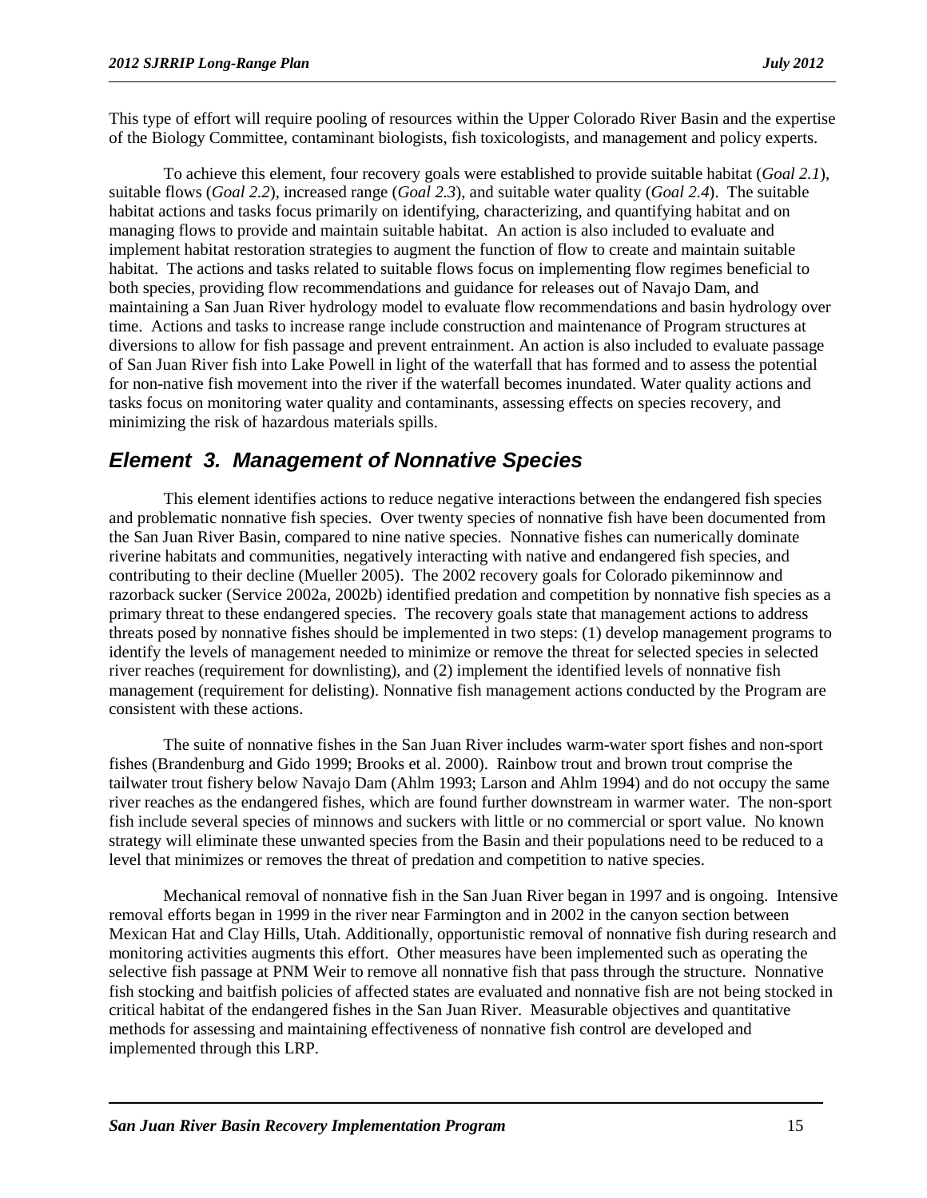This type of effort will require pooling of resources within the Upper Colorado River Basin and the expertise of the Biology Committee, contaminant biologists, fish toxicologists, and management and policy experts.

To achieve this element, four recovery goals were established to provide suitable habitat (*Goal 2.1*), suitable flows (*Goal 2.2*), increased range (*Goal 2.3*), and suitable water quality (*Goal 2.4*). The suitable habitat actions and tasks focus primarily on identifying, characterizing, and quantifying habitat and on managing flows to provide and maintain suitable habitat. An action is also included to evaluate and implement habitat restoration strategies to augment the function of flow to create and maintain suitable habitat. The actions and tasks related to suitable flows focus on implementing flow regimes beneficial to both species, providing flow recommendations and guidance for releases out of Navajo Dam, and maintaining a San Juan River hydrology model to evaluate flow recommendations and basin hydrology over time. Actions and tasks to increase range include construction and maintenance of Program structures at diversions to allow for fish passage and prevent entrainment. An action is also included to evaluate passage of San Juan River fish into Lake Powell in light of the waterfall that has formed and to assess the potential for non-native fish movement into the river if the waterfall becomes inundated. Water quality actions and tasks focus on monitoring water quality and contaminants, assessing effects on species recovery, and minimizing the risk of hazardous materials spills.

## *Element 3. Management of Nonnative Species*

This element identifies actions to reduce negative interactions between the endangered fish species and problematic nonnative fish species. Over twenty species of nonnative fish have been documented from the San Juan River Basin, compared to nine native species. Nonnative fishes can numerically dominate riverine habitats and communities, negatively interacting with native and endangered fish species, and contributing to their decline (Mueller 2005). The 2002 recovery goals for Colorado pikeminnow and razorback sucker (Service 2002a, 2002b) identified predation and competition by nonnative fish species as a primary threat to these endangered species. The recovery goals state that management actions to address threats posed by nonnative fishes should be implemented in two steps: (1) develop management programs to identify the levels of management needed to minimize or remove the threat for selected species in selected river reaches (requirement for downlisting), and (2) implement the identified levels of nonnative fish management (requirement for delisting). Nonnative fish management actions conducted by the Program are consistent with these actions.

The suite of nonnative fishes in the San Juan River includes warm-water sport fishes and non-sport fishes (Brandenburg and Gido 1999; Brooks et al. 2000). Rainbow trout and brown trout comprise the tailwater trout fishery below Navajo Dam (Ahlm 1993; Larson and Ahlm 1994) and do not occupy the same river reaches as the endangered fishes, which are found further downstream in warmer water. The non-sport fish include several species of minnows and suckers with little or no commercial or sport value. No known strategy will eliminate these unwanted species from the Basin and their populations need to be reduced to a level that minimizes or removes the threat of predation and competition to native species.

Mechanical removal of nonnative fish in the San Juan River began in 1997 and is ongoing. Intensive removal efforts began in 1999 in the river near Farmington and in 2002 in the canyon section between Mexican Hat and Clay Hills, Utah. Additionally, opportunistic removal of nonnative fish during research and monitoring activities augments this effort. Other measures have been implemented such as operating the selective fish passage at PNM Weir to remove all nonnative fish that pass through the structure. Nonnative fish stocking and baitfish policies of affected states are evaluated and nonnative fish are not being stocked in critical habitat of the endangered fishes in the San Juan River. Measurable objectives and quantitative methods for assessing and maintaining effectiveness of nonnative fish control are developed and implemented through this LRP.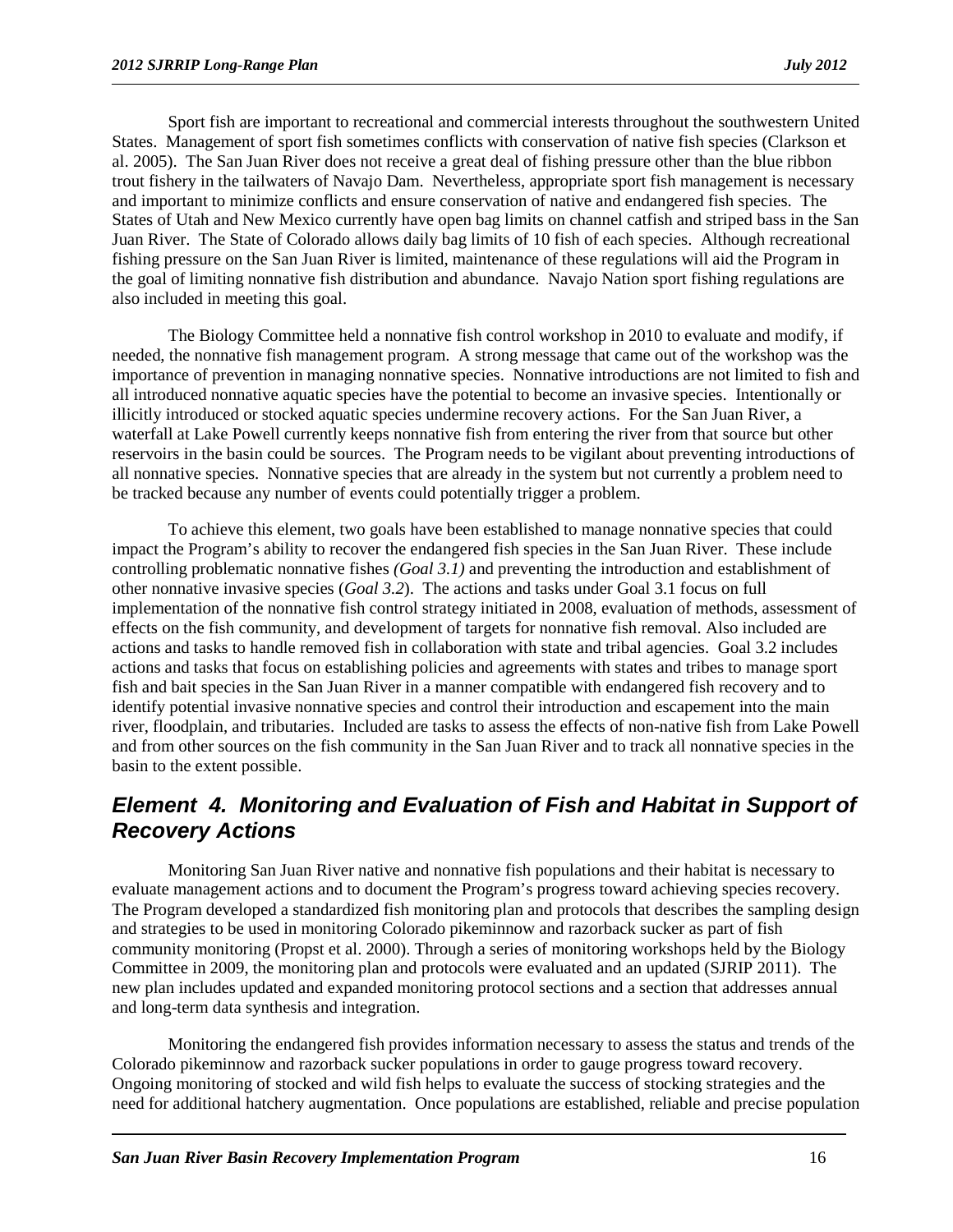Sport fish are important to recreational and commercial interests throughout the southwestern United States. Management of sport fish sometimes conflicts with conservation of native fish species (Clarkson et al. 2005). The San Juan River does not receive a great deal of fishing pressure other than the blue ribbon trout fishery in the tailwaters of Navajo Dam. Nevertheless, appropriate sport fish management is necessary and important to minimize conflicts and ensure conservation of native and endangered fish species. The States of Utah and New Mexico currently have open bag limits on channel catfish and striped bass in the San Juan River. The State of Colorado allows daily bag limits of 10 fish of each species. Although recreational fishing pressure on the San Juan River is limited, maintenance of these regulations will aid the Program in the goal of limiting nonnative fish distribution and abundance. Navajo Nation sport fishing regulations are also included in meeting this goal.

The Biology Committee held a nonnative fish control workshop in 2010 to evaluate and modify, if needed, the nonnative fish management program. A strong message that came out of the workshop was the importance of prevention in managing nonnative species. Nonnative introductions are not limited to fish and all introduced nonnative aquatic species have the potential to become an invasive species. Intentionally or illicitly introduced or stocked aquatic species undermine recovery actions. For the San Juan River, a waterfall at Lake Powell currently keeps nonnative fish from entering the river from that source but other reservoirs in the basin could be sources. The Program needs to be vigilant about preventing introductions of all nonnative species. Nonnative species that are already in the system but not currently a problem need to be tracked because any number of events could potentially trigger a problem.

To achieve this element, two goals have been established to manage nonnative species that could impact the Program's ability to recover the endangered fish species in the San Juan River. These include controlling problematic nonnative fishes *(Goal 3.1)* and preventing the introduction and establishment of other nonnative invasive species (*Goal 3.2*). The actions and tasks under Goal 3.1 focus on full implementation of the nonnative fish control strategy initiated in 2008, evaluation of methods, assessment of effects on the fish community, and development of targets for nonnative fish removal. Also included are actions and tasks to handle removed fish in collaboration with state and tribal agencies. Goal 3.2 includes actions and tasks that focus on establishing policies and agreements with states and tribes to manage sport fish and bait species in the San Juan River in a manner compatible with endangered fish recovery and to identify potential invasive nonnative species and control their introduction and escapement into the main river, floodplain, and tributaries. Included are tasks to assess the effects of non-native fish from Lake Powell and from other sources on the fish community in the San Juan River and to track all nonnative species in the basin to the extent possible.

## *Element 4. Monitoring and Evaluation of Fish and Habitat in Support of Recovery Actions*

Monitoring San Juan River native and nonnative fish populations and their habitat is necessary to evaluate management actions and to document the Program's progress toward achieving species recovery. The Program developed a standardized fish monitoring plan and protocols that describes the sampling design and strategies to be used in monitoring Colorado pikeminnow and razorback sucker as part of fish community monitoring (Propst et al. 2000). Through a series of monitoring workshops held by the Biology Committee in 2009, the monitoring plan and protocols were evaluated and an updated (SJRIP 2011). The new plan includes updated and expanded monitoring protocol sections and a section that addresses annual and long-term data synthesis and integration.

Monitoring the endangered fish provides information necessary to assess the status and trends of the Colorado pikeminnow and razorback sucker populations in order to gauge progress toward recovery. Ongoing monitoring of stocked and wild fish helps to evaluate the success of stocking strategies and the need for additional hatchery augmentation. Once populations are established, reliable and precise population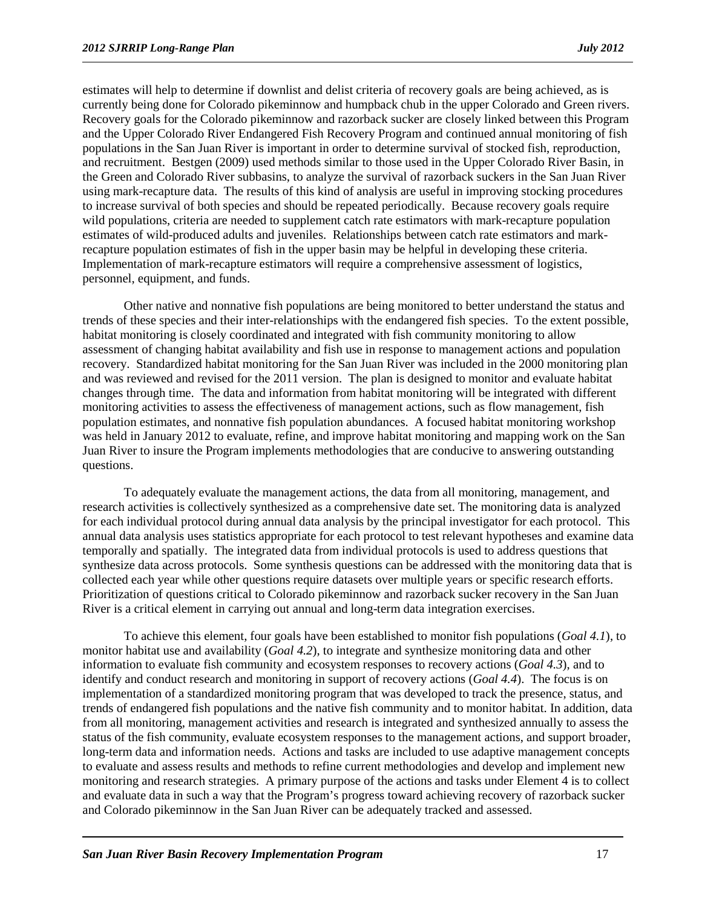estimates will help to determine if downlist and delist criteria of recovery goals are being achieved, as is currently being done for Colorado pikeminnow and humpback chub in the upper Colorado and Green rivers. Recovery goals for the Colorado pikeminnow and razorback sucker are closely linked between this Program and the Upper Colorado River Endangered Fish Recovery Program and continued annual monitoring of fish populations in the San Juan River is important in order to determine survival of stocked fish, reproduction, and recruitment. Bestgen (2009) used methods similar to those used in the Upper Colorado River Basin, in the Green and Colorado River subbasins, to analyze the survival of razorback suckers in the San Juan River using mark-recapture data. The results of this kind of analysis are useful in improving stocking procedures to increase survival of both species and should be repeated periodically. Because recovery goals require wild populations, criteria are needed to supplement catch rate estimators with mark-recapture population estimates of wild-produced adults and juveniles. Relationships between catch rate estimators and mark-recapture population estimates of fish in the upper basin may be helpful in developing these criteria. Implementation of mark-recapture estimators will require a comprehensive assessment of logistics, personnel, equipment, and funds.

Other native and nonnative fish populations are being monitored to better understand the status and trends of these species and their inter-relationships with the endangered fish species. To the extent possible, habitat monitoring is closely coordinated and integrated with fish community monitoring to allow assessment of changing habitat availability and fish use in response to management actions and population recovery. Standardized habitat monitoring for the San Juan River was included in the 2000 monitoring plan and was reviewed and revised for the 2011 version. The plan is designed to monitor and evaluate habitat changes through time. The data and information from habitat monitoring will be integrated with different monitoring activities to assess the effectiveness of management actions, such as flow management, fish population estimates, and nonnative fish population abundances. A focused habitat monitoring workshop was held in January 2012 to evaluate, refine, and improve habitat monitoring and mapping work on the San Juan River to insure the Program implements methodologies that are conducive to answering outstanding questions.

To adequately evaluate the management actions, the data from all monitoring, management, and research activities is collectively synthesized as a comprehensive date set. The monitoring data is analyzed for each individual protocol during annual data analysis by the principal investigator for each protocol. This annual data analysis uses statistics appropriate for each protocol to test relevant hypotheses and examine data temporally and spatially. The integrated data from individual protocols is used to address questions that synthesize data across protocols. Some synthesis questions can be addressed with the monitoring data that is collected each year while other questions require datasets over multiple years or specific research efforts. Prioritization of questions critical to Colorado pikeminnow and razorback sucker recovery in the San Juan River is a critical element in carrying out annual and long-term data integration exercises.

To achieve this element, four goals have been established to monitor fish populations (*Goal 4.1*), to monitor habitat use and availability (*Goal 4.2*), to integrate and synthesize monitoring data and other information to evaluate fish community and ecosystem responses to recovery actions (*Goal 4.3*), and to identify and conduct research and monitoring in support of recovery actions (*Goal 4.4*). The focus is on implementation of a standardized monitoring program that was developed to track the presence, status, and trends of endangered fish populations and the native fish community and to monitor habitat. In addition, data from all monitoring, management activities and research is integrated and synthesized annually to assess the status of the fish community, evaluate ecosystem responses to the management actions, and support broader, long-term data and information needs. Actions and tasks are included to use adaptive management concepts to evaluate and assess results and methods to refine current methodologies and develop and implement new monitoring and research strategies. A primary purpose of the actions and tasks under Element 4 is to collect and evaluate data in such a way that the Program's progress toward achieving recovery of razorback sucker and Colorado pikeminnow in the San Juan River can be adequately tracked and assessed.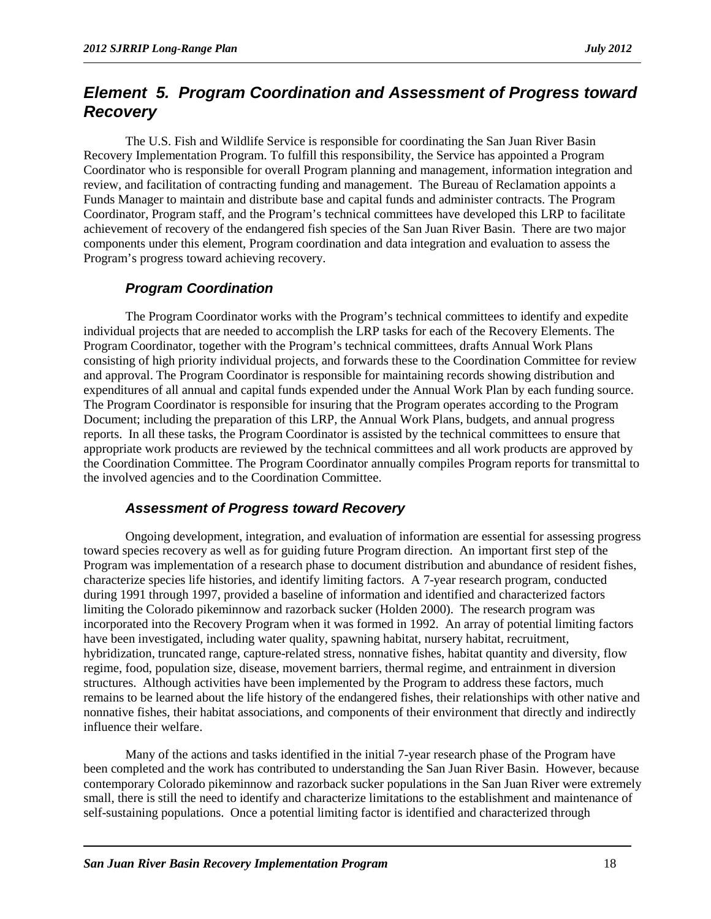## *Element 5. Program Coordination and Assessment of Progress toward Recovery*

The U.S. Fish and Wildlife Service is responsible for coordinating the San Juan River Basin Recovery Implementation Program. To fulfill this responsibility, the Service has appointed a Program Coordinator who is responsible for overall Program planning and management, information integration and review, and facilitation of contracting funding and management. The Bureau of Reclamation appoints a Funds Manager to maintain and distribute base and capital funds and administer contracts. The Program Coordinator, Program staff, and the Program's technical committees have developed this LRP to facilitate achievement of recovery of the endangered fish species of the San Juan River Basin. There are two major components under this element, Program coordination and data integration and evaluation to assess the Program's progress toward achieving recovery.

### *Program Coordination*

The Program Coordinator works with the Program's technical committees to identify and expedite individual projects that are needed to accomplish the LRP tasks for each of the Recovery Elements. The Program Coordinator, together with the Program's technical committees, drafts Annual Work Plans consisting of high priority individual projects, and forwards these to the Coordination Committee for review and approval. The Program Coordinator is responsible for maintaining records showing distribution and expenditures of all annual and capital funds expended under the Annual Work Plan by each funding source. The Program Coordinator is responsible for insuring that the Program operates according to the Program Document; including the preparation of this LRP, the Annual Work Plans, budgets, and annual progress reports. In all these tasks, the Program Coordinator is assisted by the technical committees to ensure that appropriate work products are reviewed by the technical committees and all work products are approved by the Coordination Committee. The Program Coordinator annually compiles Program reports for transmittal to the involved agencies and to the Coordination Committee.

### *Assessment of Progress toward Recovery*

Ongoing development, integration, and evaluation of information are essential for assessing progress toward species recovery as well as for guiding future Program direction. An important first step of the Program was implementation of a research phase to document distribution and abundance of resident fishes, characterize species life histories, and identify limiting factors. A 7-year research program, conducted during 1991 through 1997, provided a baseline of information and identified and characterized factors limiting the Colorado pikeminnow and razorback sucker (Holden 2000). The research program was incorporated into the Recovery Program when it was formed in 1992. An array of potential limiting factors have been investigated, including water quality, spawning habitat, nursery habitat, recruitment, hybridization, truncated range, capture-related stress, nonnative fishes, habitat quantity and diversity, flow regime, food, population size, disease, movement barriers, thermal regime, and entrainment in diversion structures. Although activities have been implemented by the Program to address these factors, much remains to be learned about the life history of the endangered fishes, their relationships with other native and nonnative fishes, their habitat associations, and components of their environment that directly and indirectly influence their welfare.

Many of the actions and tasks identified in the initial 7-year research phase of the Program have been completed and the work has contributed to understanding the San Juan River Basin. However, because contemporary Colorado pikeminnow and razorback sucker populations in the San Juan River were extremely small, there is still the need to identify and characterize limitations to the establishment and maintenance of self-sustaining populations. Once a potential limiting factor is identified and characterized through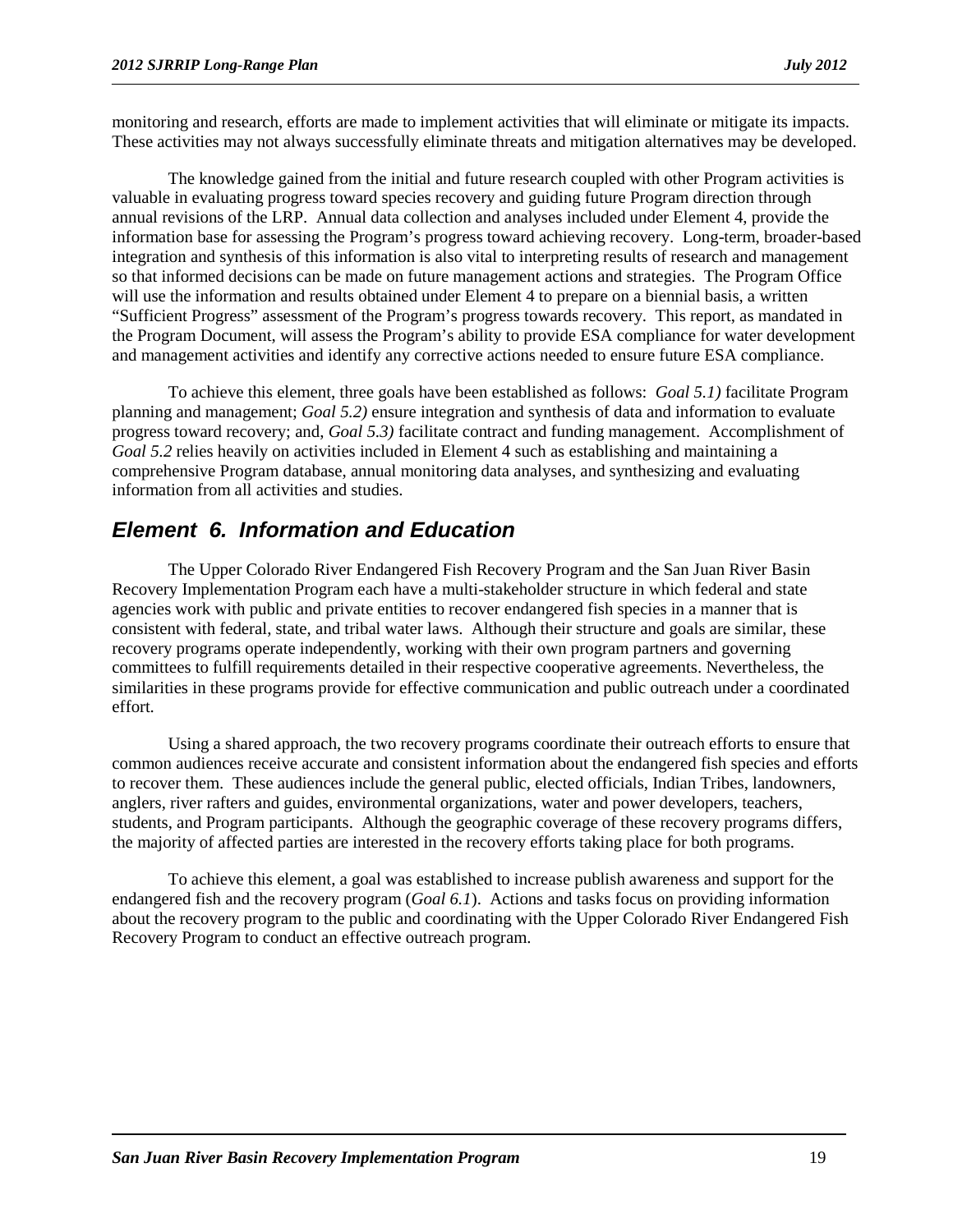monitoring and research, efforts are made to implement activities that will eliminate or mitigate its impacts. These activities may not always successfully eliminate threats and mitigation alternatives may be developed.

The knowledge gained from the initial and future research coupled with other Program activities is valuable in evaluating progress toward species recovery and guiding future Program direction through annual revisions of the LRP. Annual data collection and analyses included under Element 4, provide the information base for assessing the Program's progress toward achieving recovery. Long-term, broader-based integration and synthesis of this information is also vital to interpreting results of research and management so that informed decisions can be made on future management actions and strategies. The Program Office will use the information and results obtained under Element 4 to prepare on a biennial basis, a written "Sufficient Progress" assessment of the Program's progress towards recovery. This report, as mandated in the Program Document, will assess the Program's ability to provide ESA compliance for water development and management activities and identify any corrective actions needed to ensure future ESA compliance.

To achieve this element, three goals have been established as follows: *Goal 5.1)* facilitate Program planning and management; *Goal 5.2)* ensure integration and synthesis of data and information to evaluate progress toward recovery; and, *Goal 5.3)* facilitate contract and funding management. Accomplishment of *Goal 5.2* relies heavily on activities included in Element 4 such as establishing and maintaining a comprehensive Program database, annual monitoring data analyses, and synthesizing and evaluating information from all activities and studies.

## *Element 6. Information and Education*

The Upper Colorado River Endangered Fish Recovery Program and the San Juan River Basin Recovery Implementation Program each have a multi-stakeholder structure in which federal and state agencies work with public and private entities to recover endangered fish species in a manner that is consistent with federal, state, and tribal water laws. Although their structure and goals are similar, these recovery programs operate independently, working with their own program partners and governing committees to fulfill requirements detailed in their respective cooperative agreements. Nevertheless, the similarities in these programs provide for effective communication and public outreach under a coordinated effort.

Using a shared approach, the two recovery programs coordinate their outreach efforts to ensure that common audiences receive accurate and consistent information about the endangered fish species and efforts to recover them. These audiences include the general public, elected officials, Indian Tribes, landowners, anglers, river rafters and guides, environmental organizations, water and power developers, teachers, students, and Program participants. Although the geographic coverage of these recovery programs differs, the majority of affected parties are interested in the recovery efforts taking place for both programs.

To achieve this element, a goal was established to increase publish awareness and support for the endangered fish and the recovery program (*Goal 6.1*). Actions and tasks focus on providing information about the recovery program to the public and coordinating with the Upper Colorado River Endangered Fish Recovery Program to conduct an effective outreach program.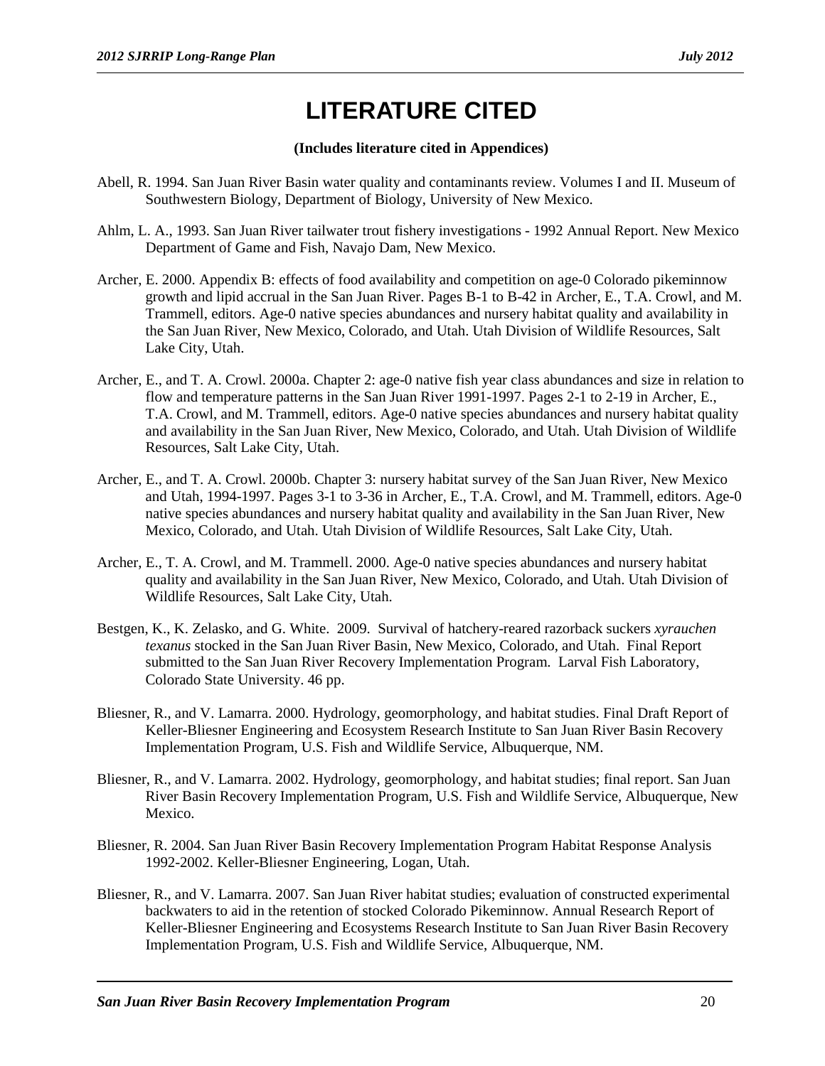# LITERATURE CITED

**(Includes literature cited in Appendices)**

Abell, R. 1994. San Juan River Basin water quality and contaminants review. Volumes I and II. Museum of Southwestern Biology, Department of Biology, University of New Mexico.

Ahlm, L. A., 1993. San Juan River tailwater trout fishery investigations - 1992 Annual Report. New Mexico Department of Game and Fish, Navajo Dam, New Mexico.

Archer, E. 2000. Appendix B: effects of food availability and competition on age-0 Colorado pikeminnow growth and lipid accrual in the San Juan River. Pages B-1 to B-42 in Archer, E., T.A. Crowl, and M. Trammell, editors. Age-0 native species abundances and nursery habitat quality and availability in the San Juan River, New Mexico, Colorado, and Utah. Utah Division of Wildlife Resources, Salt Lake City, Utah.

Archer, E., and T. A. Crowl. 2000a. Chapter 2: age-0 native fish year class abundances and size in relation to flow and temperature patterns in the San Juan River 1991-1997. Pages 2-1 to 2-19 in Archer, E., T.A. Crowl, and M. Trammell, editors. Age-0 native species abundances and nursery habitat quality and availability in the San Juan River, New Mexico, Colorado, and Utah. Utah Division of Wildlife Resources, Salt Lake City, Utah.

Archer, E., and T. A. Crowl. 2000b. Chapter 3: nursery habitat survey of the San Juan River, New Mexico and Utah, 1994-1997. Pages 3-1 to 3-36 in Archer, E., T.A. Crowl, and M. Trammell, editors. Age-0 native species abundances and nursery habitat quality and availability in the San Juan River, New Mexico, Colorado, and Utah. Utah Division of Wildlife Resources, Salt Lake City, Utah.

Archer, E., T. A. Crowl, and M. Trammell. 2000. Age-0 native species abundances and nursery habitat quality and availability in the San Juan River, New Mexico, Colorado, and Utah. Utah Division of Wildlife Resources, Salt Lake City, Utah.

Bestgen, K., K. Zelasko, and G. White. 2009. Survival of hatchery-reared razorback suckers *xyrauchen texanus* stocked in the San Juan River Basin, New Mexico, Colorado, and Utah. Final Report submitted to the San Juan River Recovery Implementation Program. Larval Fish Laboratory, Colorado State University. 46 pp.

Bliesner, R., and V. Lamarra. 2000. Hydrology, geomorphology, and habitat studies. Final Draft Report of Keller-Bliesner Engineering and Ecosystem Research Institute to San Juan River Basin Recovery Implementation Program, U.S. Fish and Wildlife Service, Albuquerque, NM.

Bliesner, R., and V. Lamarra. 2002. Hydrology, geomorphology, and habitat studies; final report. San Juan River Basin Recovery Implementation Program, U.S. Fish and Wildlife Service, Albuquerque, New Mexico.

Bliesner, R. 2004. San Juan River Basin Recovery Implementation Program Habitat Response Analysis 1992-2002. Keller-Bliesner Engineering, Logan, Utah.

Bliesner, R., and V. Lamarra. 2007. San Juan River habitat studies; evaluation of constructed experimental backwaters to aid in the retention of stocked Colorado Pikeminnow. Annual Research Report of Keller-Bliesner Engineering and Ecosystems Research Institute to San Juan River Basin Recovery Implementation Program, U.S. Fish and Wildlife Service, Albuquerque, NM.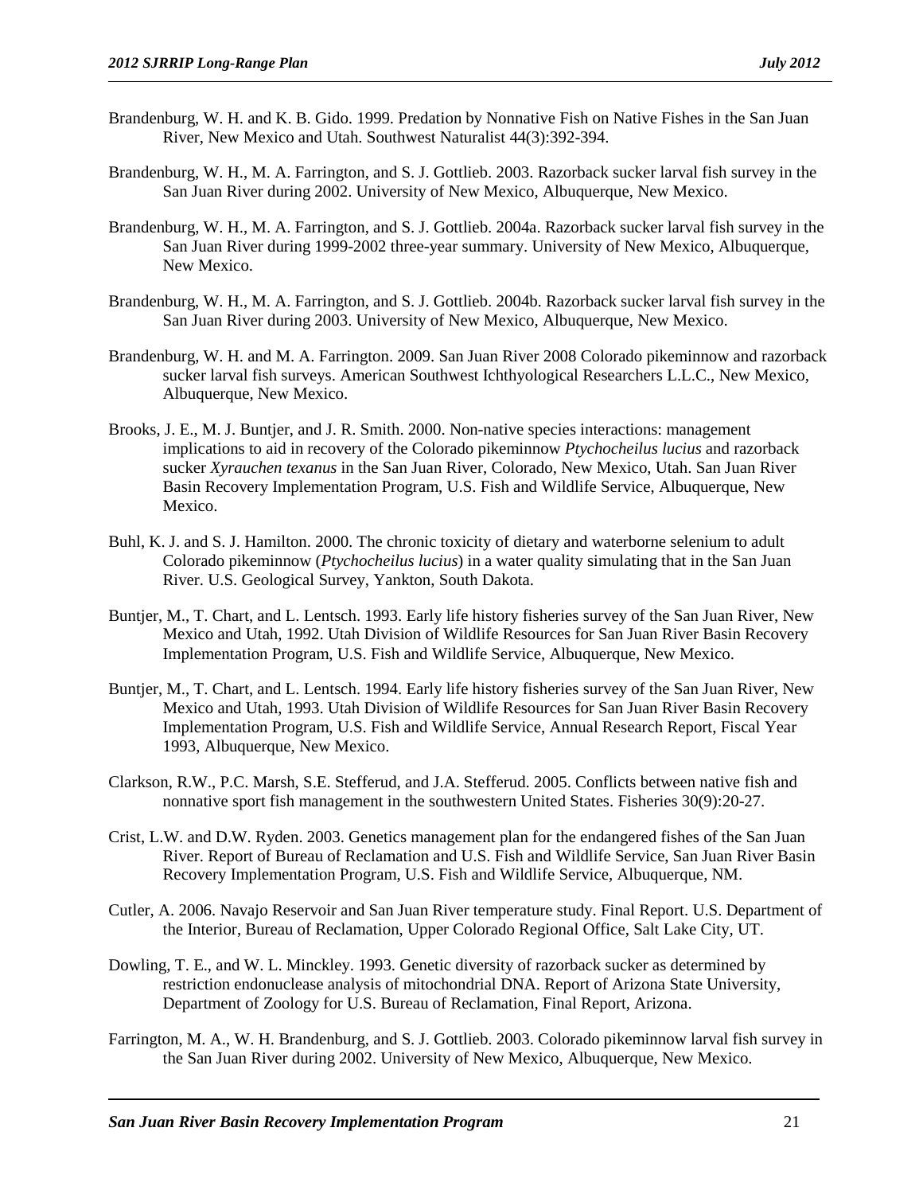Brandenburg, W. H. and K. B. Gido. 1999. Predation by Nonnative Fish on Native Fishes in the San Juan River, New Mexico and Utah. Southwest Naturalist 44(3):392-394.

Brandenburg, W. H., M. A. Farrington, and S. J. Gottlieb. 2003. Razorback sucker larval fish survey in the San Juan River during 2002. University of New Mexico, Albuquerque, New Mexico.

Brandenburg, W. H., M. A. Farrington, and S. J. Gottlieb. 2004a. Razorback sucker larval fish survey in the San Juan River during 1999-2002 three-year summary. University of New Mexico, Albuquerque, New Mexico.

Brandenburg, W. H., M. A. Farrington, and S. J. Gottlieb. 2004b. Razorback sucker larval fish survey in the San Juan River during 2003. University of New Mexico, Albuquerque, New Mexico.

Brandenburg, W. H. and M. A. Farrington. 2009. San Juan River 2008 Colorado pikeminnow and razorback sucker larval fish surveys. American Southwest Ichthyological Researchers L.L.C., New Mexico, Albuquerque, New Mexico.

Brooks, J. E., M. J. Buntjer, and J. R. Smith. 2000. Non-native species interactions: management implications to aid in recovery of the Colorado pikeminnow *Ptychocheilus lucius* and razorback sucker *Xyrauchen texanus* in the San Juan River, Colorado, New Mexico, Utah. San Juan River Basin Recovery Implementation Program, U.S. Fish and Wildlife Service, Albuquerque, New Mexico.

Buhl, K. J. and S. J. Hamilton. 2000. The chronic toxicity of dietary and waterborne selenium to adult Colorado pikeminnow (*Ptychocheilus lucius*) in a water quality simulating that in the San Juan River. U.S. Geological Survey, Yankton, South Dakota.

Buntjer, M., T. Chart, and L. Lentsch. 1993. Early life history fisheries survey of the San Juan River, New Mexico and Utah, 1992. Utah Division of Wildlife Resources for San Juan River Basin Recovery Implementation Program, U.S. Fish and Wildlife Service, Albuquerque, New Mexico.

Buntjer, M., T. Chart, and L. Lentsch. 1994. Early life history fisheries survey of the San Juan River, New Mexico and Utah, 1993. Utah Division of Wildlife Resources for San Juan River Basin Recovery Implementation Program, U.S. Fish and Wildlife Service, Annual Research Report, Fiscal Year 1993, Albuquerque, New Mexico.

Clarkson, R.W., P.C. Marsh, S.E. Stefferud, and J.A. Stefferud. 2005. Conflicts between native fish and nonnative sport fish management in the southwestern United States. Fisheries 30(9):20-27.

Crist, L.W. and D.W. Ryden. 2003. Genetics management plan for the endangered fishes of the San Juan River. Report of Bureau of Reclamation and U.S. Fish and Wildlife Service, San Juan River Basin Recovery Implementation Program, U.S. Fish and Wildlife Service, Albuquerque, NM.

Cutler, A. 2006. Navajo Reservoir and San Juan River temperature study. Final Report. U.S. Department of the Interior, Bureau of Reclamation, Upper Colorado Regional Office, Salt Lake City, UT.

Dowling, T. E., and W. L. Minckley. 1993. Genetic diversity of razorback sucker as determined by restriction endonuclease analysis of mitochondrial DNA. Report of Arizona State University, Department of Zoology for U.S. Bureau of Reclamation, Final Report, Arizona.

Farrington, M. A., W. H. Brandenburg, and S. J. Gottlieb. 2003. Colorado pikeminnow larval fish survey in the San Juan River during 2002. University of New Mexico, Albuquerque, New Mexico.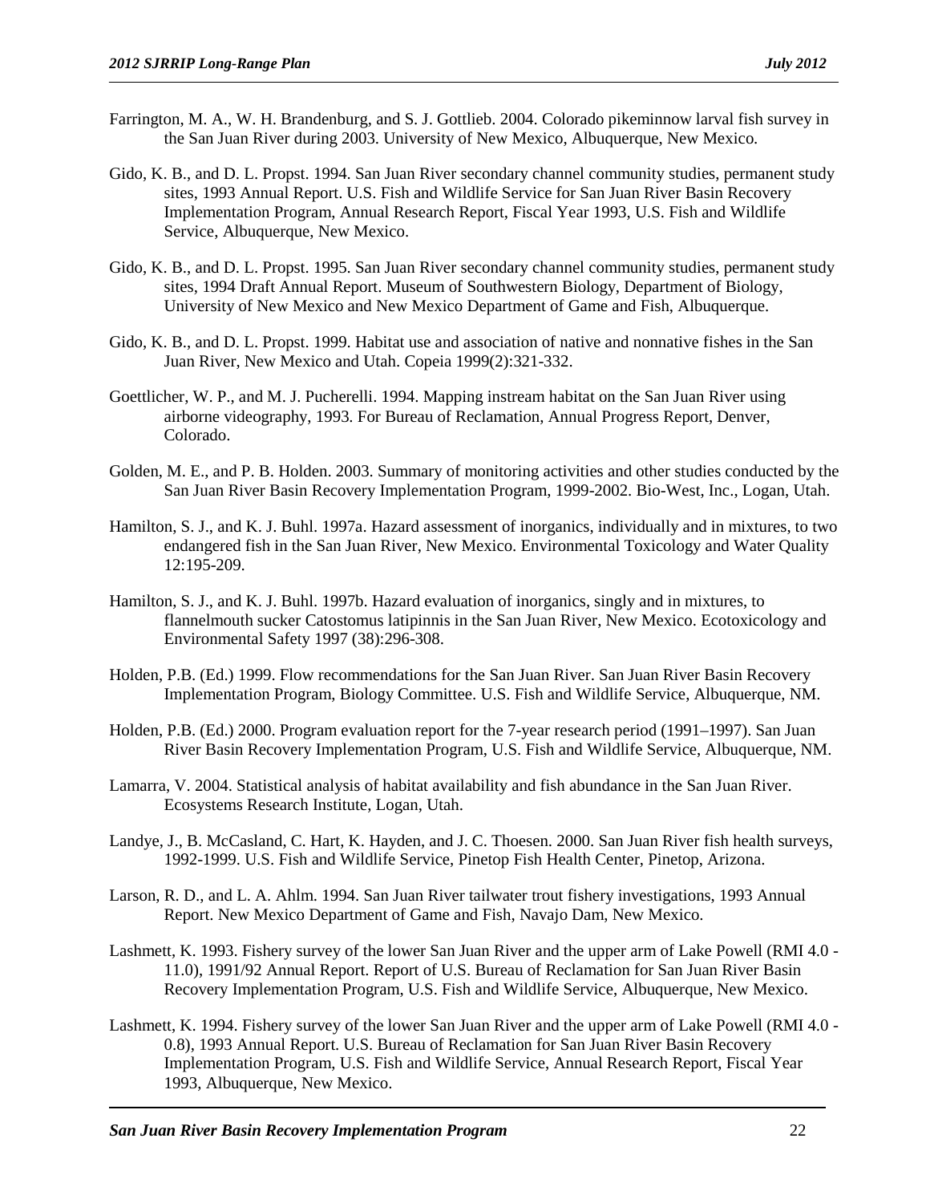Farrington, M. A., W. H. Brandenburg, and S. J. Gottlieb. 2004. Colorado pikeminnow larval fish survey in the San Juan River during 2003. University of New Mexico, Albuquerque, New Mexico.

Gido, K. B., and D. L. Propst. 1994. San Juan River secondary channel community studies, permanent study sites, 1993 Annual Report. U.S. Fish and Wildlife Service for San Juan River Basin Recovery Implementation Program, Annual Research Report, Fiscal Year 1993, U.S. Fish and Wildlife Service, Albuquerque, New Mexico.

Gido, K. B., and D. L. Propst. 1995. San Juan River secondary channel community studies, permanent study sites, 1994 Draft Annual Report. Museum of Southwestern Biology, Department of Biology, University of New Mexico and New Mexico Department of Game and Fish, Albuquerque.

Gido, K. B., and D. L. Propst. 1999. Habitat use and association of native and nonnative fishes in the San Juan River, New Mexico and Utah. Copeia 1999(2):321-332.

Goettlicher, W. P., and M. J. Pucherelli. 1994. Mapping instream habitat on the San Juan River using airborne videography, 1993. For Bureau of Reclamation, Annual Progress Report, Denver, Colorado.

Golden, M. E., and P. B. Holden. 2003. Summary of monitoring activities and other studies conducted by the San Juan River Basin Recovery Implementation Program, 1999-2002. Bio-West, Inc., Logan, Utah.

Hamilton, S. J., and K. J. Buhl. 1997a. Hazard assessment of inorganics, individually and in mixtures, to two endangered fish in the San Juan River, New Mexico. Environmental Toxicology and Water Quality 12:195-209.

Hamilton, S. J., and K. J. Buhl. 1997b. Hazard evaluation of inorganics, singly and in mixtures, to flannelmouth sucker Catostomus latipinnis in the San Juan River, New Mexico. Ecotoxicology and Environmental Safety 1997 (38):296-308.

Holden, P.B. (Ed.) 1999. Flow recommendations for the San Juan River. San Juan River Basin Recovery Implementation Program, Biology Committee. U.S. Fish and Wildlife Service, Albuquerque, NM.

Holden, P.B. (Ed.) 2000. Program evaluation report for the 7-year research period (1991–1997). San Juan River Basin Recovery Implementation Program, U.S. Fish and Wildlife Service, Albuquerque, NM.

Lamarra, V. 2004. Statistical analysis of habitat availability and fish abundance in the San Juan River. Ecosystems Research Institute, Logan, Utah.

Landye, J., B. McCasland, C. Hart, K. Hayden, and J. C. Thoesen. 2000. San Juan River fish health surveys, 1992-1999. U.S. Fish and Wildlife Service, Pinetop Fish Health Center, Pinetop, Arizona.

Larson, R. D., and L. A. Ahlm. 1994. San Juan River tailwater trout fishery investigations, 1993 Annual Report. New Mexico Department of Game and Fish, Navajo Dam, New Mexico.

Lashmett, K. 1993. Fishery survey of the lower San Juan River and the upper arm of Lake Powell (RMI 4.0 - 11.0), 1991/92 Annual Report. Report of U.S. Bureau of Reclamation for San Juan River Basin Recovery Implementation Program, U.S. Fish and Wildlife Service, Albuquerque, New Mexico.

Lashmett, K. 1994. Fishery survey of the lower San Juan River and the upper arm of Lake Powell (RMI 4.0 - 0.8), 1993 Annual Report. U.S. Bureau of Reclamation for San Juan River Basin Recovery Implementation Program, U.S. Fish and Wildlife Service, Annual Research Report, Fiscal Year 1993, Albuquerque, New Mexico.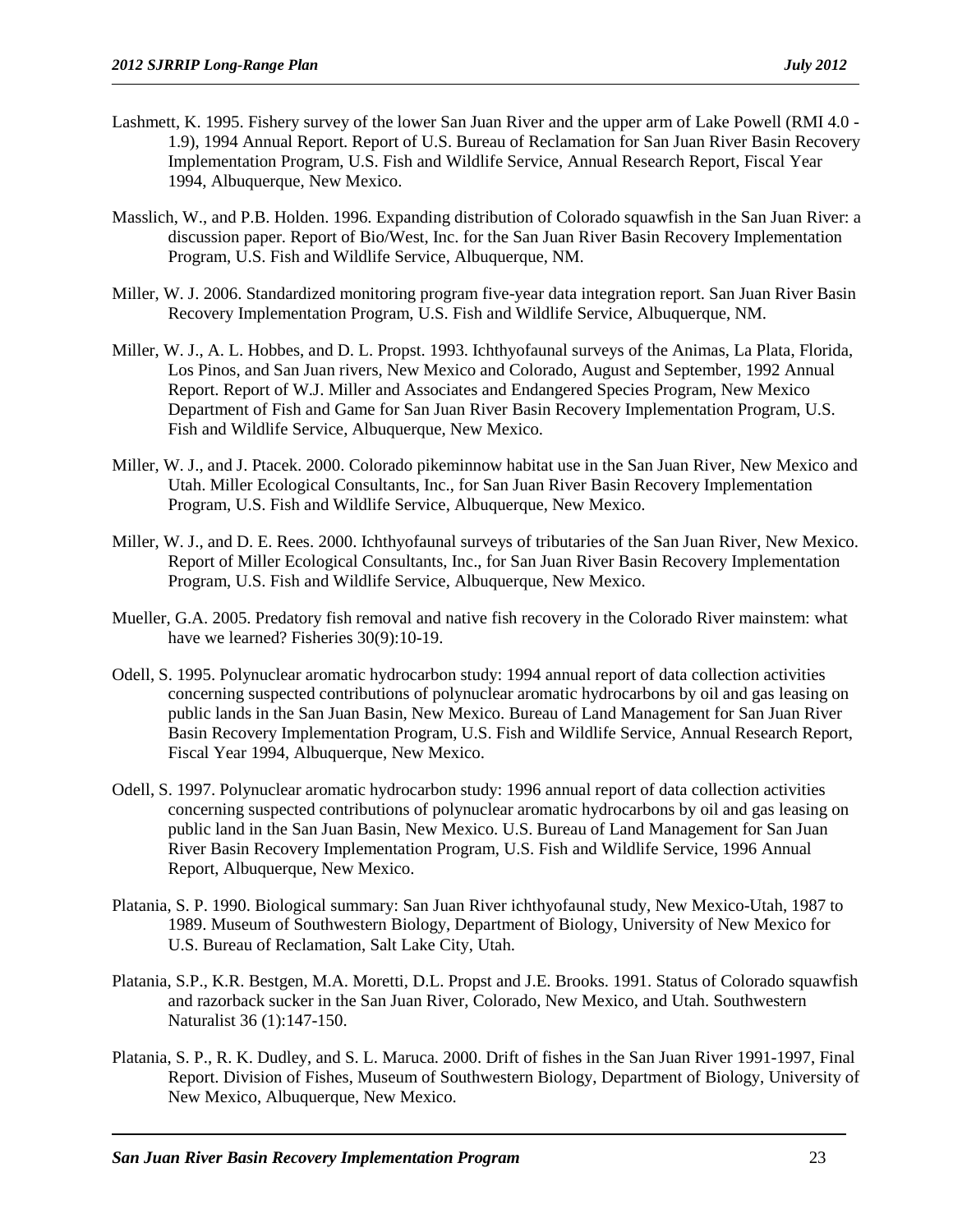Lashmett, K. 1995. Fishery survey of the lower San Juan River and the upper arm of Lake Powell (RMI 4.0 - 1.9), 1994 Annual Report. Report of U.S. Bureau of Reclamation for San Juan River Basin Recovery Implementation Program, U.S. Fish and Wildlife Service, Annual Research Report, Fiscal Year 1994, Albuquerque, New Mexico.

Masslich, W., and P.B. Holden. 1996. Expanding distribution of Colorado squawfish in the San Juan River: a discussion paper. Report of Bio/West, Inc. for the San Juan River Basin Recovery Implementation Program, U.S. Fish and Wildlife Service, Albuquerque, NM.

Miller, W. J. 2006. Standardized monitoring program five-year data integration report. San Juan River Basin Recovery Implementation Program, U.S. Fish and Wildlife Service, Albuquerque, NM.

Miller, W. J., A. L. Hobbes, and D. L. Propst. 1993. Ichthyofaunal surveys of the Animas, La Plata, Florida, Los Pinos, and San Juan rivers, New Mexico and Colorado, August and September, 1992 Annual Report. Report of W.J. Miller and Associates and Endangered Species Program, New Mexico Department of Fish and Game for San Juan River Basin Recovery Implementation Program, U.S. Fish and Wildlife Service, Albuquerque, New Mexico.

Miller, W. J., and J. Ptacek. 2000. Colorado pikeminnow habitat use in the San Juan River, New Mexico and Utah. Miller Ecological Consultants, Inc., for San Juan River Basin Recovery Implementation Program, U.S. Fish and Wildlife Service, Albuquerque, New Mexico.

Miller, W. J., and D. E. Rees. 2000. Ichthyofaunal surveys of tributaries of the San Juan River, New Mexico. Report of Miller Ecological Consultants, Inc., for San Juan River Basin Recovery Implementation Program, U.S. Fish and Wildlife Service, Albuquerque, New Mexico.

Mueller, G.A. 2005. Predatory fish removal and native fish recovery in the Colorado River mainstem: what have we learned? Fisheries 30(9):10-19.

Odell, S. 1995. Polynuclear aromatic hydrocarbon study: 1994 annual report of data collection activities concerning suspected contributions of polynuclear aromatic hydrocarbons by oil and gas leasing on public lands in the San Juan Basin, New Mexico. Bureau of Land Management for San Juan River Basin Recovery Implementation Program, U.S. Fish and Wildlife Service, Annual Research Report, Fiscal Year 1994, Albuquerque, New Mexico.

Odell, S. 1997. Polynuclear aromatic hydrocarbon study: 1996 annual report of data collection activities concerning suspected contributions of polynuclear aromatic hydrocarbons by oil and gas leasing on public land in the San Juan Basin, New Mexico. U.S. Bureau of Land Management for San Juan River Basin Recovery Implementation Program, U.S. Fish and Wildlife Service, 1996 Annual Report, Albuquerque, New Mexico.

Platania, S. P. 1990. Biological summary: San Juan River ichthyofaunal study, New Mexico-Utah, 1987 to 1989. Museum of Southwestern Biology, Department of Biology, University of New Mexico for U.S. Bureau of Reclamation, Salt Lake City, Utah.

Platania, S.P., K.R. Bestgen, M.A. Moretti, D.L. Propst and J.E. Brooks. 1991. Status of Colorado squawfish and razorback sucker in the San Juan River, Colorado, New Mexico, and Utah. Southwestern Naturalist 36 (1):147-150.

Platania, S. P., R. K. Dudley, and S. L. Maruca. 2000. Drift of fishes in the San Juan River 1991-1997, Final Report. Division of Fishes, Museum of Southwestern Biology, Department of Biology, University of New Mexico, Albuquerque, New Mexico.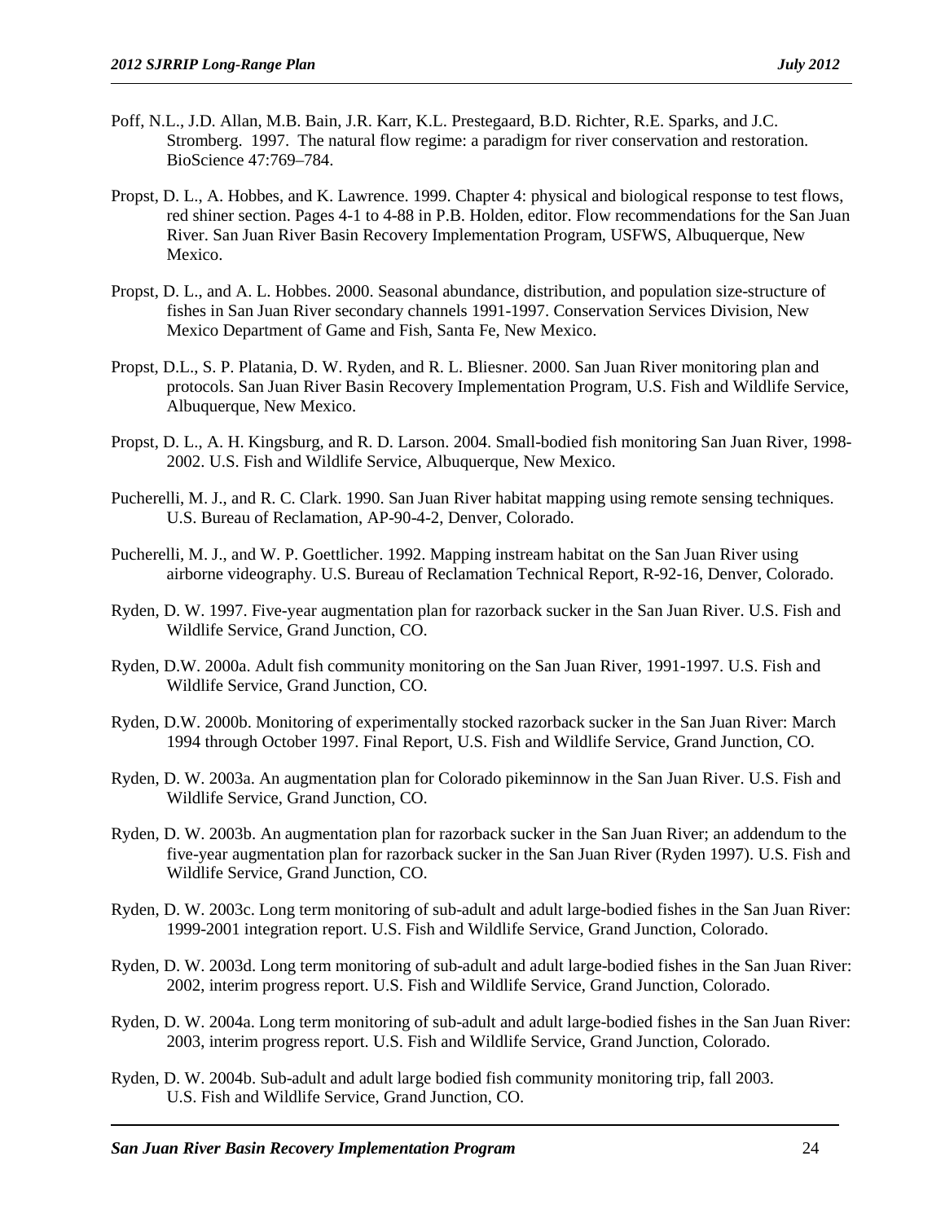Poff, N.L., J.D. Allan, M.B. Bain, J.R. Karr, K.L. Prestegaard, B.D. Richter, R.E. Sparks, and J.C. Stromberg. 1997. The natural flow regime: a paradigm for river conservation and restoration. BioScience 47:769–784.

Propst, D. L., A. Hobbes, and K. Lawrence. 1999. Chapter 4: physical and biological response to test flows, red shiner section. Pages 4-1 to 4-88 in P.B. Holden, editor. Flow recommendations for the San Juan River. San Juan River Basin Recovery Implementation Program, USFWS, Albuquerque, New Mexico.

Propst, D. L., and A. L. Hobbes. 2000. Seasonal abundance, distribution, and population size-structure of fishes in San Juan River secondary channels 1991-1997. Conservation Services Division, New Mexico Department of Game and Fish, Santa Fe, New Mexico.

Propst, D.L., S. P. Platania, D. W. Ryden, and R. L. Bliesner. 2000. San Juan River monitoring plan and protocols. San Juan River Basin Recovery Implementation Program, U.S. Fish and Wildlife Service, Albuquerque, New Mexico.

Propst, D. L., A. H. Kingsburg, and R. D. Larson. 2004. Small-bodied fish monitoring San Juan River, 1998-2002. U.S. Fish and Wildlife Service, Albuquerque, New Mexico.

Pucherelli, M. J., and R. C. Clark. 1990. San Juan River habitat mapping using remote sensing techniques. U.S. Bureau of Reclamation, AP-90-4-2, Denver, Colorado.

Pucherelli, M. J., and W. P. Goettlicher. 1992. Mapping instream habitat on the San Juan River using airborne videography. U.S. Bureau of Reclamation Technical Report, R-92-16, Denver, Colorado.

Ryden, D. W. 1997. Five-year augmentation plan for razorback sucker in the San Juan River. U.S. Fish and Wildlife Service, Grand Junction, CO.

Ryden, D.W. 2000a. Adult fish community monitoring on the San Juan River, 1991-1997. U.S. Fish and Wildlife Service, Grand Junction, CO.

Ryden, D.W. 2000b. Monitoring of experimentally stocked razorback sucker in the San Juan River: March 1994 through October 1997. Final Report, U.S. Fish and Wildlife Service, Grand Junction, CO.

Ryden, D. W. 2003a. An augmentation plan for Colorado pikeminnow in the San Juan River. U.S. Fish and Wildlife Service, Grand Junction, CO.

Ryden, D. W. 2003b. An augmentation plan for razorback sucker in the San Juan River; an addendum to the five-year augmentation plan for razorback sucker in the San Juan River (Ryden 1997). U.S. Fish and Wildlife Service, Grand Junction, CO.

Ryden, D. W. 2003c. Long term monitoring of sub-adult and adult large-bodied fishes in the San Juan River: 1999-2001 integration report. U.S. Fish and Wildlife Service, Grand Junction, Colorado.

Ryden, D. W. 2003d. Long term monitoring of sub-adult and adult large-bodied fishes in the San Juan River: 2002, interim progress report. U.S. Fish and Wildlife Service, Grand Junction, Colorado.

Ryden, D. W. 2004a. Long term monitoring of sub-adult and adult large-bodied fishes in the San Juan River: 2003, interim progress report. U.S. Fish and Wildlife Service, Grand Junction, Colorado.

Ryden, D. W. 2004b. Sub-adult and adult large bodied fish community monitoring trip, fall 2003. U.S. Fish and Wildlife Service, Grand Junction, CO.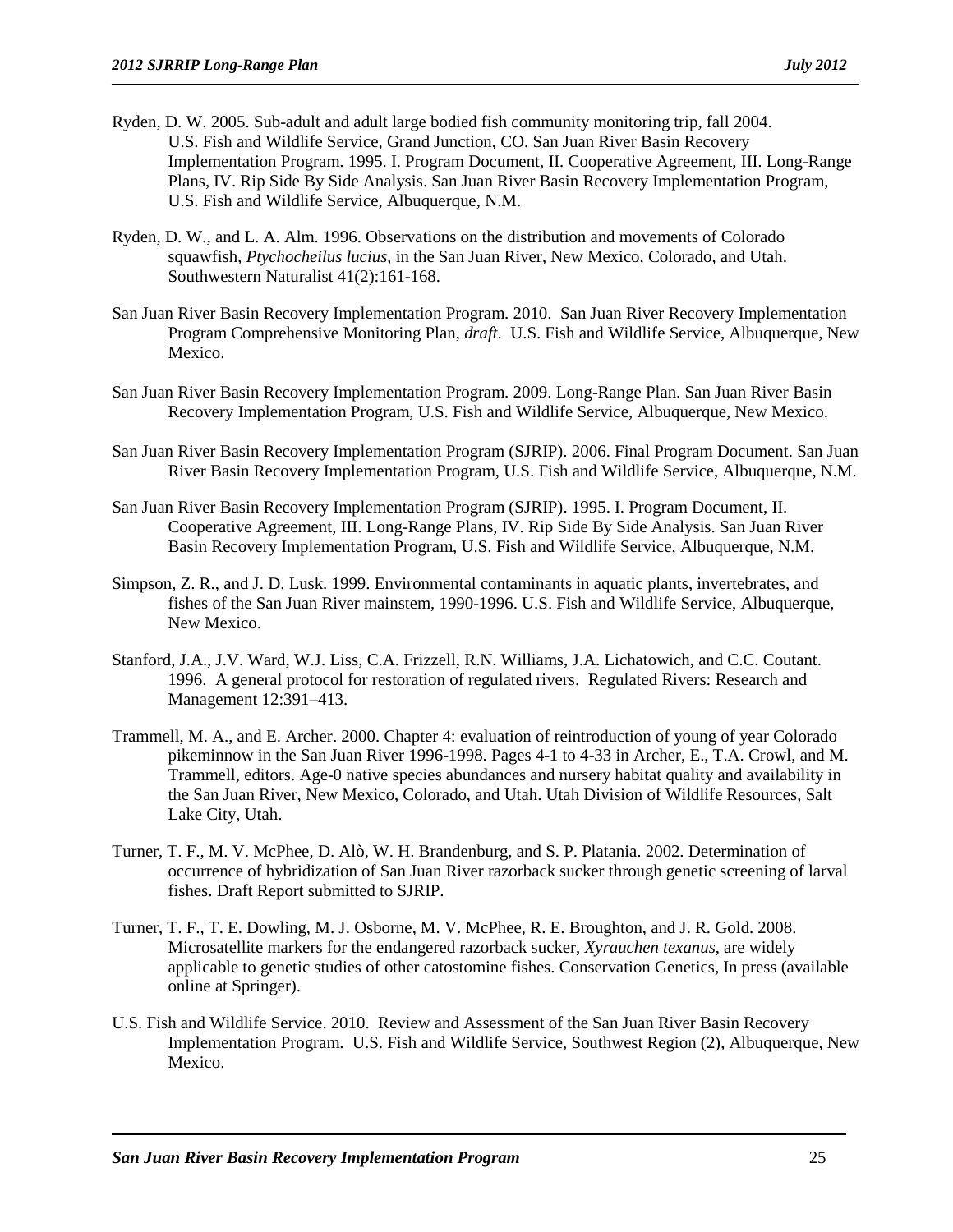Ryden, D. W. 2005. Sub-adult and adult large bodied fish community monitoring trip, fall 2004. U.S. Fish and Wildlife Service, Grand Junction, CO. San Juan River Basin Recovery Implementation Program. 1995. I. Program Document, II. Cooperative Agreement, III. Long-Range Plans, IV. Rip Side By Side Analysis. San Juan River Basin Recovery Implementation Program, U.S. Fish and Wildlife Service, Albuquerque, N.M.

Ryden, D. W., and L. A. Alm. 1996. Observations on the distribution and movements of Colorado squawfish, *Ptychocheilus lucius*, in the San Juan River, New Mexico, Colorado, and Utah. Southwestern Naturalist 41(2):161-168.

San Juan River Basin Recovery Implementation Program. 2010. San Juan River Recovery Implementation Program Comprehensive Monitoring Plan, *draft*. U.S. Fish and Wildlife Service, Albuquerque, New Mexico.

San Juan River Basin Recovery Implementation Program. 2009. Long-Range Plan. San Juan River Basin Recovery Implementation Program, U.S. Fish and Wildlife Service, Albuquerque, New Mexico.

San Juan River Basin Recovery Implementation Program (SJRIP). 2006. Final Program Document. San Juan River Basin Recovery Implementation Program, U.S. Fish and Wildlife Service, Albuquerque, N.M.

San Juan River Basin Recovery Implementation Program (SJRIP). 1995. I. Program Document, II. Cooperative Agreement, III. Long-Range Plans, IV. Rip Side By Side Analysis. San Juan River Basin Recovery Implementation Program, U.S. Fish and Wildlife Service, Albuquerque, N.M.

Simpson, Z. R., and J. D. Lusk. 1999. Environmental contaminants in aquatic plants, invertebrates, and fishes of the San Juan River mainstem, 1990-1996. U.S. Fish and Wildlife Service, Albuquerque, New Mexico.

Stanford, J.A., J.V. Ward, W.J. Liss, C.A. Frizzell, R.N. Williams, J.A. Lichatowich, and C.C. Coutant. 1996. A general protocol for restoration of regulated rivers. Regulated Rivers: Research and Management 12:391–413.

Trammell, M. A., and E. Archer. 2000. Chapter 4: evaluation of reintroduction of young of year Colorado pikeminnow in the San Juan River 1996-1998. Pages 4-1 to 4-33 in Archer, E., T.A. Crowl, and M. Trammell, editors. Age-0 native species abundances and nursery habitat quality and availability in the San Juan River, New Mexico, Colorado, and Utah. Utah Division of Wildlife Resources, Salt Lake City, Utah.

Turner, T. F., M. V. McPhee, D. Alò, W. H. Brandenburg, and S. P. Platania. 2002. Determination of occurrence of hybridization of San Juan River razorback sucker through genetic screening of larval fishes. Draft Report submitted to SJRIP.

Turner, T. F., T. E. Dowling, M. J. Osborne, M. V. McPhee, R. E. Broughton, and J. R. Gold. 2008. Microsatellite markers for the endangered razorback sucker, *Xyrauchen texanus*, are widely applicable to genetic studies of other catostomine fishes. Conservation Genetics, In press (available online at Springer).

U.S. Fish and Wildlife Service. 2010. Review and Assessment of the San Juan River Basin Recovery Implementation Program. U.S. Fish and Wildlife Service, Southwest Region (2), Albuquerque, New Mexico.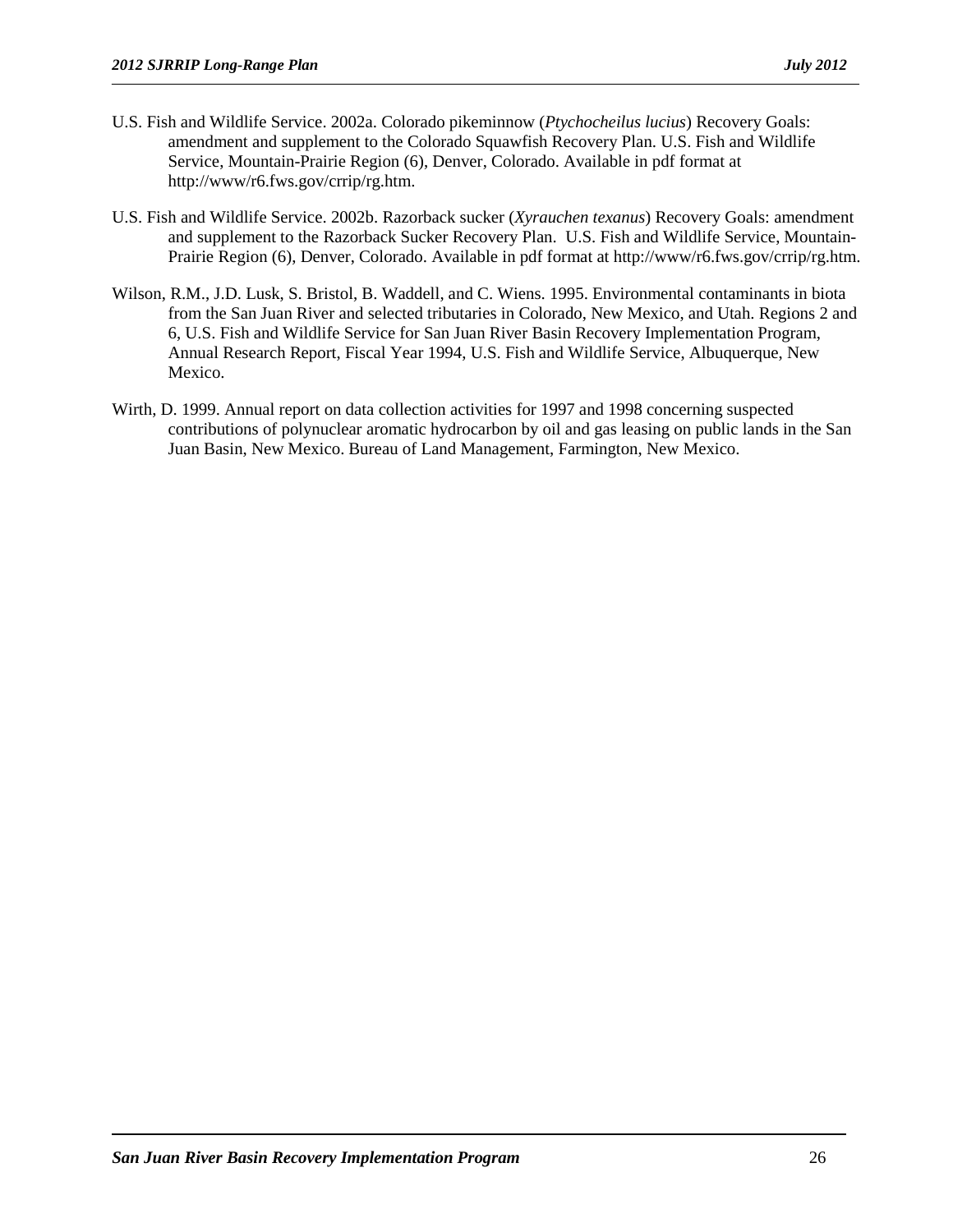U.S. Fish and Wildlife Service. 2002a. Colorado pikeminnow (*Ptychocheilus lucius*) Recovery Goals: amendment and supplement to the Colorado Squawfish Recovery Plan. U.S. Fish and Wildlife Service, Mountain-Prairie Region (6), Denver, Colorado. Available in pdf format at http://www/r6.fws.gov/crrip/rg.htm.

U.S. Fish and Wildlife Service. 2002b. Razorback sucker (*Xyrauchen texanus*) Recovery Goals: amendment and supplement to the Razorback Sucker Recovery Plan. U.S. Fish and Wildlife Service, Mountain-Prairie Region (6), Denver, Colorado. Available in pdf format at http://www/r6.fws.gov/crrip/rg.htm.

Wilson, R.M., J.D. Lusk, S. Bristol, B. Waddell, and C. Wiens. 1995. Environmental contaminants in biota from the San Juan River and selected tributaries in Colorado, New Mexico, and Utah. Regions 2 and 6, U.S. Fish and Wildlife Service for San Juan River Basin Recovery Implementation Program, Annual Research Report, Fiscal Year 1994, U.S. Fish and Wildlife Service, Albuquerque, New Mexico.

Wirth, D. 1999. Annual report on data collection activities for 1997 and 1998 concerning suspected contributions of polynuclear aromatic hydrocarbon by oil and gas leasing on public lands in the San Juan Basin, New Mexico. Bureau of Land Management, Farmington, New Mexico.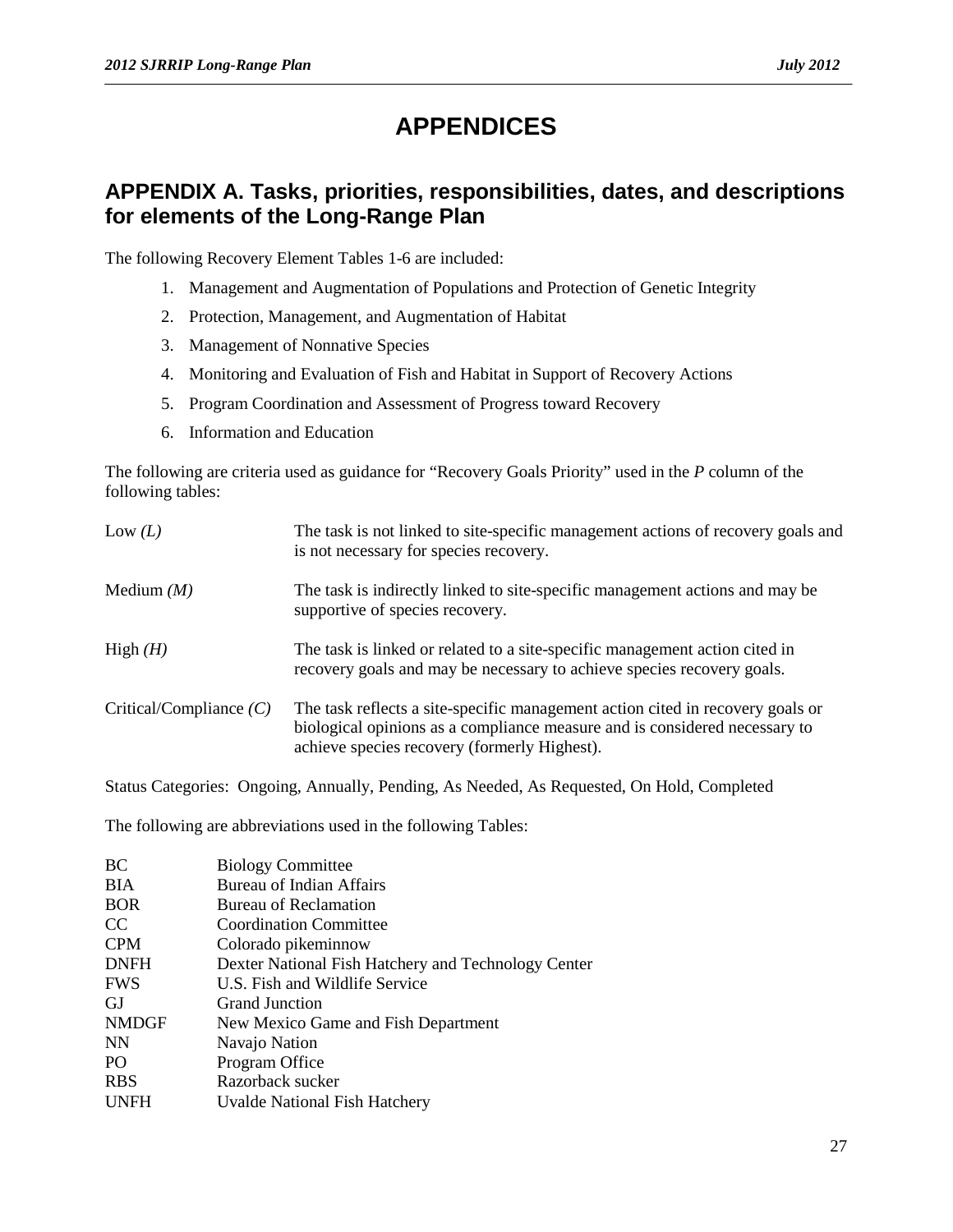# APPENDICES

## APPENDIX A. Tasks, priorities, responsibilities, dates, and descriptions for elements of the Long-Range Plan

The following Recovery Element Tables 1-6 are included:

1. Management and Augmentation of Populations and Protection of Genetic Integrity
2. Protection, Management, and Augmentation of Habitat
3. Management of Nonnative Species
4. Monitoring and Evaluation of Fish and Habitat in Support of Recovery Actions
5. Program Coordination and Assessment of Progress toward Recovery
6. Information and Education

The following are criteria used as guidance for "Recovery Goals Priority" used in the *P* column of the following tables:

| | |
|---|---|
| Low *(L)* | The task is not linked to site-specific management actions of recovery goals and is not necessary for species recovery. |
| Medium *(M)* | The task is indirectly linked to site-specific management actions and may be supportive of species recovery. |
| High *(H)* | The task is linked or related to a site-specific management action cited in recovery goals and may be necessary to achieve species recovery goals. |
| Critical/Compliance *(C)* | The task reflects a site-specific management action cited in recovery goals or biological opinions as a compliance measure and is considered necessary to achieve species recovery (formerly Highest). |

Status Categories: Ongoing, Annually, Pending, As Needed, As Requested, On Hold, Completed

The following are abbreviations used in the following Tables:

| | |
|---|---|
| BC | Biology Committee |
| BIA | Bureau of Indian Affairs |
| BOR | Bureau of Reclamation |
| CC | Coordination Committee |
| CPM | Colorado pikeminnow |
| DNFH | Dexter National Fish Hatchery and Technology Center |
| FWS | U.S. Fish and Wildlife Service |
| GJ | Grand Junction |
| NMDGF | New Mexico Game and Fish Department |
| NN | Navajo Nation |
| PO | Program Office |
| RBS | Razorback sucker |
| UNFH | Uvalde National Fish Hatchery |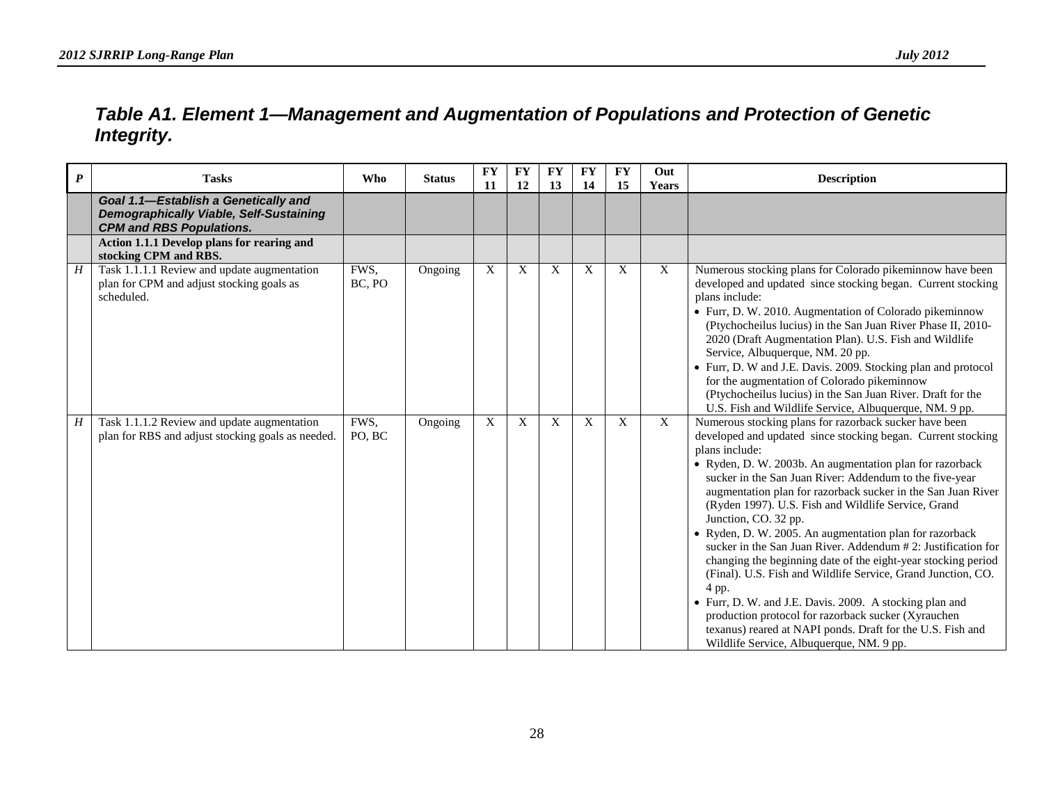## *Table A1. Element 1—Management and Augmentation of Populations and Protection of Genetic Integrity.*

| *P* | Tasks | Who | Status | FY 11 | FY 12 | FY 13 | FY 14 | FY 15 | Out Years | Description |
|---|---|---|---|---|---|---|---|---|---|---|
| | ***Goal 1.1—Establish a Genetically and Demographically Viable, Self-Sustaining CPM and RBS Populations.*** | | | | | | | | | |
| | **Action 1.1.1 Develop plans for rearing and stocking CPM and RBS.** | | | | | | | | | |
| *H* | Task 1.1.1.1 Review and update augmentation plan for CPM and adjust stocking goals as scheduled. | FWS, BC, PO | Ongoing | X | X | X | X | X | X | Numerous stocking plans for Colorado pikeminnow have been developed and updated since stocking began. Current stocking plans include: • Furr, D. W. 2010. Augmentation of Colorado pikeminnow (Ptychocheilus lucius) in the San Juan River Phase II, 2010-2020 (Draft Augmentation Plan). U.S. Fish and Wildlife Service, Albuquerque, NM. 20 pp. • Furr, D. W and J.E. Davis. 2009. Stocking plan and protocol for the augmentation of Colorado pikeminnow (Ptychocheilus lucius) in the San Juan River. Draft for the U.S. Fish and Wildlife Service, Albuquerque, NM. 9 pp. |
| *H* | Task 1.1.1.2 Review and update augmentation plan for RBS and adjust stocking goals as needed. | FWS, PO, BC | Ongoing | X | X | X | X | X | X | Numerous stocking plans for razorback sucker have been developed and updated since stocking began. Current stocking plans include: • Ryden, D. W. 2003b. An augmentation plan for razorback sucker in the San Juan River: Addendum to the five-year augmentation plan for razorback sucker in the San Juan River (Ryden 1997). U.S. Fish and Wildlife Service, Grand Junction, CO. 32 pp. • Ryden, D. W. 2005. An augmentation plan for razorback sucker in the San Juan River. Addendum # 2: Justification for changing the beginning date of the eight-year stocking period (Final). U.S. Fish and Wildlife Service, Grand Junction, CO. 4 pp. • Furr, D. W. and J.E. Davis. 2009. A stocking plan and production protocol for razorback sucker (Xyrauchen texanus) reared at NAPI ponds. Draft for the U.S. Fish and Wildlife Service, Albuquerque, NM. 9 pp. |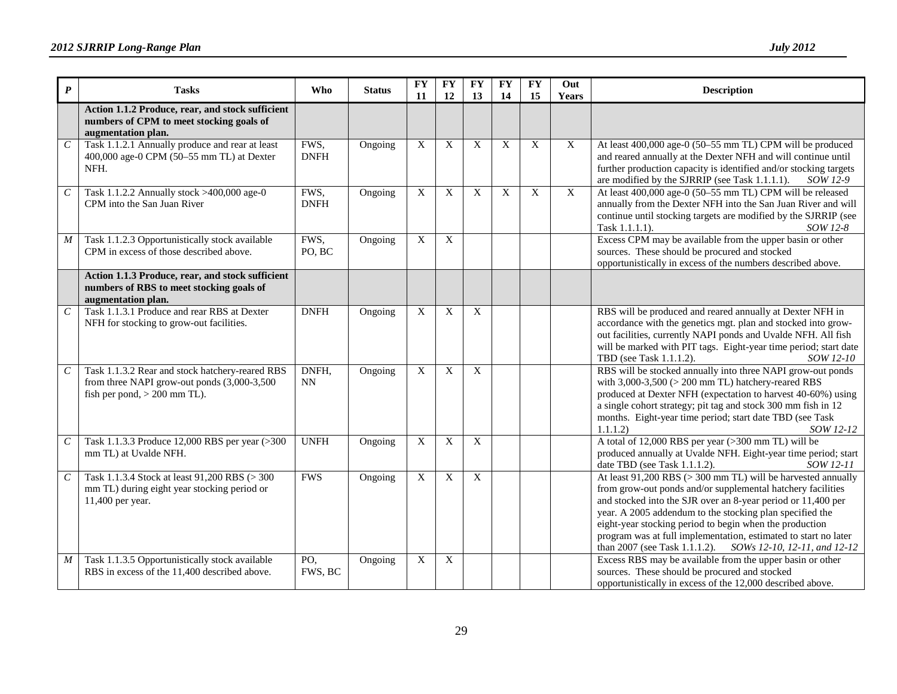| *P* | Tasks | Who | Status | FY 11 | FY 12 | FY 13 | FY 14 | FY 15 | Out Years | Description |
|---|---|---|---|---|---|---|---|---|---|---|
| | **Action 1.1.2 Produce, rear, and stock sufficient numbers of CPM to meet stocking goals of augmentation plan.** | | | | | | | | | |
| *C* | Task 1.1.2.1 Annually produce and rear at least 400,000 age-0 CPM (50–55 mm TL) at Dexter NFH. | FWS, DNFH | Ongoing | X | X | X | X | X | X | At least 400,000 age-0 (50–55 mm TL) CPM will be produced and reared annually at the Dexter NFH and will continue until further production capacity is identified and/or stocking targets are modified by the SJRRIP (see Task 1.1.1.1). *SOW 12-9* |
| *C* | Task 1.1.2.2 Annually stock >400,000 age-0 CPM into the San Juan River | FWS, DNFH | Ongoing | X | X | X | X | X | X | At least 400,000 age-0 (50–55 mm TL) CPM will be released annually from the Dexter NFH into the San Juan River and will continue until stocking targets are modified by the SJRRIP (see Task 1.1.1.1). *SOW 12-8* |
| *M* | Task 1.1.2.3 Opportunistically stock available CPM in excess of those described above. | FWS, PO, BC | Ongoing | X | X | | | | | Excess CPM may be available from the upper basin or other sources. These should be procured and stocked opportunistically in excess of the numbers described above. |
| | **Action 1.1.3 Produce, rear, and stock sufficient numbers of RBS to meet stocking goals of augmentation plan.** | | | | | | | | | |
| *C* | Task 1.1.3.1 Produce and rear RBS at Dexter NFH for stocking to grow-out facilities. | DNFH | Ongoing | X | X | X | | | | RBS will be produced and reared annually at Dexter NFH in accordance with the genetics mgt. plan and stocked into grow-out facilities, currently NAPI ponds and Uvalde NFH. All fish will be marked with PIT tags. Eight-year time period; start date TBD (see Task 1.1.1.2). *SOW 12-10* |
| *C* | Task 1.1.3.2 Rear and stock hatchery-reared RBS from three NAPI grow-out ponds (3,000-3,500 fish per pond, > 200 mm TL). | DNFH, NN | Ongoing | X | X | X | | | | RBS will be stocked annually into three NAPI grow-out ponds with 3,000-3,500 (> 200 mm TL) hatchery-reared RBS produced at Dexter NFH (expectation to harvest 40-60%) using a single cohort strategy; pit tag and stock 300 mm fish in 12 months. Eight-year time period; start date TBD (see Task 1.1.1.2) *SOW 12-12* |
| *C* | Task 1.1.3.3 Produce 12,000 RBS per year (>300 mm TL) at Uvalde NFH. | UNFH | Ongoing | X | X | X | | | | A total of 12,000 RBS per year (>300 mm TL) will be produced annually at Uvalde NFH. Eight-year time period; start date TBD (see Task 1.1.1.2). *SOW 12-11* |
| *C* | Task 1.1.3.4 Stock at least 91,200 RBS (> 300 mm TL) during eight year stocking period or 11,400 per year. | FWS | Ongoing | X | X | X | | | | At least 91,200 RBS (> 300 mm TL) will be harvested annually from grow-out ponds and/or supplemental hatchery facilities and stocked into the SJR over an 8-year period or 11,400 per year. A 2005 addendum to the stocking plan specified the eight-year stocking period to begin when the production program was at full implementation, estimated to start no later than 2007 (see Task 1.1.1.2). *SOWs 12-10, 12-11, and 12-12* |
| *M* | Task 1.1.3.5 Opportunistically stock available RBS in excess of the 11,400 described above. | PO, FWS, BC | Ongoing | X | X | | | | | Excess RBS may be available from the upper basin or other sources. These should be procured and stocked opportunistically in excess of the 12,000 described above. |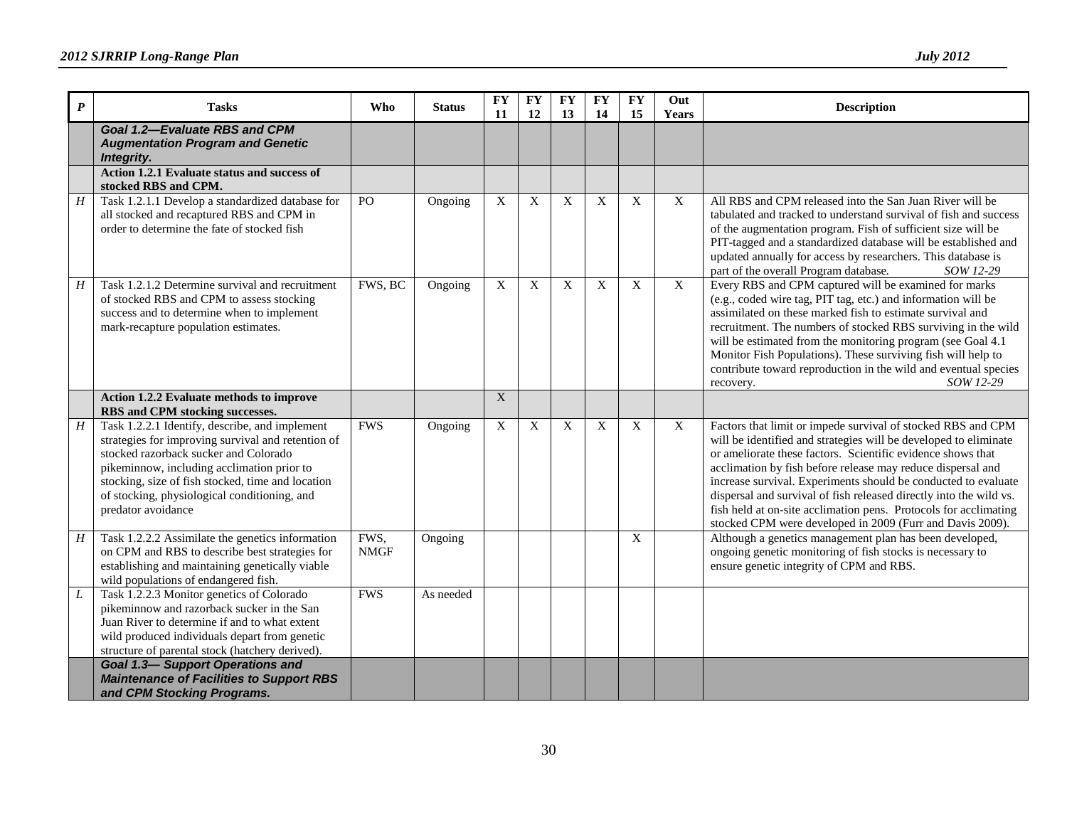| *P* | Tasks | Who | Status | FY 11 | FY 12 | FY 13 | FY 14 | FY 15 | Out Years | Description |
|---|---|---|---|---|---|---|---|---|---|---|
| | ***Goal 1.2—Evaluate RBS and CPM Augmentation Program and Genetic Integrity.*** | | | | | | | | | |
| | **Action 1.2.1 Evaluate status and success of stocked RBS and CPM.** | | | | | | | | | |
| *H* | Task 1.2.1.1 Develop a standardized database for all stocked and recaptured RBS and CPM in order to determine the fate of stocked fish | PO | Ongoing | X | X | X | X | X | X | All RBS and CPM released into the San Juan River will be tabulated and tracked to understand survival of fish and success of the augmentation program. Fish of sufficient size will be PIT-tagged and a standardized database will be established and updated annually for access by researchers. This database is part of the overall Program database. *SOW 12-29* |
| *H* | Task 1.2.1.2 Determine survival and recruitment of stocked RBS and CPM to assess stocking success and to determine when to implement mark-recapture population estimates. | FWS, BC | Ongoing | X | X | X | X | X | X | Every RBS and CPM captured will be examined for marks (e.g., coded wire tag, PIT tag, etc.) and information will be assimilated on these marked fish to estimate survival and recruitment. The numbers of stocked RBS surviving in the wild will be estimated from the monitoring program (see Goal 4.1 Monitor Fish Populations). These surviving fish will help to contribute toward reproduction in the wild and eventual species recovery. *SOW 12-29* |
| | **Action 1.2.2 Evaluate methods to improve RBS and CPM stocking successes.** | | | X | | | | | | |
| *H* | Task 1.2.2.1 Identify, describe, and implement strategies for improving survival and retention of stocked razorback sucker and Colorado pikeminnow, including acclimation prior to stocking, size of fish stocked, time and location of stocking, physiological conditioning, and predator avoidance | FWS | Ongoing | X | X | X | X | X | X | Factors that limit or impede survival of stocked RBS and CPM will be identified and strategies will be developed to eliminate or ameliorate these factors. Scientific evidence shows that acclimation by fish before release may reduce dispersal and increase survival. Experiments should be conducted to evaluate dispersal and survival of fish released directly into the wild vs. fish held at on-site acclimation pens. Protocols for acclimating stocked CPM were developed in 2009 (Furr and Davis 2009). |
| *H* | Task 1.2.2.2 Assimilate the genetics information on CPM and RBS to describe best strategies for establishing and maintaining genetically viable wild populations of endangered fish. | FWS, NMGF | Ongoing | | | | | X | | Although a genetics management plan has been developed, ongoing genetic monitoring of fish stocks is necessary to ensure genetic integrity of CPM and RBS. |
| *L* | Task 1.2.2.3 Monitor genetics of Colorado pikeminnow and razorback sucker in the San Juan River to determine if and to what extent wild produced individuals depart from genetic structure of parental stock (hatchery derived). | FWS | As needed | | | | | | | |
| | ***Goal 1.3— Support Operations and Maintenance of Facilities to Support RBS and CPM Stocking Programs.*** | | | | | | | | | |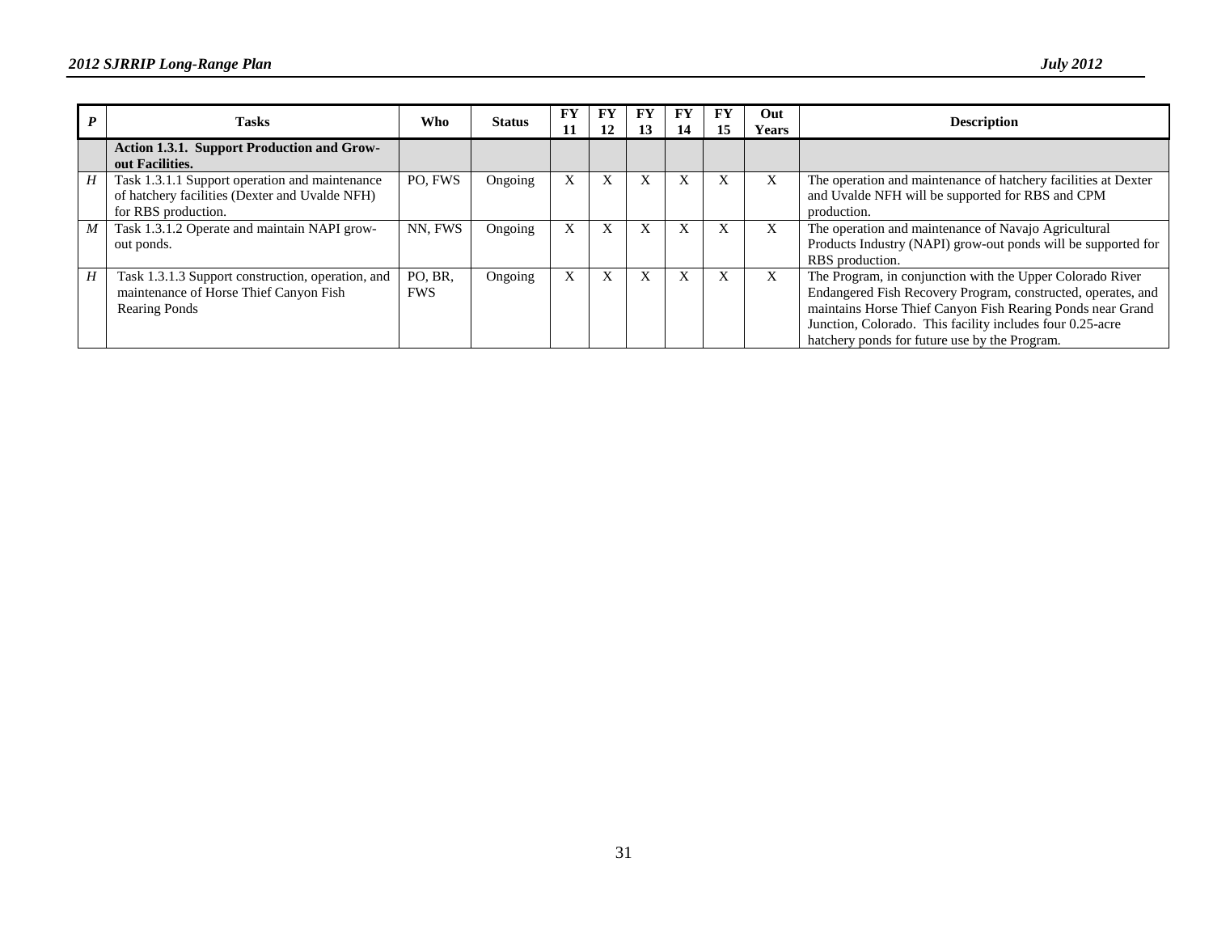| *P* | Tasks | Who | Status | FY 11 | FY 12 | FY 13 | FY 14 | FY 15 | Out Years | Description |
|---|---|---|---|---|---|---|---|---|---|---|
| | **Action 1.3.1. Support Production and Grow-out Facilities.** | | | | | | | | | |
| *H* | Task 1.3.1.1 Support operation and maintenance of hatchery facilities (Dexter and Uvalde NFH) for RBS production. | PO, FWS | Ongoing | X | X | X | X | X | X | The operation and maintenance of hatchery facilities at Dexter and Uvalde NFH will be supported for RBS and CPM production. |
| *M* | Task 1.3.1.2 Operate and maintain NAPI grow-out ponds. | NN, FWS | Ongoing | X | X | X | X | X | X | The operation and maintenance of Navajo Agricultural Products Industry (NAPI) grow-out ponds will be supported for RBS production. |
| *H* | Task 1.3.1.3 Support construction, operation, and maintenance of Horse Thief Canyon Fish Rearing Ponds | PO, BR, FWS | Ongoing | X | X | X | X | X | X | The Program, in conjunction with the Upper Colorado River Endangered Fish Recovery Program, constructed, operates, and maintains Horse Thief Canyon Fish Rearing Ponds near Grand Junction, Colorado. This facility includes four 0.25-acre hatchery ponds for future use by the Program. |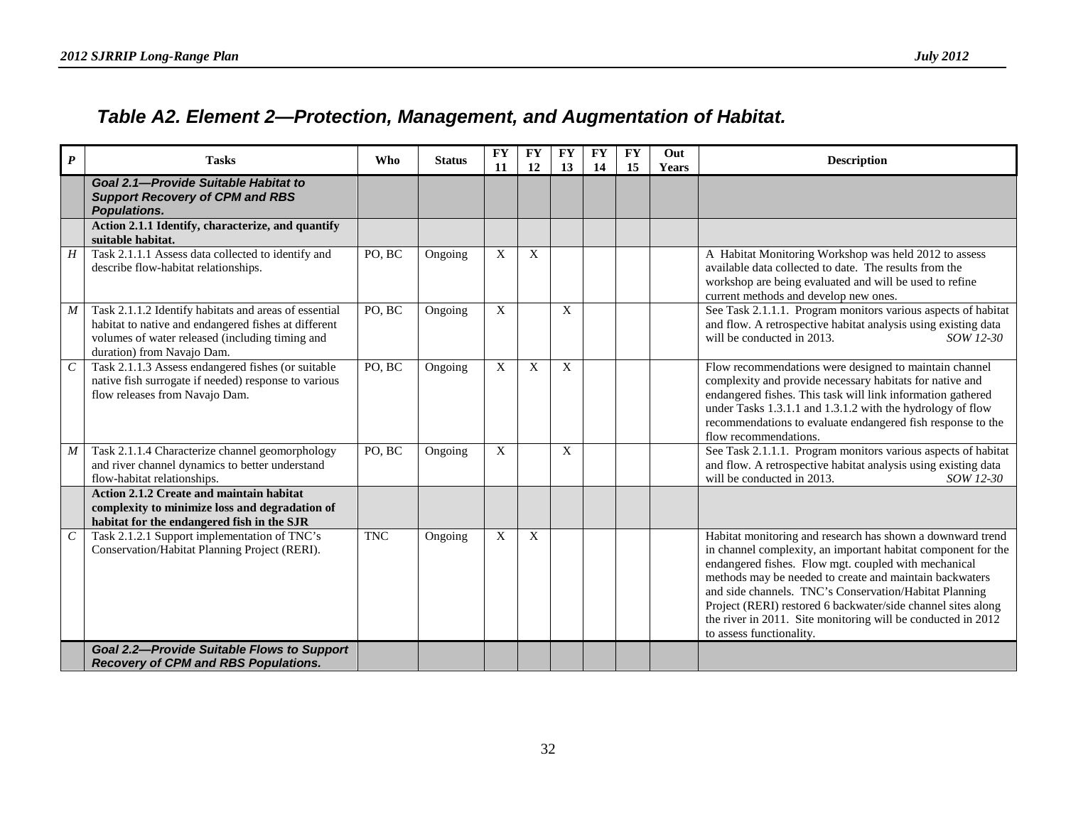## *Table A2. Element 2—Protection, Management, and Augmentation of Habitat.*

| *P* | Tasks | Who | Status | FY 11 | FY 12 | FY 13 | FY 14 | FY 15 | Out Years | Description |
|---|---|---|---|---|---|---|---|---|---|---|
| | ***Goal 2.1—Provide Suitable Habitat to Support Recovery of CPM and RBS Populations.*** | | | | | | | | | |
| | **Action 2.1.1 Identify, characterize, and quantify suitable habitat.** | | | | | | | | | |
| *H* | Task 2.1.1.1 Assess data collected to identify and describe flow-habitat relationships. | PO, BC | Ongoing | X | X | | | | | A Habitat Monitoring Workshop was held 2012 to assess available data collected to date. The results from the workshop are being evaluated and will be used to refine current methods and develop new ones. |
| *M* | Task 2.1.1.2 Identify habitats and areas of essential habitat to native and endangered fishes at different volumes of water released (including timing and duration) from Navajo Dam. | PO, BC | Ongoing | X | | X | | | | See Task 2.1.1.1. Program monitors various aspects of habitat and flow. A retrospective habitat analysis using existing data will be conducted in 2013. *SOW 12-30* |
| *C* | Task 2.1.1.3 Assess endangered fishes (or suitable native fish surrogate if needed) response to various flow releases from Navajo Dam. | PO, BC | Ongoing | X | X | X | | | | Flow recommendations were designed to maintain channel complexity and provide necessary habitats for native and endangered fishes. This task will link information gathered under Tasks 1.3.1.1 and 1.3.1.2 with the hydrology of flow recommendations to evaluate endangered fish response to the flow recommendations. |
| *M* | Task 2.1.1.4 Characterize channel geomorphology and river channel dynamics to better understand flow-habitat relationships. | PO, BC | Ongoing | X | | X | | | | See Task 2.1.1.1. Program monitors various aspects of habitat and flow. A retrospective habitat analysis using existing data will be conducted in 2013. *SOW 12-30* |
| | **Action 2.1.2 Create and maintain habitat complexity to minimize loss and degradation of habitat for the endangered fish in the SJR** | | | | | | | | | |
| *C* | Task 2.1.2.1 Support implementation of TNC's Conservation/Habitat Planning Project (RERI). | TNC | Ongoing | X | X | | | | | Habitat monitoring and research has shown a downward trend in channel complexity, an important habitat component for the endangered fishes. Flow mgt. coupled with mechanical methods may be needed to create and maintain backwaters and side channels. TNC's Conservation/Habitat Planning Project (RERI) restored 6 backwater/side channel sites along the river in 2011. Site monitoring will be conducted in 2012 to assess functionality. |
| | ***Goal 2.2—Provide Suitable Flows to Support Recovery of CPM and RBS Populations.*** | | | | | | | | | |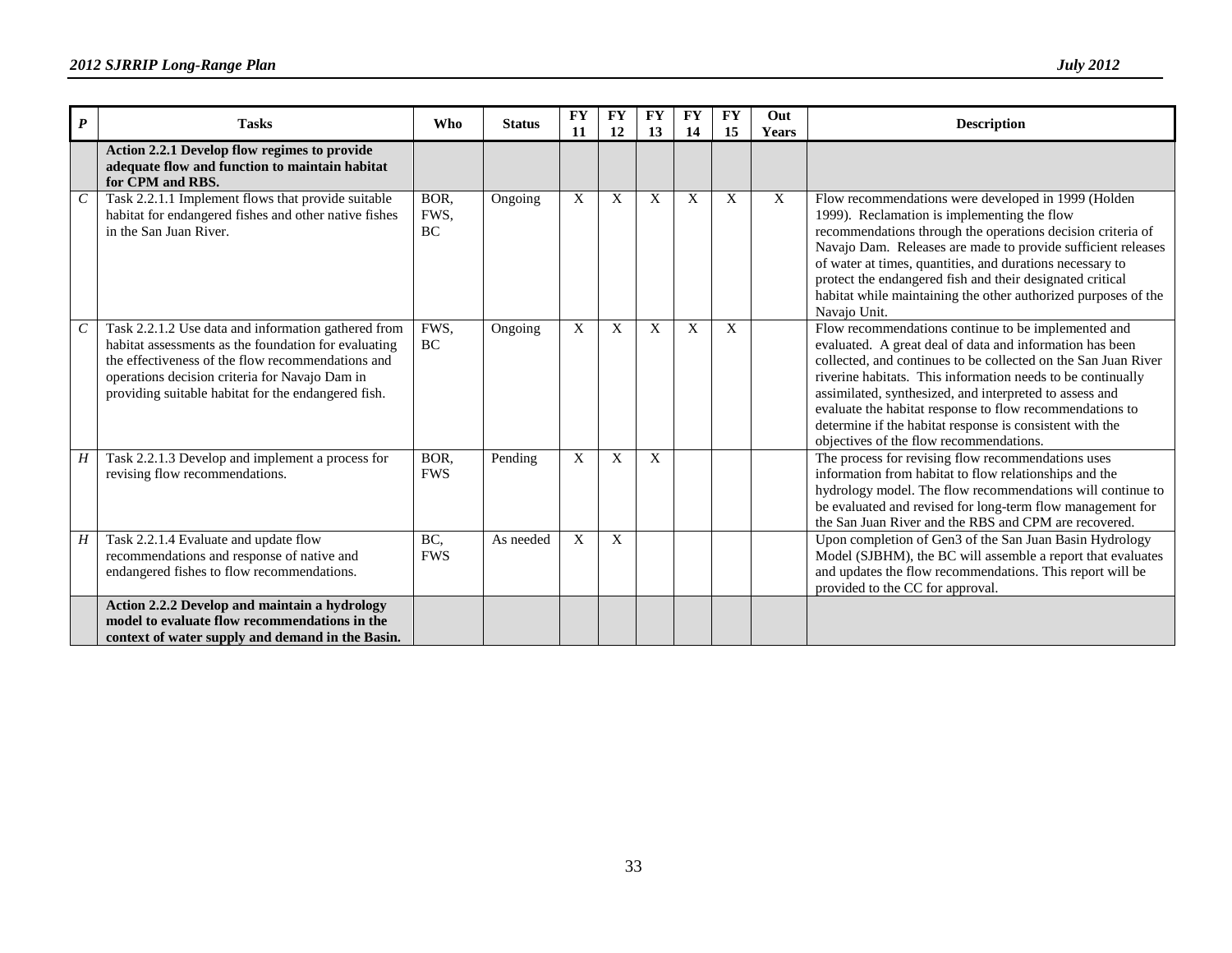| *P* | Tasks | Who | Status | FY 11 | FY 12 | FY 13 | FY 14 | FY 15 | Out Years | Description |
|---|---|---|---|---|---|---|---|---|---|---|
| | **Action 2.2.1 Develop flow regimes to provide adequate flow and function to maintain habitat for CPM and RBS.** | | | | | | | | | |
| *C* | Task 2.2.1.1 Implement flows that provide suitable habitat for endangered fishes and other native fishes in the San Juan River. | BOR, FWS, BC | Ongoing | X | X | X | X | X | X | Flow recommendations were developed in 1999 (Holden 1999). Reclamation is implementing the flow recommendations through the operations decision criteria of Navajo Dam. Releases are made to provide sufficient releases of water at times, quantities, and durations necessary to protect the endangered fish and their designated critical habitat while maintaining the other authorized purposes of the Navajo Unit. |
| *C* | Task 2.2.1.2 Use data and information gathered from habitat assessments as the foundation for evaluating the effectiveness of the flow recommendations and operations decision criteria for Navajo Dam in providing suitable habitat for the endangered fish. | FWS, BC | Ongoing | X | X | X | X | X | | Flow recommendations continue to be implemented and evaluated. A great deal of data and information has been collected, and continues to be collected on the San Juan River riverine habitats. This information needs to be continually assimilated, synthesized, and interpreted to assess and evaluate the habitat response to flow recommendations to determine if the habitat response is consistent with the objectives of the flow recommendations. |
| *H* | Task 2.2.1.3 Develop and implement a process for revising flow recommendations. | BOR, FWS | Pending | X | X | X | | | | The process for revising flow recommendations uses information from habitat to flow relationships and the hydrology model. The flow recommendations will continue to be evaluated and revised for long-term flow management for the San Juan River and the RBS and CPM are recovered. |
| *H* | Task 2.2.1.4 Evaluate and update flow recommendations and response of native and endangered fishes to flow recommendations. | BC, FWS | As needed | X | X | | | | | Upon completion of Gen3 of the San Juan Basin Hydrology Model (SJBHM), the BC will assemble a report that evaluates and updates the flow recommendations. This report will be provided to the CC for approval. |
| | **Action 2.2.2 Develop and maintain a hydrology model to evaluate flow recommendations in the context of water supply and demand in the Basin.** | | | | | | | | | |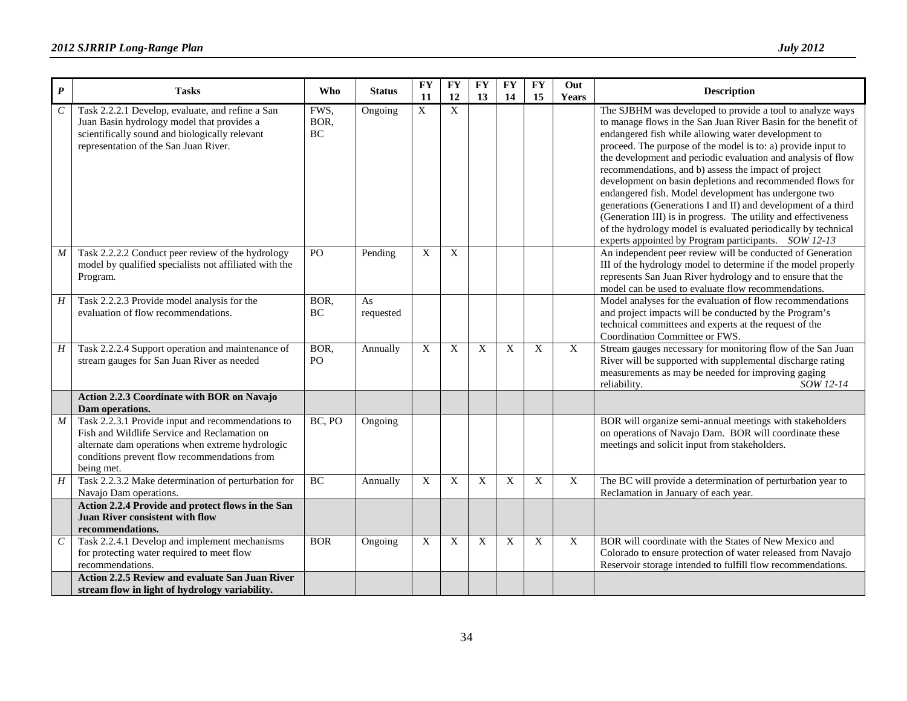| *P* | Tasks | Who | Status | FY 11 | FY 12 | FY 13 | FY 14 | FY 15 | Out Years | Description |
|---|---|---|---|---|---|---|---|---|---|---|
| *C* | Task 2.2.2.1 Develop, evaluate, and refine a San Juan Basin hydrology model that provides a scientifically sound and biologically relevant representation of the San Juan River. | FWS, BOR, BC | Ongoing | X | X | | | | | The SJBHM was developed to provide a tool to analyze ways to manage flows in the San Juan River Basin for the benefit of endangered fish while allowing water development to proceed. The purpose of the model is to: a) provide input to the development and periodic evaluation and analysis of flow recommendations, and b) assess the impact of project development on basin depletions and recommended flows for endangered fish. Model development has undergone two generations (Generations I and II) and development of a third (Generation III) is in progress. The utility and effectiveness of the hydrology model is evaluated periodically by technical experts appointed by Program participants. *SOW 12-13* |
| *M* | Task 2.2.2.2 Conduct peer review of the hydrology model by qualified specialists not affiliated with the Program. | PO | Pending | X | X | | | | | An independent peer review will be conducted of Generation III of the hydrology model to determine if the model properly represents San Juan River hydrology and to ensure that the model can be used to evaluate flow recommendations. |
| *H* | Task 2.2.2.3 Provide model analysis for the evaluation of flow recommendations. | BOR, BC | As requested | | | | | | | Model analyses for the evaluation of flow recommendations and project impacts will be conducted by the Program's technical committees and experts at the request of the Coordination Committee or FWS. |
| *H* | Task 2.2.2.4 Support operation and maintenance of stream gauges for San Juan River as needed | BOR, PO | Annually | X | X | X | X | X | X | Stream gauges necessary for monitoring flow of the San Juan River will be supported with supplemental discharge rating measurements as may be needed for improving gaging reliability. *SOW 12-14* |
| | **Action 2.2.3 Coordinate with BOR on Navajo Dam operations.** | | | | | | | | | |
| *M* | Task 2.2.3.1 Provide input and recommendations to Fish and Wildlife Service and Reclamation on alternate dam operations when extreme hydrologic conditions prevent flow recommendations from being met. | BC, PO | Ongoing | | | | | | | BOR will organize semi-annual meetings with stakeholders on operations of Navajo Dam. BOR will coordinate these meetings and solicit input from stakeholders. |
| *H* | Task 2.2.3.2 Make determination of perturbation for Navajo Dam operations. | BC | Annually | X | X | X | X | X | X | The BC will provide a determination of perturbation year to Reclamation in January of each year. |
| | **Action 2.2.4 Provide and protect flows in the San Juan River consistent with flow recommendations.** | | | | | | | | | |
| *C* | Task 2.2.4.1 Develop and implement mechanisms for protecting water required to meet flow recommendations. | BOR | Ongoing | X | X | X | X | X | X | BOR will coordinate with the States of New Mexico and Colorado to ensure protection of water released from Navajo Reservoir storage intended to fulfill flow recommendations. |
| | **Action 2.2.5 Review and evaluate San Juan River stream flow in light of hydrology variability.** | | | | | | | | | |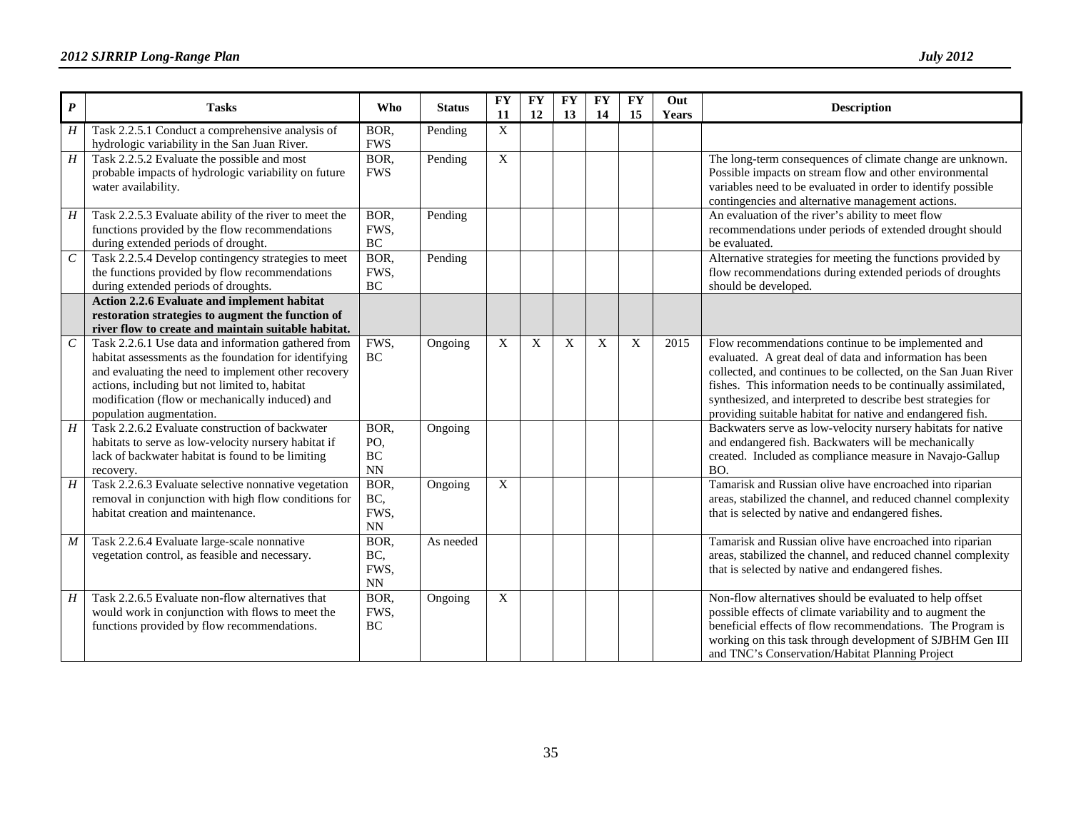| *P* | Tasks | Who | Status | FY 11 | FY 12 | FY 13 | FY 14 | FY 15 | Out Years | Description |
|---|---|---|---|---|---|---|---|---|---|---|
| *H* | Task 2.2.5.1 Conduct a comprehensive analysis of hydrologic variability in the San Juan River. | BOR, FWS | Pending | X | | | | | | |
| *H* | Task 2.2.5.2 Evaluate the possible and most probable impacts of hydrologic variability on future water availability. | BOR, FWS | Pending | X | | | | | | The long-term consequences of climate change are unknown. Possible impacts on stream flow and other environmental variables need to be evaluated in order to identify possible contingencies and alternative management actions. |
| *H* | Task 2.2.5.3 Evaluate ability of the river to meet the functions provided by the flow recommendations during extended periods of drought. | BOR, FWS, BC | Pending | | | | | | | An evaluation of the river's ability to meet flow recommendations under periods of extended drought should be evaluated. |
| *C* | Task 2.2.5.4 Develop contingency strategies to meet the functions provided by flow recommendations during extended periods of droughts. | BOR, FWS, BC | Pending | | | | | | | Alternative strategies for meeting the functions provided by flow recommendations during extended periods of droughts should be developed. |
| | **Action 2.2.6 Evaluate and implement habitat restoration strategies to augment the function of river flow to create and maintain suitable habitat.** | | | | | | | | | |
| *C* | Task 2.2.6.1 Use data and information gathered from habitat assessments as the foundation for identifying and evaluating the need to implement other recovery actions, including but not limited to, habitat modification (flow or mechanically induced) and population augmentation. | FWS, BC | Ongoing | X | X | X | X | X | 2015 | Flow recommendations continue to be implemented and evaluated. A great deal of data and information has been collected, and continues to be collected, on the San Juan River fishes. This information needs to be continually assimilated, synthesized, and interpreted to describe best strategies for providing suitable habitat for native and endangered fish. |
| *H* | Task 2.2.6.2 Evaluate construction of backwater habitats to serve as low-velocity nursery habitat if lack of backwater habitat is found to be limiting recovery. | BOR, PO, BC NN | Ongoing | | | | | | | Backwaters serve as low-velocity nursery habitats for native and endangered fish. Backwaters will be mechanically created. Included as compliance measure in Navajo-Gallup BO. |
| *H* | Task 2.2.6.3 Evaluate selective nonnative vegetation removal in conjunction with high flow conditions for habitat creation and maintenance. | BOR, BC, FWS, NN | Ongoing | X | | | | | | Tamarisk and Russian olive have encroached into riparian areas, stabilized the channel, and reduced channel complexity that is selected by native and endangered fishes. |
| *M* | Task 2.2.6.4 Evaluate large-scale nonnative vegetation control, as feasible and necessary. | BOR, BC, FWS, NN | As needed | | | | | | | Tamarisk and Russian olive have encroached into riparian areas, stabilized the channel, and reduced channel complexity that is selected by native and endangered fishes. |
| *H* | Task 2.2.6.5 Evaluate non-flow alternatives that would work in conjunction with flows to meet the functions provided by flow recommendations. | BOR, FWS, BC | Ongoing | X | | | | | | Non-flow alternatives should be evaluated to help offset possible effects of climate variability and to augment the beneficial effects of flow recommendations. The Program is working on this task through development of SJBHM Gen III and TNC's Conservation/Habitat Planning Project |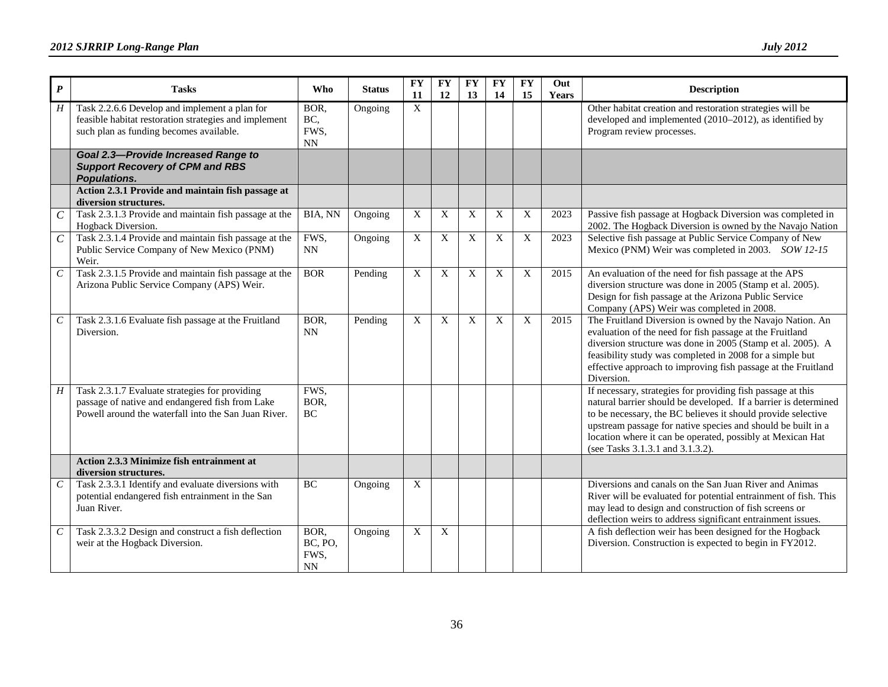| *P* | Tasks | Who | Status | FY 11 | FY 12 | FY 13 | FY 14 | FY 15 | Out Years | Description |
|---|---|---|---|---|---|---|---|---|---|---|
| *H* | Task 2.2.6.6 Develop and implement a plan for feasible habitat restoration strategies and implement such plan as funding becomes available. | BOR, BC, FWS, NN | Ongoing | X | | | | | | Other habitat creation and restoration strategies will be developed and implemented (2010–2012), as identified by Program review processes. |
| | ***Goal 2.3—Provide Increased Range to Support Recovery of CPM and RBS Populations.*** | | | | | | | | | |
| | **Action 2.3.1 Provide and maintain fish passage at diversion structures.** | | | | | | | | | |
| *C* | Task 2.3.1.3 Provide and maintain fish passage at the Hogback Diversion. | BIA, NN | Ongoing | X | X | X | X | X | 2023 | Passive fish passage at Hogback Diversion was completed in 2002. The Hogback Diversion is owned by the Navajo Nation |
| *C* | Task 2.3.1.4 Provide and maintain fish passage at the Public Service Company of New Mexico (PNM) Weir. | FWS, NN | Ongoing | X | X | X | X | X | 2023 | Selective fish passage at Public Service Company of New Mexico (PNM) Weir was completed in 2003. *SOW 12-15* |
| *C* | Task 2.3.1.5 Provide and maintain fish passage at the Arizona Public Service Company (APS) Weir. | BOR | Pending | X | X | X | X | X | 2015 | An evaluation of the need for fish passage at the APS diversion structure was done in 2005 (Stamp et al. 2005). Design for fish passage at the Arizona Public Service Company (APS) Weir was completed in 2008. |
| *C* | Task 2.3.1.6 Evaluate fish passage at the Fruitland Diversion. | BOR, NN | Pending | X | X | X | X | X | 2015 | The Fruitland Diversion is owned by the Navajo Nation. An evaluation of the need for fish passage at the Fruitland diversion structure was done in 2005 (Stamp et al. 2005). A feasibility study was completed in 2008 for a simple but effective approach to improving fish passage at the Fruitland Diversion. |
| *H* | Task 2.3.1.7 Evaluate strategies for providing passage of native and endangered fish from Lake Powell around the waterfall into the San Juan River. | FWS, BOR, BC | | | | | | | | If necessary, strategies for providing fish passage at this natural barrier should be developed. If a barrier is determined to be necessary, the BC believes it should provide selective upstream passage for native species and should be built in a location where it can be operated, possibly at Mexican Hat (see Tasks 3.1.3.1 and 3.1.3.2). |
| | **Action 2.3.3 Minimize fish entrainment at diversion structures.** | | | | | | | | | |
| *C* | Task 2.3.3.1 Identify and evaluate diversions with potential endangered fish entrainment in the San Juan River. | BC | Ongoing | X | | | | | | Diversions and canals on the San Juan River and Animas River will be evaluated for potential entrainment of fish. This may lead to design and construction of fish screens or deflection weirs to address significant entrainment issues. |
| *C* | Task 2.3.3.2 Design and construct a fish deflection weir at the Hogback Diversion. | BOR, BC, PO, FWS, NN | Ongoing | X | X | | | | | A fish deflection weir has been designed for the Hogback Diversion. Construction is expected to begin in FY2012. |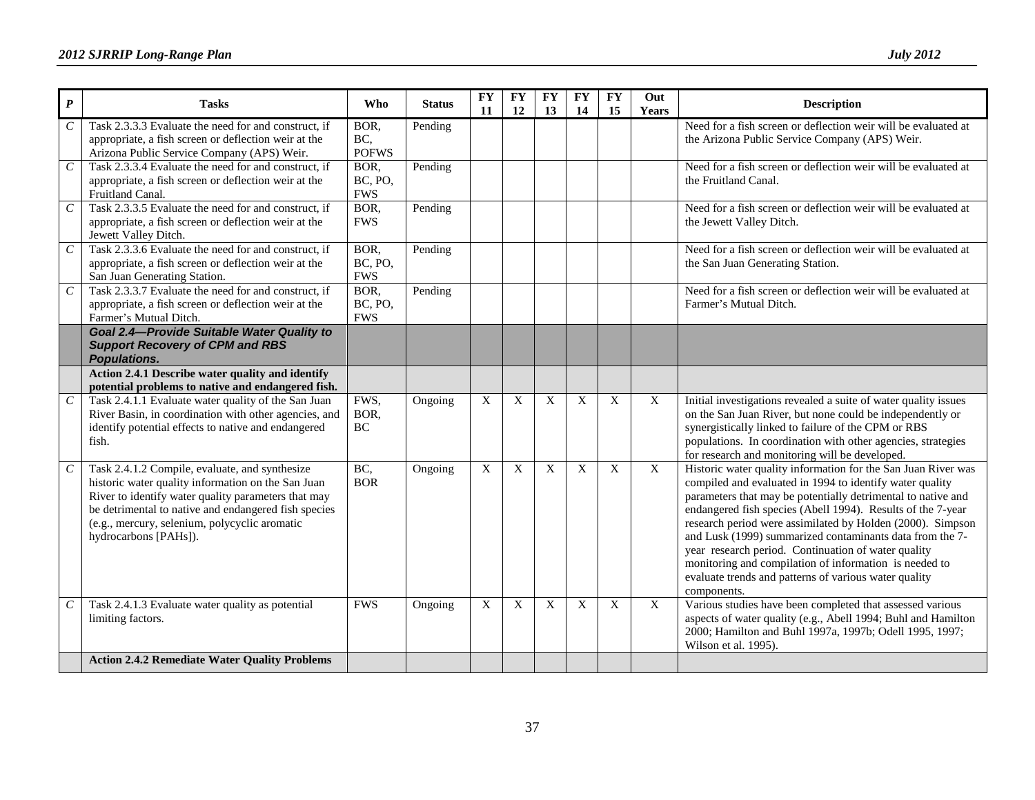| *P* | Tasks | Who | Status | FY 11 | FY 12 | FY 13 | FY 14 | FY 15 | Out Years | Description |
|---|---|---|---|---|---|---|---|---|---|---|
| *C* | Task 2.3.3.3 Evaluate the need for and construct, if appropriate, a fish screen or deflection weir at the Arizona Public Service Company (APS) Weir. | BOR, BC, POFWS | Pending | | | | | | | Need for a fish screen or deflection weir will be evaluated at the Arizona Public Service Company (APS) Weir. |
| *C* | Task 2.3.3.4 Evaluate the need for and construct, if appropriate, a fish screen or deflection weir at the Fruitland Canal. | BOR, BC, PO, FWS | Pending | | | | | | | Need for a fish screen or deflection weir will be evaluated at the Fruitland Canal. |
| *C* | Task 2.3.3.5 Evaluate the need for and construct, if appropriate, a fish screen or deflection weir at the Jewett Valley Ditch. | BOR, FWS | Pending | | | | | | | Need for a fish screen or deflection weir will be evaluated at the Jewett Valley Ditch. |
| *C* | Task 2.3.3.6 Evaluate the need for and construct, if appropriate, a fish screen or deflection weir at the San Juan Generating Station. | BOR, BC, PO, FWS | Pending | | | | | | | Need for a fish screen or deflection weir will be evaluated at the San Juan Generating Station. |
| *C* | Task 2.3.3.7 Evaluate the need for and construct, if appropriate, a fish screen or deflection weir at the Farmer's Mutual Ditch. | BOR, BC, PO, FWS | Pending | | | | | | | Need for a fish screen or deflection weir will be evaluated at Farmer's Mutual Ditch. |
| | ***Goal 2.4—Provide Suitable Water Quality to Support Recovery of CPM and RBS Populations.*** | | | | | | | | | |
| | **Action 2.4.1 Describe water quality and identify potential problems to native and endangered fish.** | | | | | | | | | |
| *C* | Task 2.4.1.1 Evaluate water quality of the San Juan River Basin, in coordination with other agencies, and identify potential effects to native and endangered fish. | FWS, BOR, BC | Ongoing | X | X | X | X | X | X | Initial investigations revealed a suite of water quality issues on the San Juan River, but none could be independently or synergistically linked to failure of the CPM or RBS populations. In coordination with other agencies, strategies for research and monitoring will be developed. |
| *C* | Task 2.4.1.2 Compile, evaluate, and synthesize historic water quality information on the San Juan River to identify water quality parameters that may be detrimental to native and endangered fish species (e.g., mercury, selenium, polycyclic aromatic hydrocarbons [PAHs]). | BC, BOR | Ongoing | X | X | X | X | X | X | Historic water quality information for the San Juan River was compiled and evaluated in 1994 to identify water quality parameters that may be potentially detrimental to native and endangered fish species (Abell 1994). Results of the 7-year research period were assimilated by Holden (2000). Simpson and Lusk (1999) summarized contaminants data from the 7-year research period. Continuation of water quality monitoring and compilation of information is needed to evaluate trends and patterns of various water quality components. |
| *C* | Task 2.4.1.3 Evaluate water quality as potential limiting factors. | FWS | Ongoing | X | X | X | X | X | X | Various studies have been completed that assessed various aspects of water quality (e.g., Abell 1994; Buhl and Hamilton 2000; Hamilton and Buhl 1997a, 1997b; Odell 1995, 1997; Wilson et al. 1995). |
| | **Action 2.4.2 Remediate Water Quality Problems** | | | | | | | | | |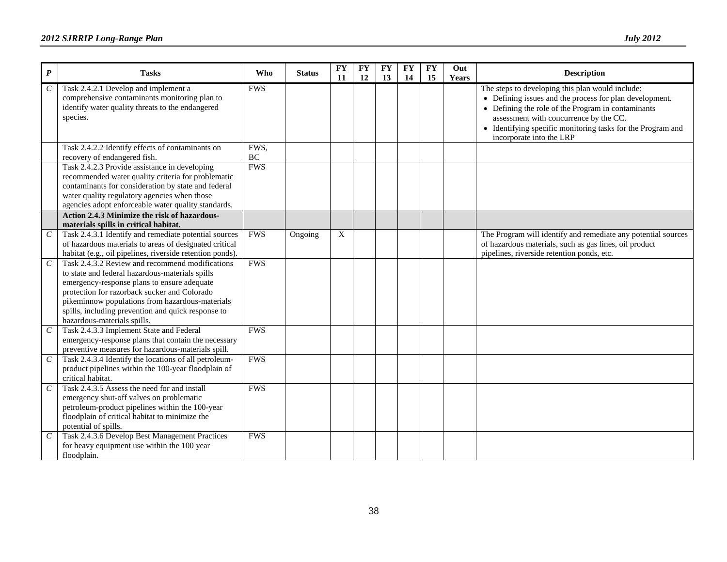| *P* | Tasks | Who | Status | FY 11 | FY 12 | FY 13 | FY 14 | FY 15 | Out Years | Description |
|---|---|---|---|---|---|---|---|---|---|---|
| *C* | Task 2.4.2.1 Develop and implement a comprehensive contaminants monitoring plan to identify water quality threats to the endangered species. | FWS | | | | | | | | The steps to developing this plan would include: • Defining issues and the process for plan development. • Defining the role of the Program in contaminants assessment with concurrence by the CC. • Identifying specific monitoring tasks for the Program and incorporate into the LRP |
| | Task 2.4.2.2 Identify effects of contaminants on recovery of endangered fish. | FWS, BC | | | | | | | | |
| | Task 2.4.2.3 Provide assistance in developing recommended water quality criteria for problematic contaminants for consideration by state and federal water quality regulatory agencies when those agencies adopt enforceable water quality standards. | FWS | | | | | | | | |
| | **Action 2.4.3 Minimize the risk of hazardous-materials spills in critical habitat.** | | | | | | | | | |
| *C* | Task 2.4.3.1 Identify and remediate potential sources of hazardous materials to areas of designated critical habitat (e.g., oil pipelines, riverside retention ponds). | FWS | Ongoing | X | | | | | | The Program will identify and remediate any potential sources of hazardous materials, such as gas lines, oil product pipelines, riverside retention ponds, etc. |
| *C* | Task 2.4.3.2 Review and recommend modifications to state and federal hazardous-materials spills emergency-response plans to ensure adequate protection for razorback sucker and Colorado pikeminnow populations from hazardous-materials spills, including prevention and quick response to hazardous-materials spills. | FWS | | | | | | | | |
| *C* | Task 2.4.3.3 Implement State and Federal emergency-response plans that contain the necessary preventive measures for hazardous-materials spill. | FWS | | | | | | | | |
| *C* | Task 2.4.3.4 Identify the locations of all petroleum-product pipelines within the 100-year floodplain of critical habitat. | FWS | | | | | | | | |
| *C* | Task 2.4.3.5 Assess the need for and install emergency shut-off valves on problematic petroleum-product pipelines within the 100-year floodplain of critical habitat to minimize the potential of spills. | FWS | | | | | | | | |
| *C* | Task 2.4.3.6 Develop Best Management Practices for heavy equipment use within the 100 year floodplain. | FWS | | | | | | | | |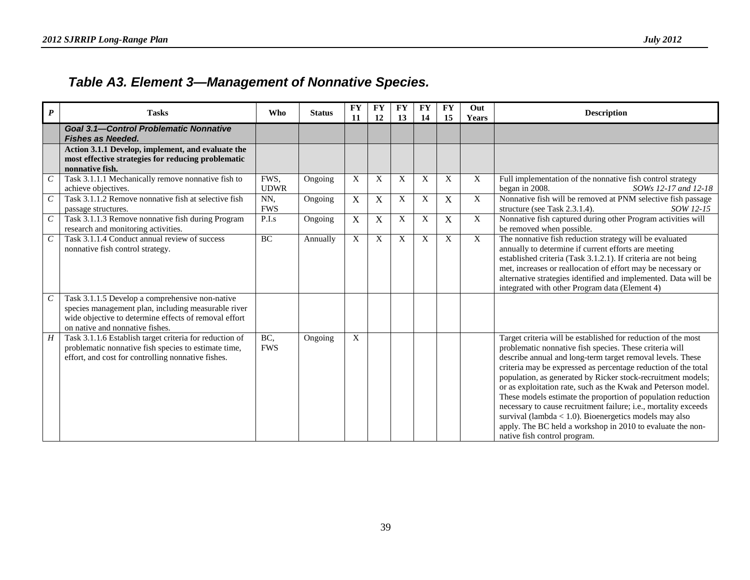## *Table A3. Element 3—Management of Nonnative Species.*

| *P* | Tasks | Who | Status | FY 11 | FY 12 | FY 13 | FY 14 | FY 15 | Out Years | Description |
|---|---|---|---|---|---|---|---|---|---|---|
| | ***Goal 3.1—Control Problematic Nonnative Fishes as Needed.*** | | | | | | | | | |
| | **Action 3.1.1 Develop, implement, and evaluate the most effective strategies for reducing problematic nonnative fish.** | | | | | | | | | |
| *C* | Task 3.1.1.1 Mechanically remove nonnative fish to achieve objectives. | FWS, UDWR | Ongoing | X | X | X | X | X | X | Full implementation of the nonnative fish control strategy began in 2008. *SOWs 12-17 and 12-18* |
| *C* | Task 3.1.1.2 Remove nonnative fish at selective fish passage structures. | NN, FWS | Ongoing | X | X | X | X | X | X | Nonnative fish will be removed at PNM selective fish passage structure (see Task 2.3.1.4). *SOW 12-15* |
| *C* | Task 3.1.1.3 Remove nonnative fish during Program research and monitoring activities. | P.I.s | Ongoing | X | X | X | X | X | X | Nonnative fish captured during other Program activities will be removed when possible. |
| *C* | Task 3.1.1.4 Conduct annual review of success nonnative fish control strategy. | BC | Annually | X | X | X | X | X | X | The nonnative fish reduction strategy will be evaluated annually to determine if current efforts are meeting established criteria (Task 3.1.2.1). If criteria are not being met, increases or reallocation of effort may be necessary or alternative strategies identified and implemented. Data will be integrated with other Program data (Element 4) |
| *C* | Task 3.1.1.5 Develop a comprehensive non-native species management plan, including measurable river wide objective to determine effects of removal effort on native and nonnative fishes. | | | | | | | | | |
| *H* | Task 3.1.1.6 Establish target criteria for reduction of problematic nonnative fish species to estimate time, effort, and cost for controlling nonnative fishes. | BC, FWS | Ongoing | X | | | | | | Target criteria will be established for reduction of the most problematic nonnative fish species. These criteria will describe annual and long-term target removal levels. These criteria may be expressed as percentage reduction of the total population, as generated by Ricker stock-recruitment models; or as exploitation rate, such as the Kwak and Peterson model. These models estimate the proportion of population reduction necessary to cause recruitment failure; i.e., mortality exceeds survival (lambda < 1.0). Bioenergetics models may also apply. The BC held a workshop in 2010 to evaluate the non-native fish control program. |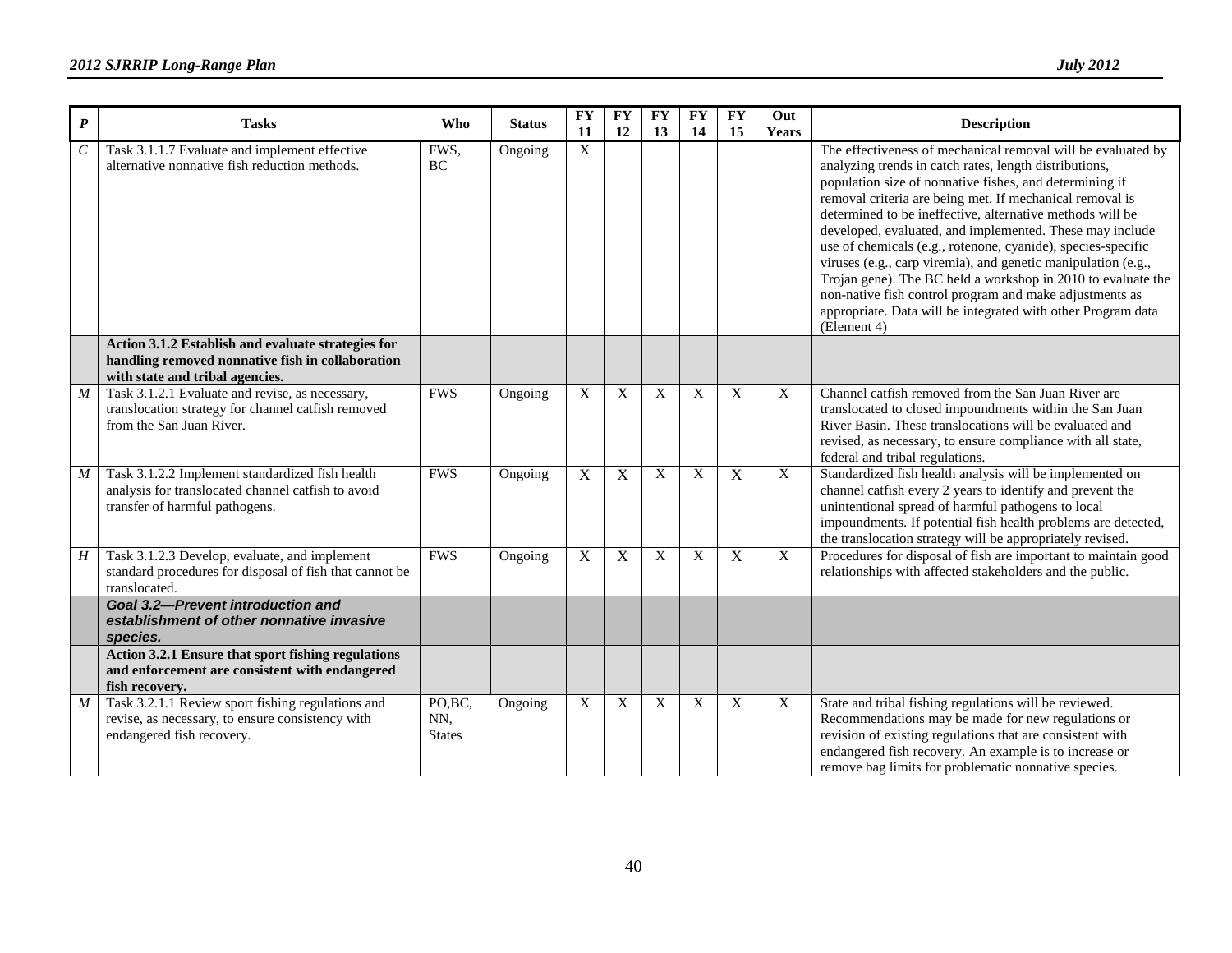| *P* | Tasks | Who | Status | FY 11 | FY 12 | FY 13 | FY 14 | FY 15 | Out Years | Description |
|---|---|---|---|---|---|---|---|---|---|---|
| *C* | Task 3.1.1.7 Evaluate and implement effective alternative nonnative fish reduction methods. | FWS, BC | Ongoing | X | | | | | | The effectiveness of mechanical removal will be evaluated by analyzing trends in catch rates, length distributions, population size of nonnative fishes, and determining if removal criteria are being met. If mechanical removal is determined to be ineffective, alternative methods will be developed, evaluated, and implemented. These may include use of chemicals (e.g., rotenone, cyanide), species-specific viruses (e.g., carp viremia), and genetic manipulation (e.g., Trojan gene). The BC held a workshop in 2010 to evaluate the non-native fish control program and make adjustments as appropriate. Data will be integrated with other Program data (Element 4) |
| | **Action 3.1.2 Establish and evaluate strategies for handling removed nonnative fish in collaboration with state and tribal agencies.** | | | | | | | | | |
| *M* | Task 3.1.2.1 Evaluate and revise, as necessary, translocation strategy for channel catfish removed from the San Juan River. | FWS | Ongoing | X | X | X | X | X | X | Channel catfish removed from the San Juan River are translocated to closed impoundments within the San Juan River Basin. These translocations will be evaluated and revised, as necessary, to ensure compliance with all state, federal and tribal regulations. |
| *M* | Task 3.1.2.2 Implement standardized fish health analysis for translocated channel catfish to avoid transfer of harmful pathogens. | FWS | Ongoing | X | X | X | X | X | X | Standardized fish health analysis will be implemented on channel catfish every 2 years to identify and prevent the unintentional spread of harmful pathogens to local impoundments. If potential fish health problems are detected, the translocation strategy will be appropriately revised. |
| *H* | Task 3.1.2.3 Develop, evaluate, and implement standard procedures for disposal of fish that cannot be translocated. | FWS | Ongoing | X | X | X | X | X | X | Procedures for disposal of fish are important to maintain good relationships with affected stakeholders and the public. |
| | ***Goal 3.2—Prevent introduction and establishment of other nonnative invasive species.*** | | | | | | | | | |
| | **Action 3.2.1 Ensure that sport fishing regulations and enforcement are consistent with endangered fish recovery.** | | | | | | | | | |
| *M* | Task 3.2.1.1 Review sport fishing regulations and revise, as necessary, to ensure consistency with endangered fish recovery. | PO,BC, NN, States | Ongoing | X | X | X | X | X | X | State and tribal fishing regulations will be reviewed. Recommendations may be made for new regulations or revision of existing regulations that are consistent with endangered fish recovery. An example is to increase or remove bag limits for problematic nonnative species. |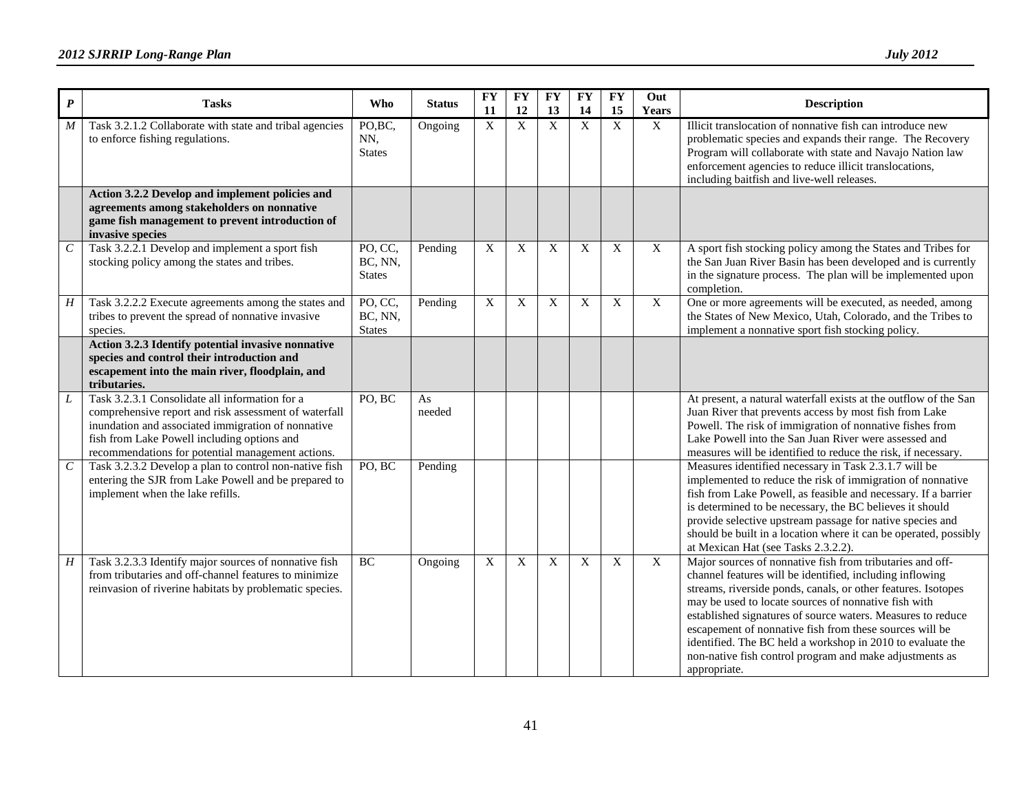| P | Tasks | Who | Status | FY 11 | FY 12 | FY 13 | FY 14 | FY 15 | Out Years | Description |
|---|---|---|---|---|---|---|---|---|---|---|
| *M* | Task 3.2.1.2 Collaborate with state and tribal agencies to enforce fishing regulations. | PO,BC, NN, States | Ongoing | X | X | X | X | X | X | Illicit translocation of nonnative fish can introduce new problematic species and expands their range. The Recovery Program will collaborate with state and Navajo Nation law enforcement agencies to reduce illicit translocations, including baitfish and live-well releases. |
| | **Action 3.2.2 Develop and implement policies and agreements among stakeholders on nonnative game fish management to prevent introduction of invasive species** | | | | | | | | | |
| *C* | Task 3.2.2.1 Develop and implement a sport fish stocking policy among the states and tribes. | PO, CC, BC, NN, States | Pending | X | X | X | X | X | X | A sport fish stocking policy among the States and Tribes for the San Juan River Basin has been developed and is currently in the signature process. The plan will be implemented upon completion. |
| *H* | Task 3.2.2.2 Execute agreements among the states and tribes to prevent the spread of nonnative invasive species. | PO, CC, BC, NN, States | Pending | X | X | X | X | X | X | One or more agreements will be executed, as needed, among the States of New Mexico, Utah, Colorado, and the Tribes to implement a nonnative sport fish stocking policy. |
| | **Action 3.2.3 Identify potential invasive nonnative species and control their introduction and escapement into the main river, floodplain, and tributaries.** | | | | | | | | | |
| *L* | Task 3.2.3.1 Consolidate all information for a comprehensive report and risk assessment of waterfall inundation and associated immigration of nonnative fish from Lake Powell including options and recommendations for potential management actions. | PO, BC | As needed | | | | | | | At present, a natural waterfall exists at the outflow of the San Juan River that prevents access by most fish from Lake Powell. The risk of immigration of nonnative fishes from Lake Powell into the San Juan River were assessed and measures will be identified to reduce the risk, if necessary. |
| *C* | Task 3.2.3.2 Develop a plan to control non-native fish entering the SJR from Lake Powell and be prepared to implement when the lake refills. | PO, BC | Pending | | | | | | | Measures identified necessary in Task 2.3.1.7 will be implemented to reduce the risk of immigration of nonnative fish from Lake Powell, as feasible and necessary. If a barrier is determined to be necessary, the BC believes it should provide selective upstream passage for native species and should be built in a location where it can be operated, possibly at Mexican Hat (see Tasks 2.3.2.2). |
| *H* | Task 3.2.3.3 Identify major sources of nonnative fish from tributaries and off-channel features to minimize reinvasion of riverine habitats by problematic species. | BC | Ongoing | X | X | X | X | X | X | Major sources of nonnative fish from tributaries and off-channel features will be identified, including inflowing streams, riverside ponds, canals, or other features. Isotopes may be used to locate sources of nonnative fish with established signatures of source waters. Measures to reduce escapement of nonnative fish from these sources will be identified. The BC held a workshop in 2010 to evaluate the non-native fish control program and make adjustments as appropriate. |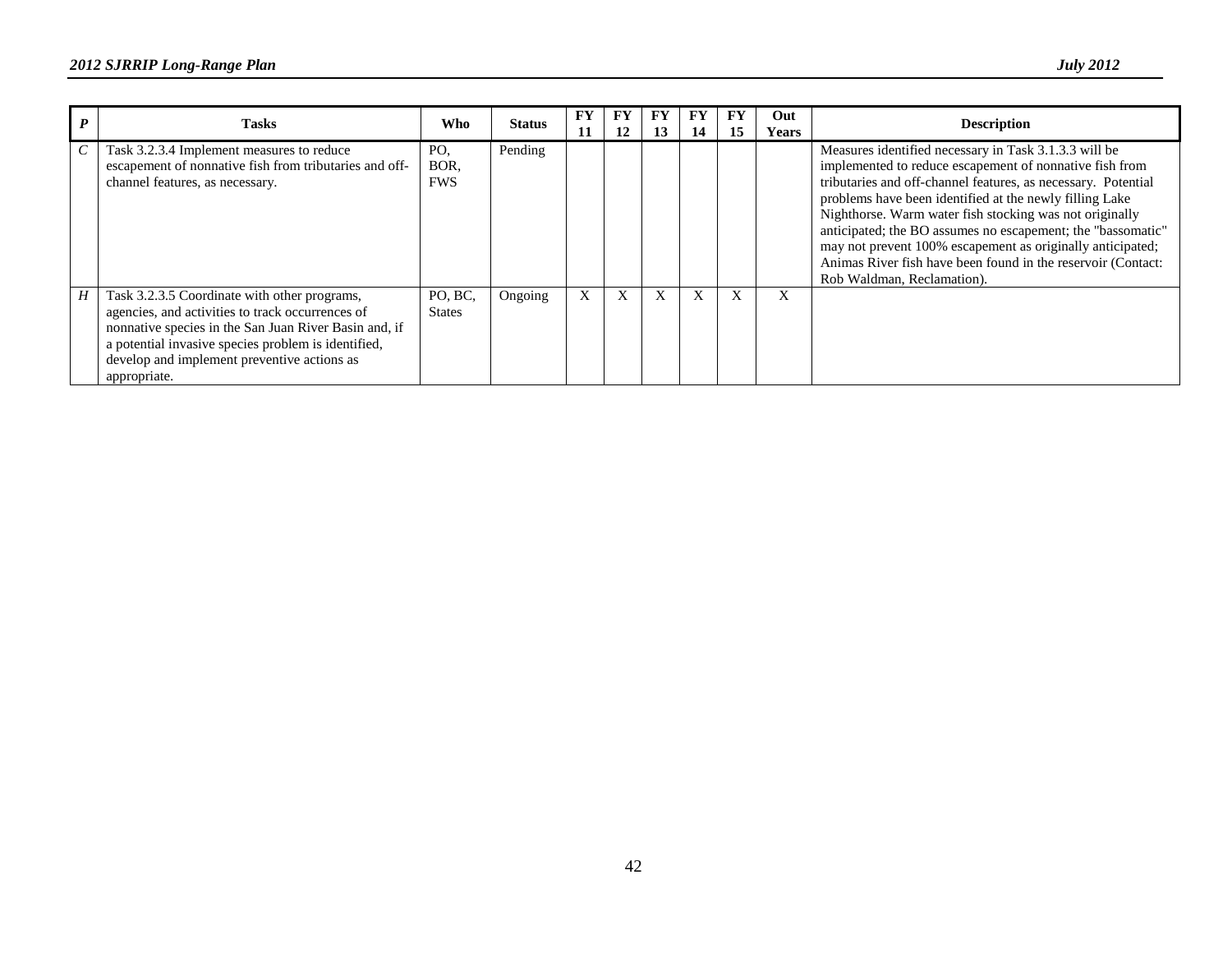| P | Tasks | Who | Status | FY 11 | FY 12 | FY 13 | FY 14 | FY 15 | Out Years | Description |
|---|---|---|---|---|---|---|---|---|---|---|
| *C* | Task 3.2.3.4 Implement measures to reduce escapement of nonnative fish from tributaries and off-channel features, as necessary. | PO, BOR, FWS | Pending | | | | | | | Measures identified necessary in Task 3.1.3.3 will be implemented to reduce escapement of nonnative fish from tributaries and off-channel features, as necessary. Potential problems have been identified at the newly filling Lake Nighthorse. Warm water fish stocking was not originally anticipated; the BO assumes no escapement; the "bassomatic" may not prevent 100% escapement as originally anticipated; Animas River fish have been found in the reservoir (Contact: Rob Waldman, Reclamation). |
| *H* | Task 3.2.3.5 Coordinate with other programs, agencies, and activities to track occurrences of nonnative species in the San Juan River Basin and, if a potential invasive species problem is identified, develop and implement preventive actions as appropriate. | PO, BC, States | Ongoing | X | X | X | X | X | X | |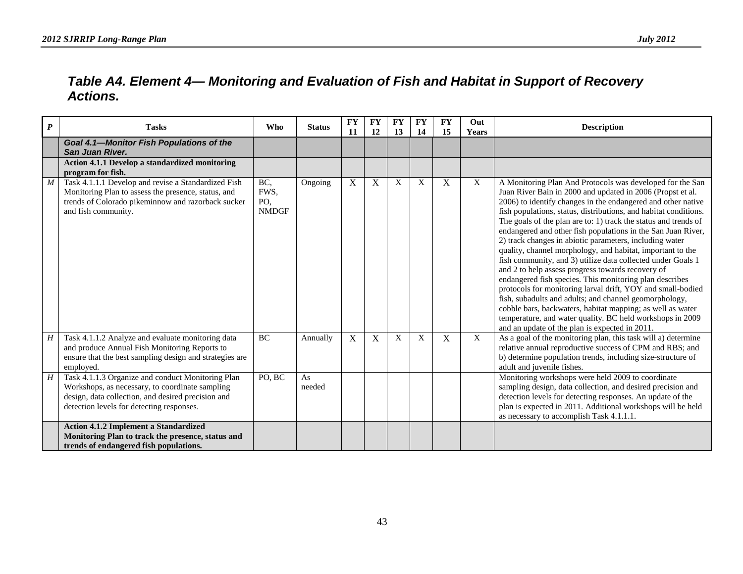### *Table A4. Element 4— Monitoring and Evaluation of Fish and Habitat in Support of Recovery Actions.*

| *P* | Tasks | Who | Status | FY 11 | FY 12 | FY 13 | FY 14 | FY 15 | Out Years | Description |
|---|---|---|---|---|---|---|---|---|---|---|
| | ***Goal 4.1—Monitor Fish Populations of the San Juan River.*** | | | | | | | | | |
| | **Action 4.1.1 Develop a standardized monitoring program for fish.** | | | | | | | | | |
| *M* | Task 4.1.1.1 Develop and revise a Standardized Fish Monitoring Plan to assess the presence, status, and trends of Colorado pikeminnow and razorback sucker and fish community. | BC, FWS, PO, NMDGF | Ongoing | X | X | X | X | X | X | A Monitoring Plan And Protocols was developed for the San Juan River Bain in 2000 and updated in 2006 (Propst et al. 2006) to identify changes in the endangered and other native fish populations, status, distributions, and habitat conditions. The goals of the plan are to: 1) track the status and trends of endangered and other fish populations in the San Juan River, 2) track changes in abiotic parameters, including water quality, channel morphology, and habitat, important to the fish community, and 3) utilize data collected under Goals 1 and 2 to help assess progress towards recovery of endangered fish species. This monitoring plan describes protocols for monitoring larval drift, YOY and small-bodied fish, subadults and adults; and channel geomorphology, cobble bars, backwaters, habitat mapping; as well as water temperature, and water quality. BC held workshops in 2009 and an update of the plan is expected in 2011. |
| *H* | Task 4.1.1.2 Analyze and evaluate monitoring data and produce Annual Fish Monitoring Reports to ensure that the best sampling design and strategies are employed. | BC | Annually | X | X | X | X | X | X | As a goal of the monitoring plan, this task will a) determine relative annual reproductive success of CPM and RBS; and b) determine population trends, including size-structure of adult and juvenile fishes. |
| *H* | Task 4.1.1.3 Organize and conduct Monitoring Plan Workshops, as necessary, to coordinate sampling design, data collection, and desired precision and detection levels for detecting responses. | PO, BC | As needed | | | | | | | Monitoring workshops were held 2009 to coordinate sampling design, data collection, and desired precision and detection levels for detecting responses. An update of the plan is expected in 2011. Additional workshops will be held as necessary to accomplish Task 4.1.1.1. |
| | **Action 4.1.2 Implement a Standardized Monitoring Plan to track the presence, status and trends of endangered fish populations.** | | | | | | | | | |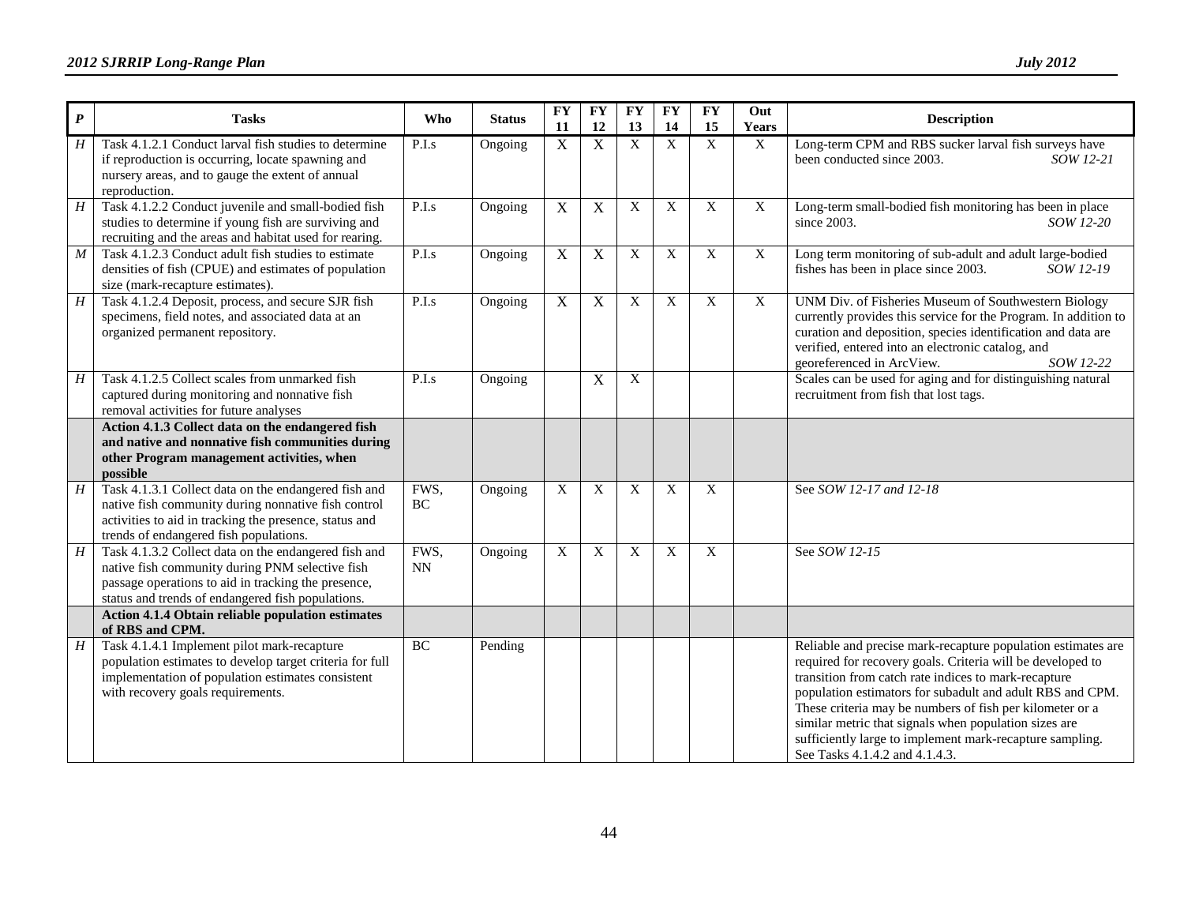| *P* | Tasks | Who | Status | FY 11 | FY 12 | FY 13 | FY 14 | FY 15 | Out Years | Description |
|---|---|---|---|---|---|---|---|---|---|---|
| *H* | Task 4.1.2.1 Conduct larval fish studies to determine if reproduction is occurring, locate spawning and nursery areas, and to gauge the extent of annual reproduction. | P.I.s | Ongoing | X | X | X | X | X | X | Long-term CPM and RBS sucker larval fish surveys have been conducted since 2003. *SOW 12-21* |
| *H* | Task 4.1.2.2 Conduct juvenile and small-bodied fish studies to determine if young fish are surviving and recruiting and the areas and habitat used for rearing. | P.I.s | Ongoing | X | X | X | X | X | X | Long-term small-bodied fish monitoring has been in place since 2003. *SOW 12-20* |
| *M* | Task 4.1.2.3 Conduct adult fish studies to estimate densities of fish (CPUE) and estimates of population size (mark-recapture estimates). | P.I.s | Ongoing | X | X | X | X | X | X | Long term monitoring of sub-adult and adult large-bodied fishes has been in place since 2003. *SOW 12-19* |
| *H* | Task 4.1.2.4 Deposit, process, and secure SJR fish specimens, field notes, and associated data at an organized permanent repository. | P.I.s | Ongoing | X | X | X | X | X | X | UNM Div. of Fisheries Museum of Southwestern Biology currently provides this service for the Program. In addition to curation and deposition, species identification and data are verified, entered into an electronic catalog, and georeferenced in ArcView. *SOW 12-22* |
| *H* | Task 4.1.2.5 Collect scales from unmarked fish captured during monitoring and nonnative fish removal activities for future analyses | P.I.s | Ongoing | | X | X | | | | Scales can be used for aging and for distinguishing natural recruitment from fish that lost tags. |
| | **Action 4.1.3 Collect data on the endangered fish and native and nonnative fish communities during other Program management activities, when possible** | | | | | | | | | |
| *H* | Task 4.1.3.1 Collect data on the endangered fish and native fish community during nonnative fish control activities to aid in tracking the presence, status and trends of endangered fish populations. | FWS, BC | Ongoing | X | X | X | X | X | | See *SOW 12-17 and 12-18* |
| *H* | Task 4.1.3.2 Collect data on the endangered fish and native fish community during PNM selective fish passage operations to aid in tracking the presence, status and trends of endangered fish populations. | FWS, NN | Ongoing | X | X | X | X | X | | See *SOW 12-15* |
| | **Action 4.1.4 Obtain reliable population estimates of RBS and CPM.** | | | | | | | | | |
| *H* | Task 4.1.4.1 Implement pilot mark-recapture population estimates to develop target criteria for full implementation of population estimates consistent with recovery goals requirements. | BC | Pending | | | | | | | Reliable and precise mark-recapture population estimates are required for recovery goals. Criteria will be developed to transition from catch rate indices to mark-recapture population estimators for subadult and adult RBS and CPM. These criteria may be numbers of fish per kilometer or a similar metric that signals when population sizes are sufficiently large to implement mark-recapture sampling. See Tasks 4.1.4.2 and 4.1.4.3. |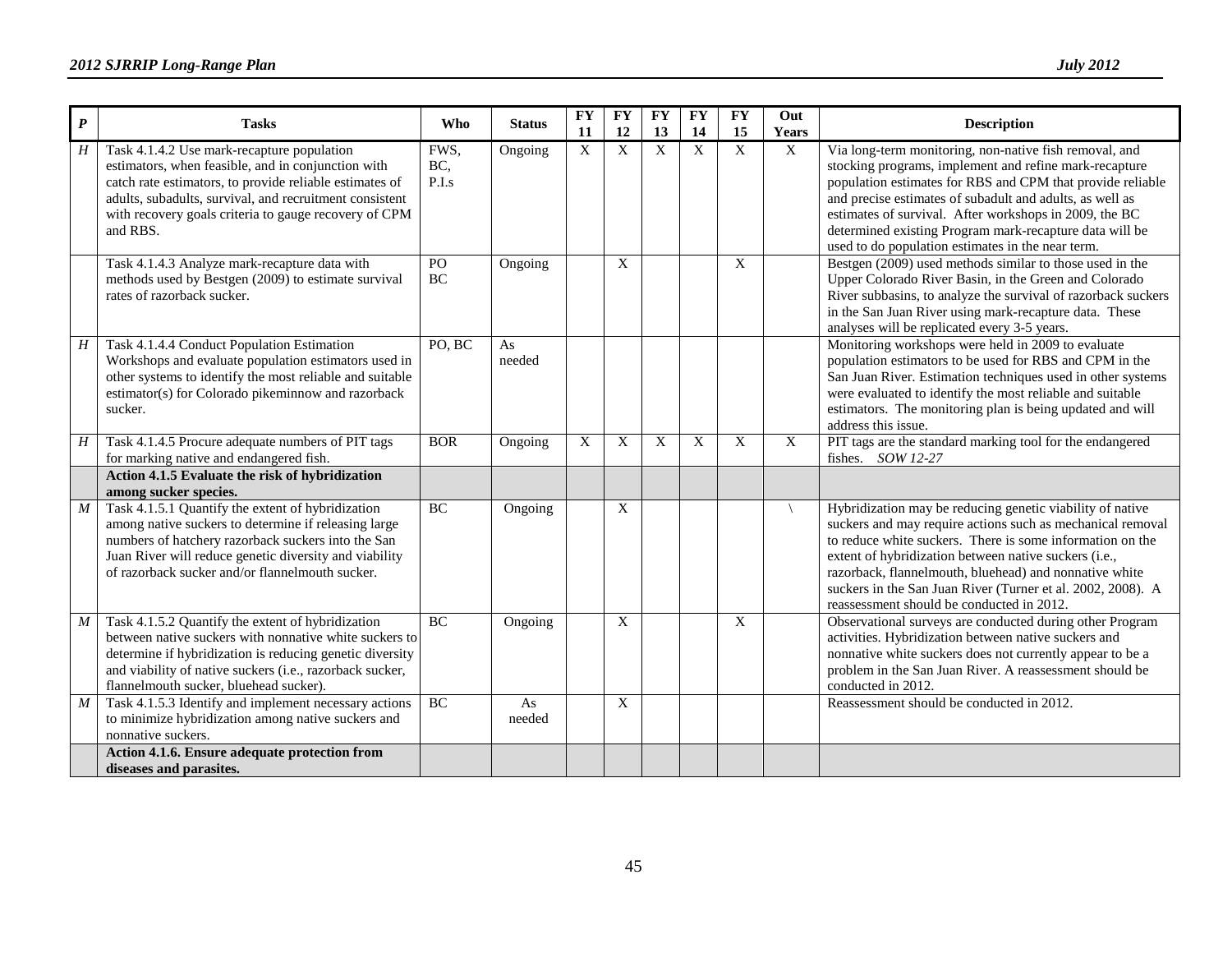| *P* | Tasks | Who | Status | FY 11 | FY 12 | FY 13 | FY 14 | FY 15 | Out Years | Description |
|---|---|---|---|---|---|---|---|---|---|---|
| *H* | Task 4.1.4.2 Use mark-recapture population estimators, when feasible, and in conjunction with catch rate estimators, to provide reliable estimates of adults, subadults, survival, and recruitment consistent with recovery goals criteria to gauge recovery of CPM and RBS. | FWS, BC, P.I.s | Ongoing | X | X | X | X | X | X | Via long-term monitoring, non-native fish removal, and stocking programs, implement and refine mark-recapture population estimates for RBS and CPM that provide reliable and precise estimates of subadult and adults, as well as estimates of survival. After workshops in 2009, the BC determined existing Program mark-recapture data will be used to do population estimates in the near term. |
| | Task 4.1.4.3 Analyze mark-recapture data with methods used by Bestgen (2009) to estimate survival rates of razorback sucker. | PO BC | Ongoing | | X | | | X | | Bestgen (2009) used methods similar to those used in the Upper Colorado River Basin, in the Green and Colorado River subbasins, to analyze the survival of razorback suckers in the San Juan River using mark-recapture data. These analyses will be replicated every 3-5 years. |
| *H* | Task 4.1.4.4 Conduct Population Estimation Workshops and evaluate population estimators used in other systems to identify the most reliable and suitable estimator(s) for Colorado pikeminnow and razorback sucker. | PO, BC | As needed | | | | | | | Monitoring workshops were held in 2009 to evaluate population estimators to be used for RBS and CPM in the San Juan River. Estimation techniques used in other systems were evaluated to identify the most reliable and suitable estimators. The monitoring plan is being updated and will address this issue. |
| *H* | Task 4.1.4.5 Procure adequate numbers of PIT tags for marking native and endangered fish. | BOR | Ongoing | X | X | X | X | X | X | PIT tags are the standard marking tool for the endangered fishes. *SOW 12-27* |
| | **Action 4.1.5 Evaluate the risk of hybridization among sucker species.** | | | | | | | | | |
| *M* | Task 4.1.5.1 Quantify the extent of hybridization among native suckers to determine if releasing large numbers of hatchery razorback suckers into the San Juan River will reduce genetic diversity and viability of razorback sucker and/or flannelmouth sucker. | BC | Ongoing | | X | | | | \ | Hybridization may be reducing genetic viability of native suckers and may require actions such as mechanical removal to reduce white suckers. There is some information on the extent of hybridization between native suckers (i.e., razorback, flannelmouth, bluehead) and nonnative white suckers in the San Juan River (Turner et al. 2002, 2008). A reassessment should be conducted in 2012. |
| *M* | Task 4.1.5.2 Quantify the extent of hybridization between native suckers with nonnative white suckers to determine if hybridization is reducing genetic diversity and viability of native suckers (i.e., razorback sucker, flannelmouth sucker, bluehead sucker). | BC | Ongoing | | X | | | X | | Observational surveys are conducted during other Program activities. Hybridization between native suckers and nonnative white suckers does not currently appear to be a problem in the San Juan River. A reassessment should be conducted in 2012. |
| *M* | Task 4.1.5.3 Identify and implement necessary actions to minimize hybridization among native suckers and nonnative suckers. | BC | As needed | | X | | | | | Reassessment should be conducted in 2012. |
| | **Action 4.1.6. Ensure adequate protection from diseases and parasites.** | | | | | | | | | |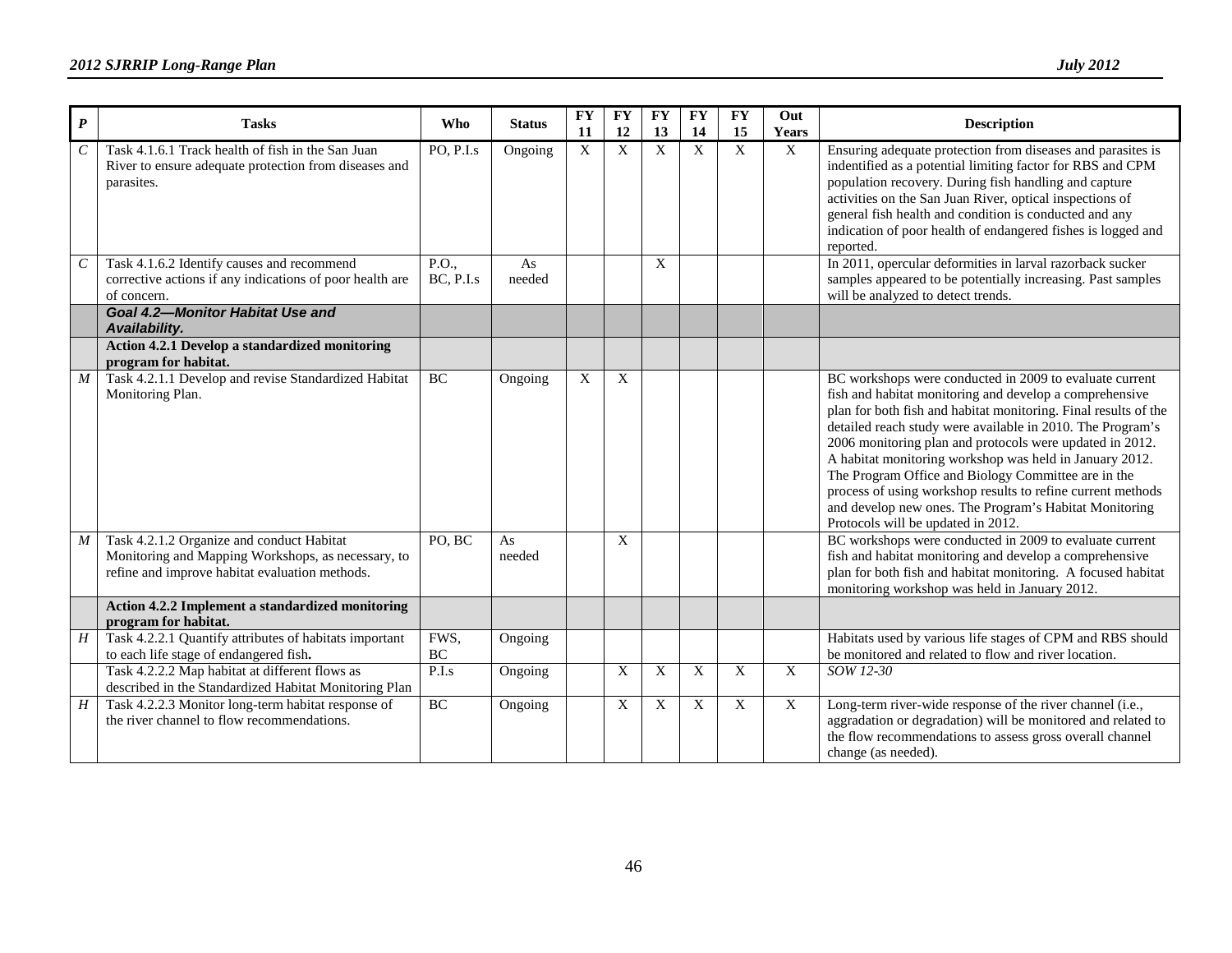| P | Tasks | Who | Status | FY 11 | FY 12 | FY 13 | FY 14 | FY 15 | Out Years | Description |
|---|---|---|---|---|---|---|---|---|---|---|
| *C* | Task 4.1.6.1 Track health of fish in the San Juan River to ensure adequate protection from diseases and parasites. | PO, P.I.s | Ongoing | X | X | X | X | X | X | Ensuring adequate protection from diseases and parasites is indentified as a potential limiting factor for RBS and CPM population recovery. During fish handling and capture activities on the San Juan River, optical inspections of general fish health and condition is conducted and any indication of poor health of endangered fishes is logged and reported. |
| *C* | Task 4.1.6.2 Identify causes and recommend corrective actions if any indications of poor health are of concern. | P.O., BC, P.I.s | As needed | | | X | | | | In 2011, opercular deformities in larval razorback sucker samples appeared to be potentially increasing. Past samples will be analyzed to detect trends. |
| | ***Goal 4.2—Monitor Habitat Use and Availability.*** | | | | | | | | | |
| | **Action 4.2.1 Develop a standardized monitoring program for habitat.** | | | | | | | | | |
| *M* | Task 4.2.1.1 Develop and revise Standardized Habitat Monitoring Plan. | BC | Ongoing | X | X | | | | | BC workshops were conducted in 2009 to evaluate current fish and habitat monitoring and develop a comprehensive plan for both fish and habitat monitoring. Final results of the detailed reach study were available in 2010. The Program's 2006 monitoring plan and protocols were updated in 2012. A habitat monitoring workshop was held in January 2012. The Program Office and Biology Committee are in the process of using workshop results to refine current methods and develop new ones. The Program's Habitat Monitoring Protocols will be updated in 2012. |
| *M* | Task 4.2.1.2 Organize and conduct Habitat Monitoring and Mapping Workshops, as necessary, to refine and improve habitat evaluation methods. | PO, BC | As needed | | X | | | | | BC workshops were conducted in 2009 to evaluate current fish and habitat monitoring and develop a comprehensive plan for both fish and habitat monitoring. A focused habitat monitoring workshop was held in January 2012. |
| | **Action 4.2.2 Implement a standardized monitoring program for habitat.** | | | | | | | | | |
| *H* | Task 4.2.2.1 Quantify attributes of habitats important to each life stage of endangered fish**.** | FWS, BC | Ongoing | | | | | | | Habitats used by various life stages of CPM and RBS should be monitored and related to flow and river location. |
| | Task 4.2.2.2 Map habitat at different flows as described in the Standardized Habitat Monitoring Plan | P.I.s | Ongoing | | X | X | X | X | X | *SOW 12-30* |
| *H* | Task 4.2.2.3 Monitor long-term habitat response of the river channel to flow recommendations. | BC | Ongoing | | X | X | X | X | X | Long-term river-wide response of the river channel (i.e., aggradation or degradation) will be monitored and related to the flow recommendations to assess gross overall channel change (as needed). |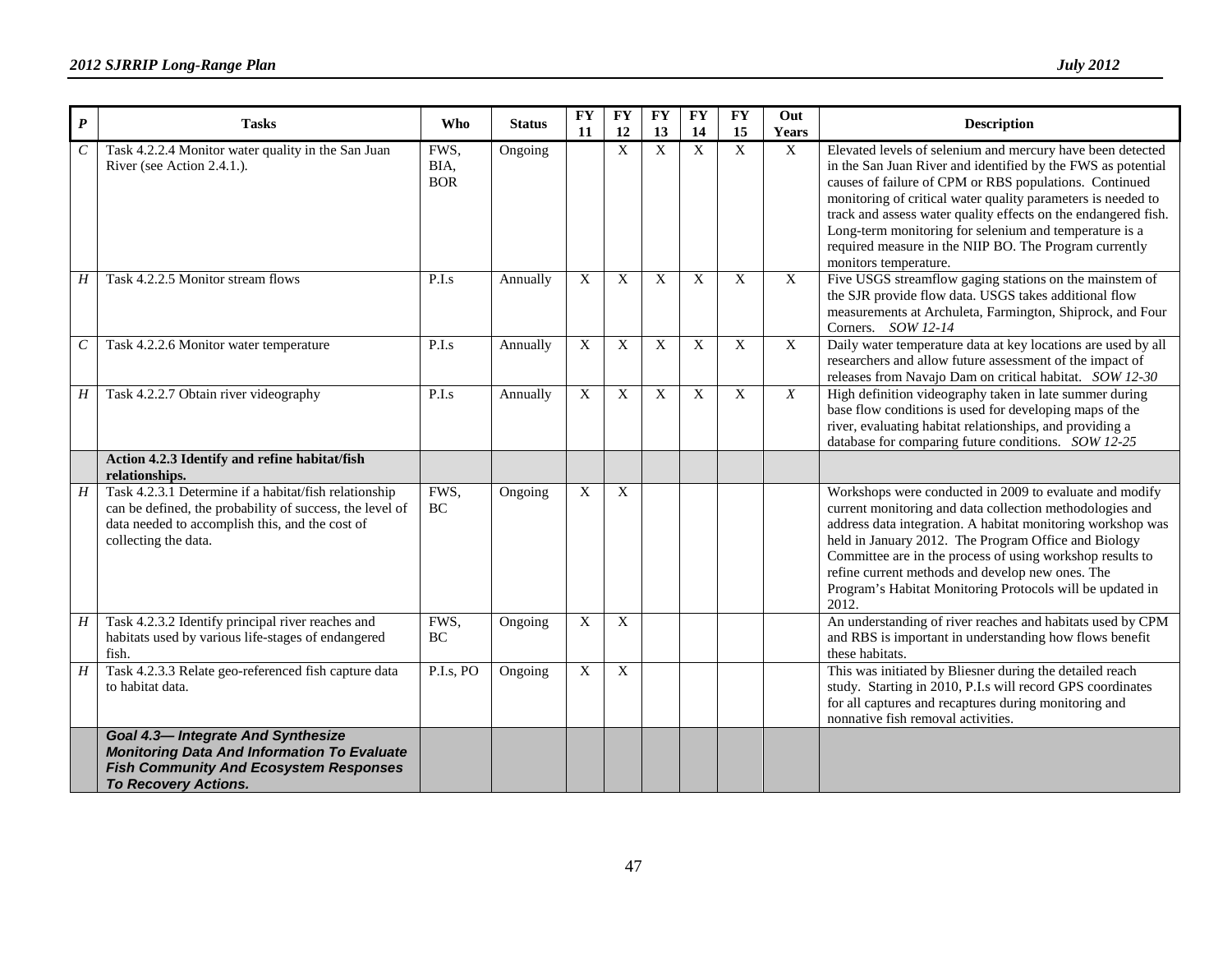| *P* | Tasks | Who | Status | FY 11 | FY 12 | FY 13 | FY 14 | FY 15 | Out Years | Description |
|---|---|---|---|---|---|---|---|---|---|---|
| *C* | Task 4.2.2.4 Monitor water quality in the San Juan River (see Action 2.4.1.). | FWS, BIA, BOR | Ongoing | | X | X | X | X | X | Elevated levels of selenium and mercury have been detected in the San Juan River and identified by the FWS as potential causes of failure of CPM or RBS populations. Continued monitoring of critical water quality parameters is needed to track and assess water quality effects on the endangered fish. Long-term monitoring for selenium and temperature is a required measure in the NIIP BO. The Program currently monitors temperature. |
| *H* | Task 4.2.2.5 Monitor stream flows | P.I.s | Annually | X | X | X | X | X | X | Five USGS streamflow gaging stations on the mainstem of the SJR provide flow data. USGS takes additional flow measurements at Archuleta, Farmington, Shiprock, and Four Corners. *SOW 12-14* |
| *C* | Task 4.2.2.6 Monitor water temperature | P.I.s | Annually | X | X | X | X | X | X | Daily water temperature data at key locations are used by all researchers and allow future assessment of the impact of releases from Navajo Dam on critical habitat. *SOW 12-30* |
| *H* | Task 4.2.2.7 Obtain river videography | P.I.s | Annually | X | X | X | X | X | *X* | High definition videography taken in late summer during base flow conditions is used for developing maps of the river, evaluating habitat relationships, and providing a database for comparing future conditions. *SOW 12-25* |
| | **Action 4.2.3 Identify and refine habitat/fish relationships.** | | | | | | | | | |
| *H* | Task 4.2.3.1 Determine if a habitat/fish relationship can be defined, the probability of success, the level of data needed to accomplish this, and the cost of collecting the data. | FWS, BC | Ongoing | X | X | | | | | Workshops were conducted in 2009 to evaluate and modify current monitoring and data collection methodologies and address data integration. A habitat monitoring workshop was held in January 2012. The Program Office and Biology Committee are in the process of using workshop results to refine current methods and develop new ones. The Program's Habitat Monitoring Protocols will be updated in 2012. |
| *H* | Task 4.2.3.2 Identify principal river reaches and habitats used by various life-stages of endangered fish. | FWS, BC | Ongoing | X | X | | | | | An understanding of river reaches and habitats used by CPM and RBS is important in understanding how flows benefit these habitats. |
| *H* | Task 4.2.3.3 Relate geo-referenced fish capture data to habitat data. | P.I.s, PO | Ongoing | X | X | | | | | This was initiated by Bliesner during the detailed reach study. Starting in 2010, P.I.s will record GPS coordinates for all captures and recaptures during monitoring and nonnative fish removal activities. |
| | ***Goal 4.3— Integrate And Synthesize Monitoring Data And Information To Evaluate Fish Community And Ecosystem Responses To Recovery Actions.*** | | | | | | | | | |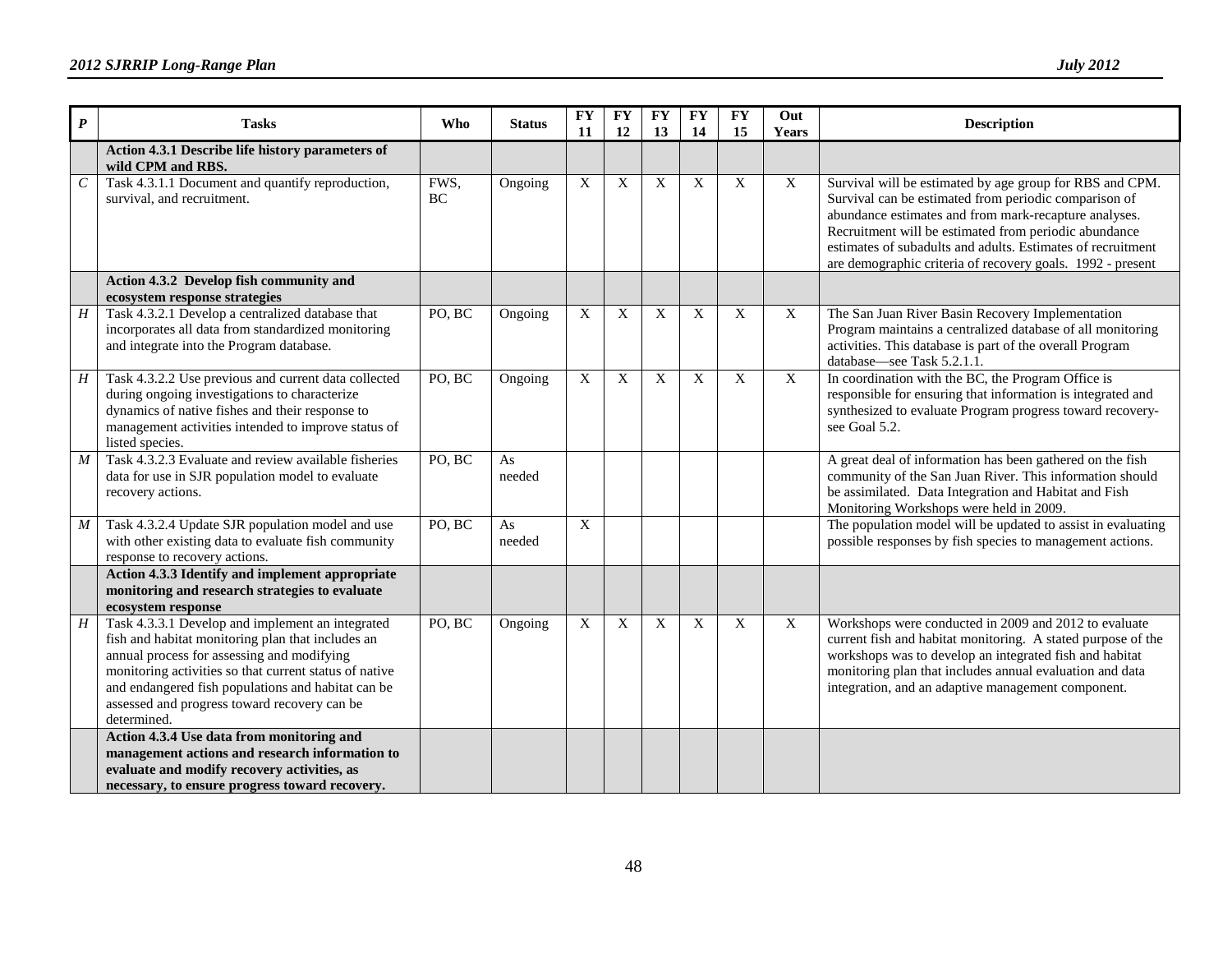| P | Tasks | Who | Status | FY 11 | FY 12 | FY 13 | FY 14 | FY 15 | Out Years | Description |
|---|---|---|---|---|---|---|---|---|---|---|
| | **Action 4.3.1 Describe life history parameters of wild CPM and RBS.** | | | | | | | | | |
| *C* | Task 4.3.1.1 Document and quantify reproduction, survival, and recruitment. | FWS, BC | Ongoing | X | X | X | X | X | X | Survival will be estimated by age group for RBS and CPM. Survival can be estimated from periodic comparison of abundance estimates and from mark-recapture analyses. Recruitment will be estimated from periodic abundance estimates of subadults and adults. Estimates of recruitment are demographic criteria of recovery goals. 1992 - present |
| | **Action 4.3.2 Develop fish community and ecosystem response strategies** | | | | | | | | | |
| *H* | Task 4.3.2.1 Develop a centralized database that incorporates all data from standardized monitoring and integrate into the Program database. | PO, BC | Ongoing | X | X | X | X | X | X | The San Juan River Basin Recovery Implementation Program maintains a centralized database of all monitoring activities. This database is part of the overall Program database—see Task 5.2.1.1. |
| *H* | Task 4.3.2.2 Use previous and current data collected during ongoing investigations to characterize dynamics of native fishes and their response to management activities intended to improve status of listed species. | PO, BC | Ongoing | X | X | X | X | X | X | In coordination with the BC, the Program Office is responsible for ensuring that information is integrated and synthesized to evaluate Program progress toward recovery-see Goal 5.2. |
| *M* | Task 4.3.2.3 Evaluate and review available fisheries data for use in SJR population model to evaluate recovery actions. | PO, BC | As needed | | | | | | | A great deal of information has been gathered on the fish community of the San Juan River. This information should be assimilated. Data Integration and Habitat and Fish Monitoring Workshops were held in 2009. |
| *M* | Task 4.3.2.4 Update SJR population model and use with other existing data to evaluate fish community response to recovery actions. | PO, BC | As needed | X | | | | | | The population model will be updated to assist in evaluating possible responses by fish species to management actions. |
| | **Action 4.3.3 Identify and implement appropriate monitoring and research strategies to evaluate ecosystem response** | | | | | | | | | |
| *H* | Task 4.3.3.1 Develop and implement an integrated fish and habitat monitoring plan that includes an annual process for assessing and modifying monitoring activities so that current status of native and endangered fish populations and habitat can be assessed and progress toward recovery can be determined. | PO, BC | Ongoing | X | X | X | X | X | X | Workshops were conducted in 2009 and 2012 to evaluate current fish and habitat monitoring. A stated purpose of the workshops was to develop an integrated fish and habitat monitoring plan that includes annual evaluation and data integration, and an adaptive management component. |
| | **Action 4.3.4 Use data from monitoring and management actions and research information to evaluate and modify recovery activities, as necessary, to ensure progress toward recovery.** | | | | | | | | | |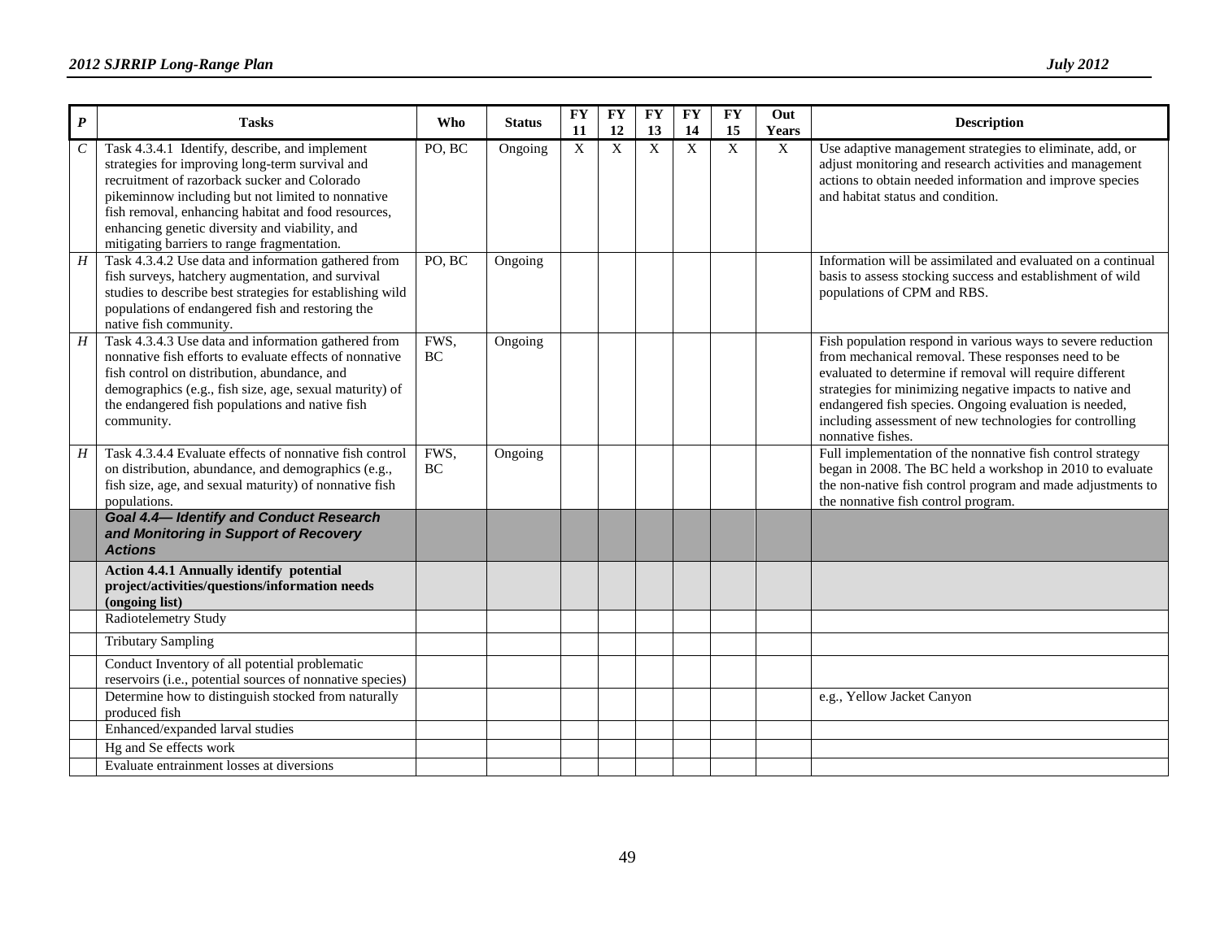| *P* | Tasks | Who | Status | FY 11 | FY 12 | FY 13 | FY 14 | FY 15 | Out Years | Description |
|---|---|---|---|---|---|---|---|---|---|---|
| *C* | Task 4.3.4.1 Identify, describe, and implement strategies for improving long-term survival and recruitment of razorback sucker and Colorado pikeminnow including but not limited to nonnative fish removal, enhancing habitat and food resources, enhancing genetic diversity and viability, and mitigating barriers to range fragmentation. | PO, BC | Ongoing | X | X | X | X | X | X | Use adaptive management strategies to eliminate, add, or adjust monitoring and research activities and management actions to obtain needed information and improve species and habitat status and condition. |
| *H* | Task 4.3.4.2 Use data and information gathered from fish surveys, hatchery augmentation, and survival studies to describe best strategies for establishing wild populations of endangered fish and restoring the native fish community. | PO, BC | Ongoing | | | | | | | Information will be assimilated and evaluated on a continual basis to assess stocking success and establishment of wild populations of CPM and RBS. |
| *H* | Task 4.3.4.3 Use data and information gathered from nonnative fish efforts to evaluate effects of nonnative fish control on distribution, abundance, and demographics (e.g., fish size, age, sexual maturity) of the endangered fish populations and native fish community. | FWS, BC | Ongoing | | | | | | | Fish population respond in various ways to severe reduction from mechanical removal. These responses need to be evaluated to determine if removal will require different strategies for minimizing negative impacts to native and endangered fish species. Ongoing evaluation is needed, including assessment of new technologies for controlling nonnative fishes. |
| *H* | Task 4.3.4.4 Evaluate effects of nonnative fish control on distribution, abundance, and demographics (e.g., fish size, age, and sexual maturity) of nonnative fish populations. | FWS, BC | Ongoing | | | | | | | Full implementation of the nonnative fish control strategy began in 2008. The BC held a workshop in 2010 to evaluate the non-native fish control program and made adjustments to the nonnative fish control program. |
| | ***Goal 4.4— Identify and Conduct Research and Monitoring in Support of Recovery Actions*** | | | | | | | | | |
| | **Action 4.4.1 Annually identify potential project/activities/questions/information needs (ongoing list)** | | | | | | | | | |
| | Radiotelemetry Study | | | | | | | | | |
| | Tributary Sampling | | | | | | | | | |
| | Conduct Inventory of all potential problematic reservoirs (i.e., potential sources of nonnative species) | | | | | | | | | |
| | Determine how to distinguish stocked from naturally produced fish | | | | | | | | | e.g., Yellow Jacket Canyon |
| | Enhanced/expanded larval studies | | | | | | | | | |
| | Hg and Se effects work | | | | | | | | | |
| | Evaluate entrainment losses at diversions | | | | | | | | | |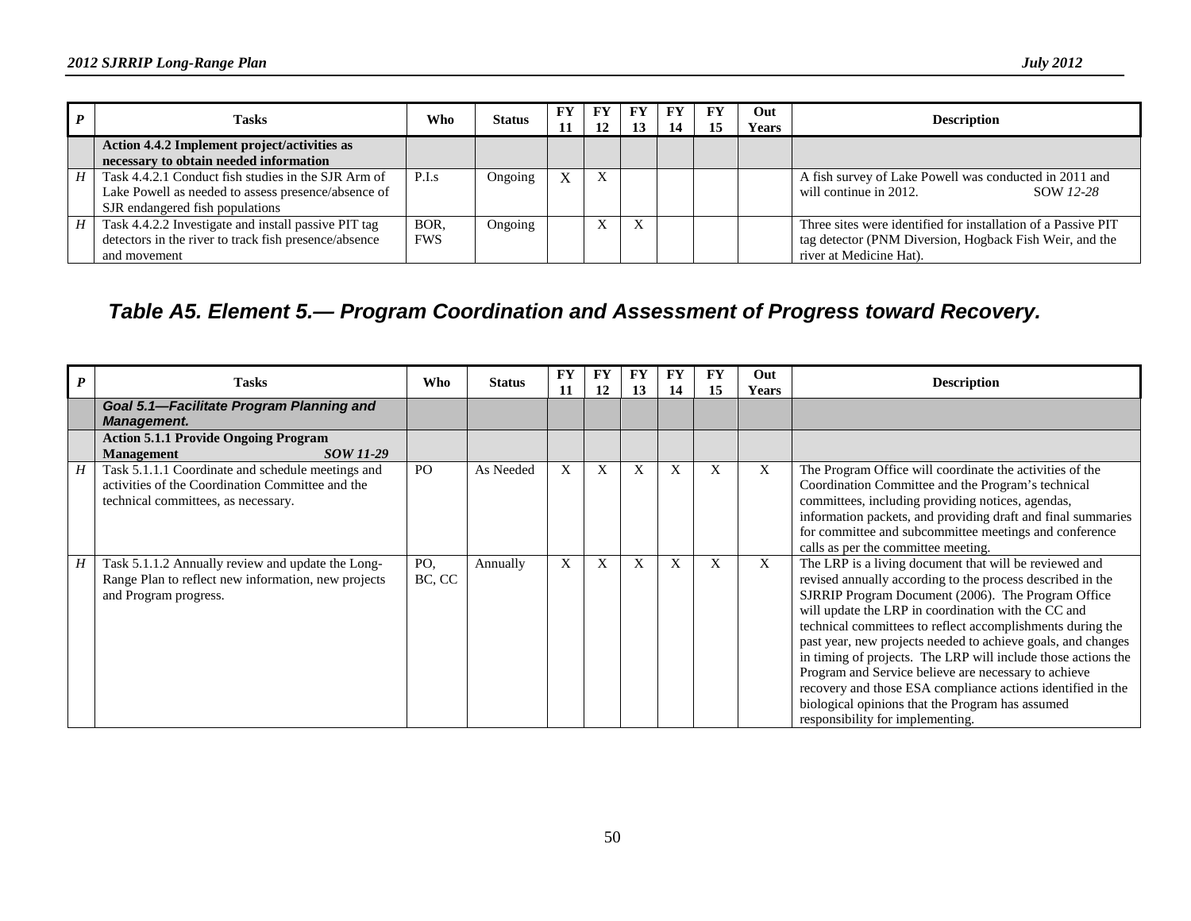| P | Tasks | Who | Status | FY 11 | FY 12 | FY 13 | FY 14 | FY 15 | Out Years | Description |
|---|---|---|---|---|---|---|---|---|---|---|
| | **Action 4.4.2 Implement project/activities as necessary to obtain needed information** | | | | | | | | | |
| *H* | Task 4.4.2.1 Conduct fish studies in the SJR Arm of Lake Powell as needed to assess presence/absence of SJR endangered fish populations | P.I.s | Ongoing | X | X | | | | | A fish survey of Lake Powell was conducted in 2011 and will continue in 2012. SOW *12-28* |
| *H* | Task 4.4.2.2 Investigate and install passive PIT tag detectors in the river to track fish presence/absence and movement | BOR, FWS | Ongoing | | X | X | | | | Three sites were identified for installation of a Passive PIT tag detector (PNM Diversion, Hogback Fish Weir, and the river at Medicine Hat). |

## Table A5. Element 5.— Program Coordination and Assessment of Progress toward Recovery.

| P | Tasks | Who | Status | FY 11 | FY 12 | FY 13 | FY 14 | FY 15 | Out Years | Description |
|---|---|---|---|---|---|---|---|---|---|---|
| | ***Goal 5.1—Facilitate Program Planning and Management.*** | | | | | | | | | |
| | **Action 5.1.1 Provide Ongoing Program Management** ***SOW 11-29*** | | | | | | | | | |
| *H* | Task 5.1.1.1 Coordinate and schedule meetings and activities of the Coordination Committee and the technical committees, as necessary. | PO | As Needed | X | X | X | X | X | X | The Program Office will coordinate the activities of the Coordination Committee and the Program's technical committees, including providing notices, agendas, information packets, and providing draft and final summaries for committee and subcommittee meetings and conference calls as per the committee meeting. |
| *H* | Task 5.1.1.2 Annually review and update the Long-Range Plan to reflect new information, new projects and Program progress. | PO, BC, CC | Annually | X | X | X | X | X | X | The LRP is a living document that will be reviewed and revised annually according to the process described in the SJRRIP Program Document (2006). The Program Office will update the LRP in coordination with the CC and technical committees to reflect accomplishments during the past year, new projects needed to achieve goals, and changes in timing of projects. The LRP will include those actions the Program and Service believe are necessary to achieve recovery and those ESA compliance actions identified in the biological opinions that the Program has assumed responsibility for implementing. |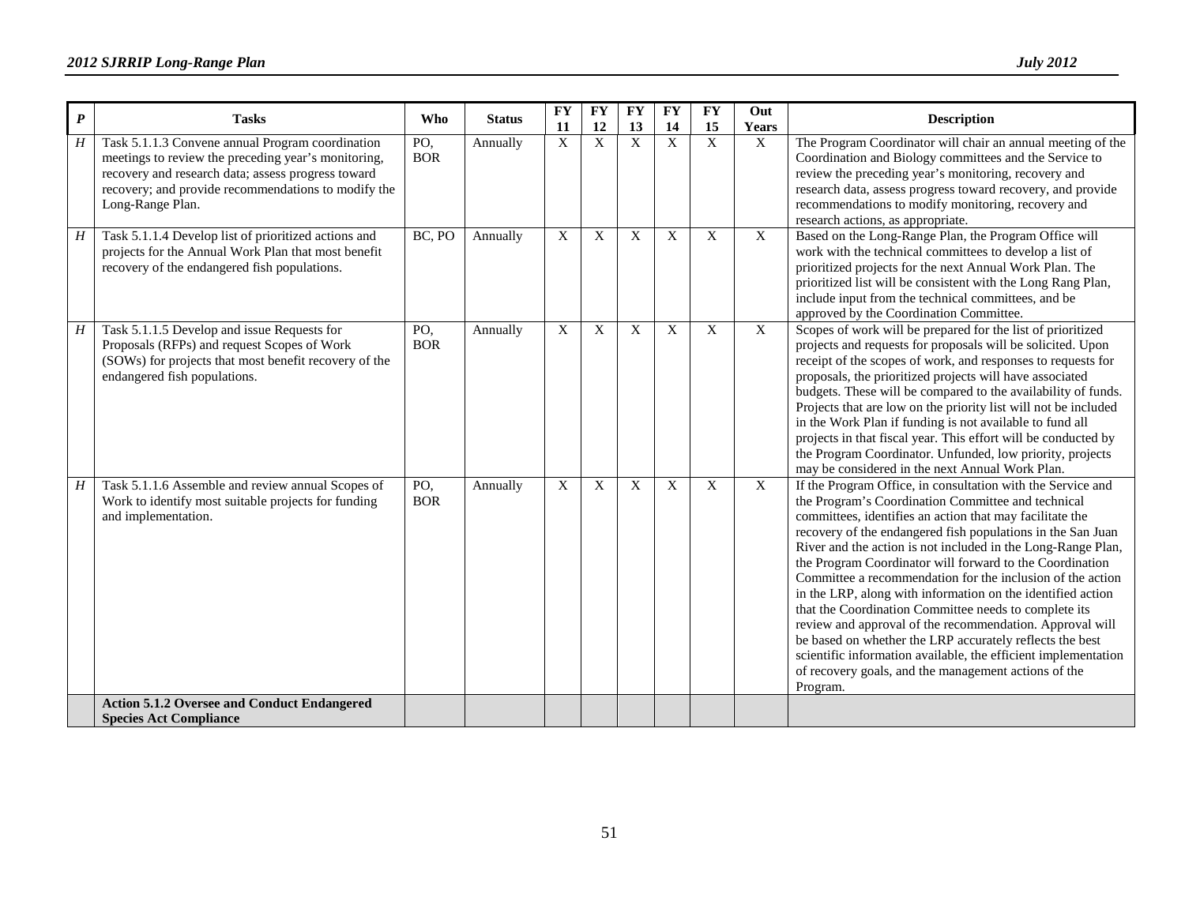| P | Tasks | Who | Status | FY 11 | FY 12 | FY 13 | FY 14 | FY 15 | Out Years | Description |
|---|---|---|---|---|---|---|---|---|---|---|
| *H* | Task 5.1.1.3 Convene annual Program coordination meetings to review the preceding year's monitoring, recovery and research data; assess progress toward recovery; and provide recommendations to modify the Long-Range Plan. | PO, BOR | Annually | X | X | X | X | X | X | The Program Coordinator will chair an annual meeting of the Coordination and Biology committees and the Service to review the preceding year's monitoring, recovery and research data, assess progress toward recovery, and provide recommendations to modify monitoring, recovery and research actions, as appropriate. |
| *H* | Task 5.1.1.4 Develop list of prioritized actions and projects for the Annual Work Plan that most benefit recovery of the endangered fish populations. | BC, PO | Annually | X | X | X | X | X | X | Based on the Long-Range Plan, the Program Office will work with the technical committees to develop a list of prioritized projects for the next Annual Work Plan. The prioritized list will be consistent with the Long Rang Plan, include input from the technical committees, and be approved by the Coordination Committee. |
| *H* | Task 5.1.1.5 Develop and issue Requests for Proposals (RFPs) and request Scopes of Work (SOWs) for projects that most benefit recovery of the endangered fish populations. | PO, BOR | Annually | X | X | X | X | X | X | Scopes of work will be prepared for the list of prioritized projects and requests for proposals will be solicited. Upon receipt of the scopes of work, and responses to requests for proposals, the prioritized projects will have associated budgets. These will be compared to the availability of funds. Projects that are low on the priority list will not be included in the Work Plan if funding is not available to fund all projects in that fiscal year. This effort will be conducted by the Program Coordinator. Unfunded, low priority, projects may be considered in the next Annual Work Plan. |
| *H* | Task 5.1.1.6 Assemble and review annual Scopes of Work to identify most suitable projects for funding and implementation. | PO, BOR | Annually | X | X | X | X | X | X | If the Program Office, in consultation with the Service and the Program's Coordination Committee and technical committees, identifies an action that may facilitate the recovery of the endangered fish populations in the San Juan River and the action is not included in the Long-Range Plan, the Program Coordinator will forward to the Coordination Committee a recommendation for the inclusion of the action in the LRP, along with information on the identified action that the Coordination Committee needs to complete its review and approval of the recommendation. Approval will be based on whether the LRP accurately reflects the best scientific information available, the efficient implementation of recovery goals, and the management actions of the Program. |
| | **Action 5.1.2 Oversee and Conduct Endangered Species Act Compliance** | | | | | | | | | |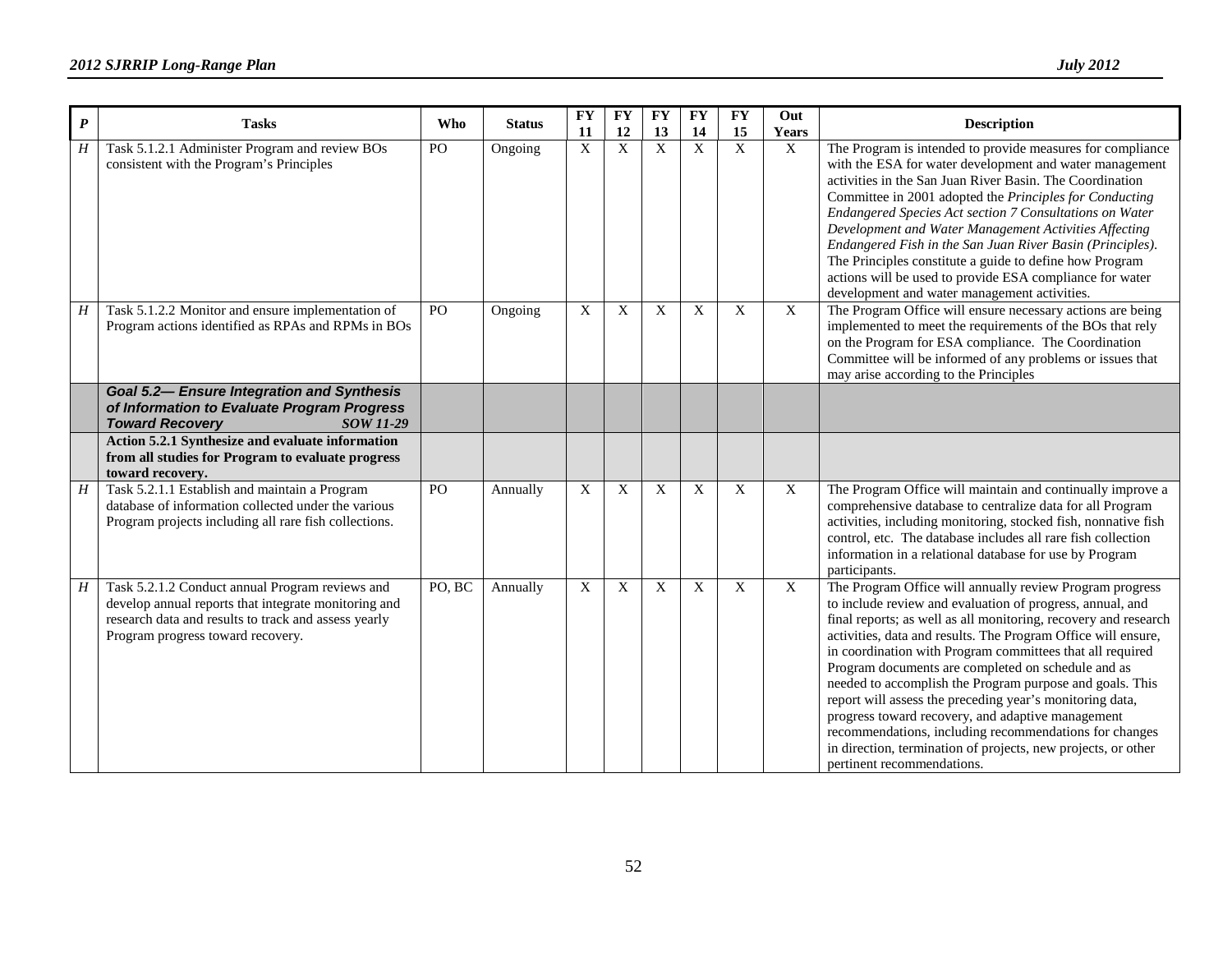| *P* | Tasks | Who | Status | FY 11 | FY 12 | FY 13 | FY 14 | FY 15 | Out Years | Description |
|---|---|---|---|---|---|---|---|---|---|---|
| *H* | Task 5.1.2.1 Administer Program and review BOs consistent with the Program's Principles | PO | Ongoing | X | X | X | X | X | X | The Program is intended to provide measures for compliance with the ESA for water development and water management activities in the San Juan River Basin. The Coordination Committee in 2001 adopted the *Principles for Conducting Endangered Species Act section 7 Consultations on Water Development and Water Management Activities Affecting Endangered Fish in the San Juan River Basin (Principles)*. The Principles constitute a guide to define how Program actions will be used to provide ESA compliance for water development and water management activities. |
| *H* | Task 5.1.2.2 Monitor and ensure implementation of Program actions identified as RPAs and RPMs in BOs | PO | Ongoing | X | X | X | X | X | X | The Program Office will ensure necessary actions are being implemented to meet the requirements of the BOs that rely on the Program for ESA compliance. The Coordination Committee will be informed of any problems or issues that may arise according to the Principles |
| | ***Goal 5.2— Ensure Integration and Synthesis of Information to Evaluate Program Progress Toward Recovery*** ***SOW 11-29*** | | | | | | | | | |
| | **Action 5.2.1 Synthesize and evaluate information from all studies for Program to evaluate progress toward recovery.** | | | | | | | | | |
| *H* | Task 5.2.1.1 Establish and maintain a Program database of information collected under the various Program projects including all rare fish collections. | PO | Annually | X | X | X | X | X | X | The Program Office will maintain and continually improve a comprehensive database to centralize data for all Program activities, including monitoring, stocked fish, nonnative fish control, etc. The database includes all rare fish collection information in a relational database for use by Program participants. |
| *H* | Task 5.2.1.2 Conduct annual Program reviews and develop annual reports that integrate monitoring and research data and results to track and assess yearly Program progress toward recovery. | PO, BC | Annually | X | X | X | X | X | X | The Program Office will annually review Program progress to include review and evaluation of progress, annual, and final reports; as well as all monitoring, recovery and research activities, data and results. The Program Office will ensure, in coordination with Program committees that all required Program documents are completed on schedule and as needed to accomplish the Program purpose and goals. This report will assess the preceding year's monitoring data, progress toward recovery, and adaptive management recommendations, including recommendations for changes in direction, termination of projects, new projects, or other pertinent recommendations. |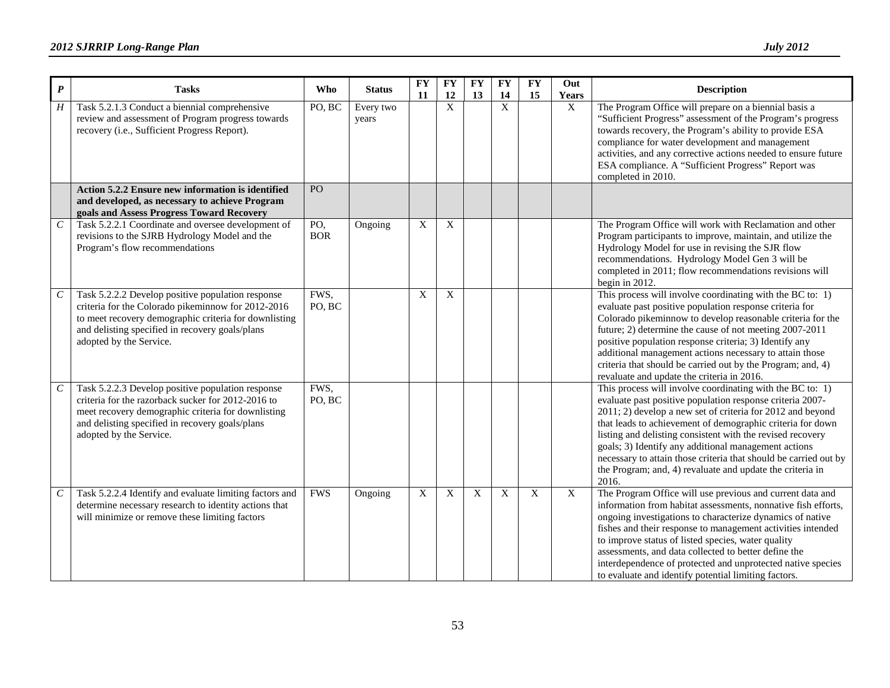| *P* | Tasks | Who | Status | FY 11 | FY 12 | FY 13 | FY 14 | FY 15 | Out Years | Description |
|---|---|---|---|---|---|---|---|---|---|---|
| *H* | Task 5.2.1.3 Conduct a biennial comprehensive review and assessment of Program progress towards recovery (i.e., Sufficient Progress Report). | PO, BC | Every two years | | X | | X | | X | The Program Office will prepare on a biennial basis a "Sufficient Progress" assessment of the Program's progress towards recovery, the Program's ability to provide ESA compliance for water development and management activities, and any corrective actions needed to ensure future ESA compliance. A "Sufficient Progress" Report was completed in 2010. |
| | **Action 5.2.2 Ensure new information is identified and developed, as necessary to achieve Program goals and Assess Progress Toward Recovery** | PO | | | | | | | | |
| *C* | Task 5.2.2.1 Coordinate and oversee development of revisions to the SJRB Hydrology Model and the Program's flow recommendations | PO, BOR | Ongoing | X | X | | | | | The Program Office will work with Reclamation and other Program participants to improve, maintain, and utilize the Hydrology Model for use in revising the SJR flow recommendations. Hydrology Model Gen 3 will be completed in 2011; flow recommendations revisions will begin in 2012. |
| *C* | Task 5.2.2.2 Develop positive population response criteria for the Colorado pikeminnow for 2012-2016 to meet recovery demographic criteria for downlisting and delisting specified in recovery goals/plans adopted by the Service. | FWS, PO, BC | | X | X | | | | | This process will involve coordinating with the BC to: 1) evaluate past positive population response criteria for Colorado pikeminnow to develop reasonable criteria for the future; 2) determine the cause of not meeting 2007-2011 positive population response criteria; 3) Identify any additional management actions necessary to attain those criteria that should be carried out by the Program; and, 4) revaluate and update the criteria in 2016. |
| *C* | Task 5.2.2.3 Develop positive population response criteria for the razorback sucker for 2012-2016 to meet recovery demographic criteria for downlisting and delisting specified in recovery goals/plans adopted by the Service. | FWS, PO, BC | | | | | | | | This process will involve coordinating with the BC to: 1) evaluate past positive population response criteria 2007-2011; 2) develop a new set of criteria for 2012 and beyond that leads to achievement of demographic criteria for down listing and delisting consistent with the revised recovery goals; 3) Identify any additional management actions necessary to attain those criteria that should be carried out by the Program; and, 4) revaluate and update the criteria in 2016. |
| *C* | Task 5.2.2.4 Identify and evaluate limiting factors and determine necessary research to identity actions that will minimize or remove these limiting factors | FWS | Ongoing | X | X | X | X | X | X | The Program Office will use previous and current data and information from habitat assessments, nonnative fish efforts, ongoing investigations to characterize dynamics of native fishes and their response to management activities intended to improve status of listed species, water quality assessments, and data collected to better define the interdependence of protected and unprotected native species to evaluate and identify potential limiting factors. |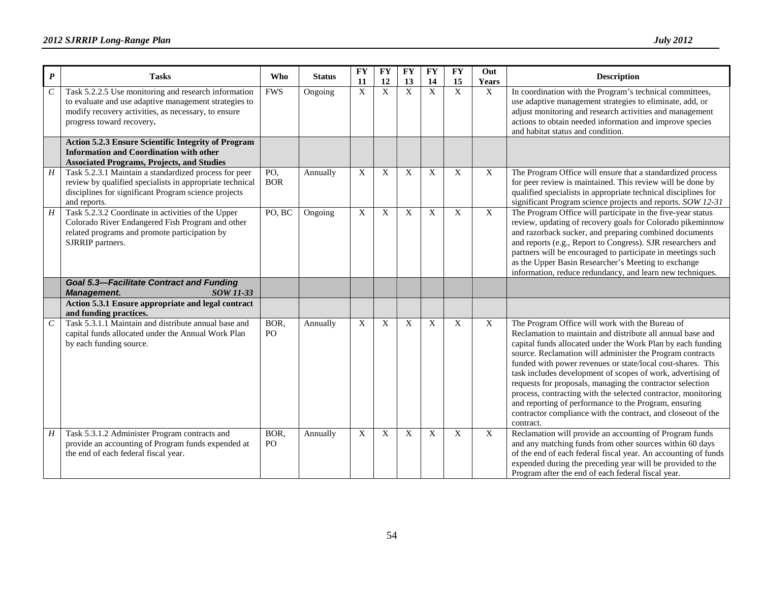| *P* | Tasks | Who | Status | FY 11 | FY 12 | FY 13 | FY 14 | FY 15 | Out Years | Description |
|---|---|---|---|---|---|---|---|---|---|---|
| *C* | Task 5.2.2.5 Use monitoring and research information to evaluate and use adaptive management strategies to modify recovery activities, as necessary, to ensure progress toward recovery**.** | FWS | Ongoing | X | X | X | X | X | X | In coordination with the Program's technical committees, use adaptive management strategies to eliminate, add, or adjust monitoring and research activities and management actions to obtain needed information and improve species and habitat status and condition. |
| | **Action 5.2.3 Ensure Scientific Integrity of Program Information and Coordination with other Associated Programs, Projects, and Studies** | | | | | | | | | |
| *H* | Task 5.2.3.1 Maintain a standardized process for peer review by qualified specialists in appropriate technical disciplines for significant Program science projects and reports. | PO, BOR | Annually | X | X | X | X | X | X | The Program Office will ensure that a standardized process for peer review is maintained. This review will be done by qualified specialists in appropriate technical disciplines for significant Program science projects and reports. *SOW 12-31* |
| *H* | Task 5.2.3.2 Coordinate in activities of the Upper Colorado River Endangered Fish Program and other related programs and promote participation by SJRRIP partners. | PO, BC | Ongoing | X | X | X | X | X | X | The Program Office will participate in the five-year status review, updating of recovery goals for Colorado pikeminnow and razorback sucker, and preparing combined documents and reports (e.g., Report to Congress). SJR researchers and partners will be encouraged to participate in meetings such as the Upper Basin Researcher's Meeting to exchange information, reduce redundancy, and learn new techniques. |
| | ***Goal 5.3—Facilitate Contract and Funding Management. SOW 11-33*** | | | | | | | | | |
| | **Action 5.3.1 Ensure appropriate and legal contract and funding practices.** | | | | | | | | | |
| *C* | Task 5.3.1.1 Maintain and distribute annual base and capital funds allocated under the Annual Work Plan by each funding source. | BOR, PO | Annually | X | X | X | X | X | X | The Program Office will work with the Bureau of Reclamation to maintain and distribute all annual base and capital funds allocated under the Work Plan by each funding source. Reclamation will administer the Program contracts funded with power revenues or state/local cost-shares. This task includes development of scopes of work, advertising of requests for proposals, managing the contractor selection process, contracting with the selected contractor, monitoring and reporting of performance to the Program, ensuring contractor compliance with the contract, and closeout of the contract. |
| *H* | Task 5.3.1.2 Administer Program contracts and provide an accounting of Program funds expended at the end of each federal fiscal year. | BOR, PO | Annually | X | X | X | X | X | X | Reclamation will provide an accounting of Program funds and any matching funds from other sources within 60 days of the end of each federal fiscal year. An accounting of funds expended during the preceding year will be provided to the Program after the end of each federal fiscal year. |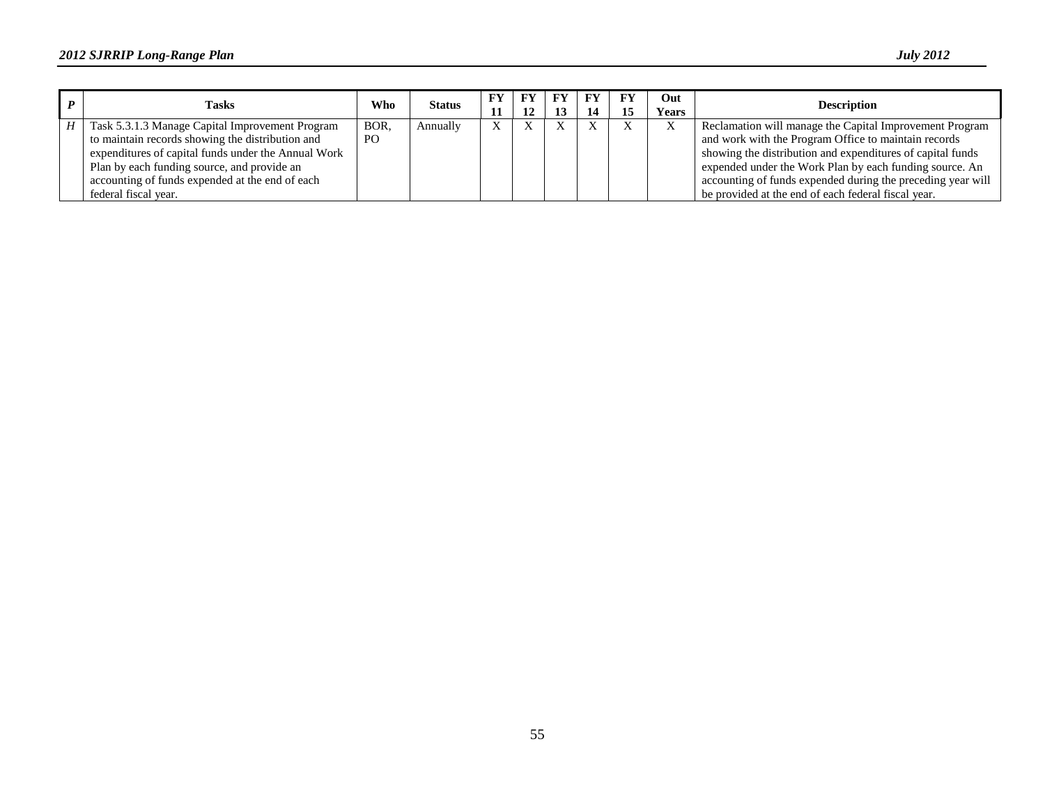| *P* | Tasks | Who | Status | FY 11 | FY 12 | FY 13 | FY 14 | FY 15 | Out Years | Description |
|---|---|---|---|---|---|---|---|---|---|---|
| *H* | Task 5.3.1.3 Manage Capital Improvement Program to maintain records showing the distribution and expenditures of capital funds under the Annual Work Plan by each funding source, and provide an accounting of funds expended at the end of each federal fiscal year. | BOR, PO | Annually | X | X | X | X | X | X | Reclamation will manage the Capital Improvement Program and work with the Program Office to maintain records showing the distribution and expenditures of capital funds expended under the Work Plan by each funding source. An accounting of funds expended during the preceding year will be provided at the end of each federal fiscal year. |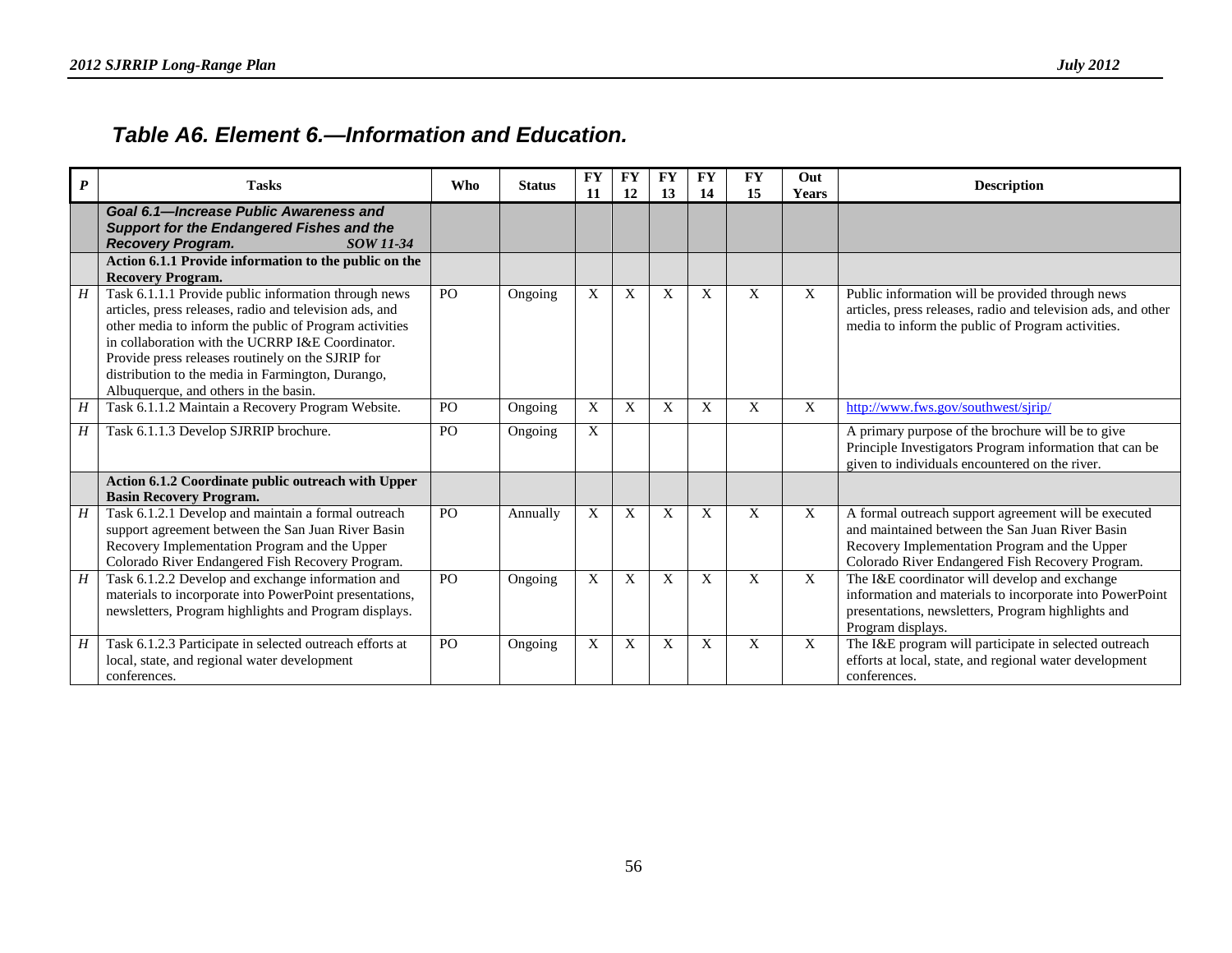## Table A6. Element 6.—Information and Education.

| P | Tasks | Who | Status | FY 11 | FY 12 | FY 13 | FY 14 | FY 15 | Out Years | Description |
|---|---|---|---|---|---|---|---|---|---|---|
| | ***Goal 6.1—Increase Public Awareness and Support for the Endangered Fishes and the Recovery Program.*** ***SOW 11-34*** | | | | | | | | | |
| | **Action 6.1.1 Provide information to the public on the Recovery Program.** | | | | | | | | | |
| *H* | Task 6.1.1.1 Provide public information through news articles, press releases, radio and television ads, and other media to inform the public of Program activities in collaboration with the UCRRP I&E Coordinator. Provide press releases routinely on the SJRIP for distribution to the media in Farmington, Durango, Albuquerque, and others in the basin. | PO | Ongoing | X | X | X | X | X | X | Public information will be provided through news articles, press releases, radio and television ads, and other media to inform the public of Program activities. |
| *H* | Task 6.1.1.2 Maintain a Recovery Program Website. | PO | Ongoing | X | X | X | X | X | X | http://www.fws.gov/southwest/sjrip/ |
| *H* | Task 6.1.1.3 Develop SJRRIP brochure. | PO | Ongoing | X | | | | | | A primary purpose of the brochure will be to give Principle Investigators Program information that can be given to individuals encountered on the river. |
| | **Action 6.1.2 Coordinate public outreach with Upper Basin Recovery Program.** | | | | | | | | | |
| *H* | Task 6.1.2.1 Develop and maintain a formal outreach support agreement between the San Juan River Basin Recovery Implementation Program and the Upper Colorado River Endangered Fish Recovery Program. | PO | Annually | X | X | X | X | X | X | A formal outreach support agreement will be executed and maintained between the San Juan River Basin Recovery Implementation Program and the Upper Colorado River Endangered Fish Recovery Program. |
| *H* | Task 6.1.2.2 Develop and exchange information and materials to incorporate into PowerPoint presentations, newsletters, Program highlights and Program displays. | PO | Ongoing | X | X | X | X | X | X | The I&E coordinator will develop and exchange information and materials to incorporate into PowerPoint presentations, newsletters, Program highlights and Program displays. |
| *H* | Task 6.1.2.3 Participate in selected outreach efforts at local, state, and regional water development conferences. | PO | Ongoing | X | X | X | X | X | X | The I&E program will participate in selected outreach efforts at local, state, and regional water development conferences. |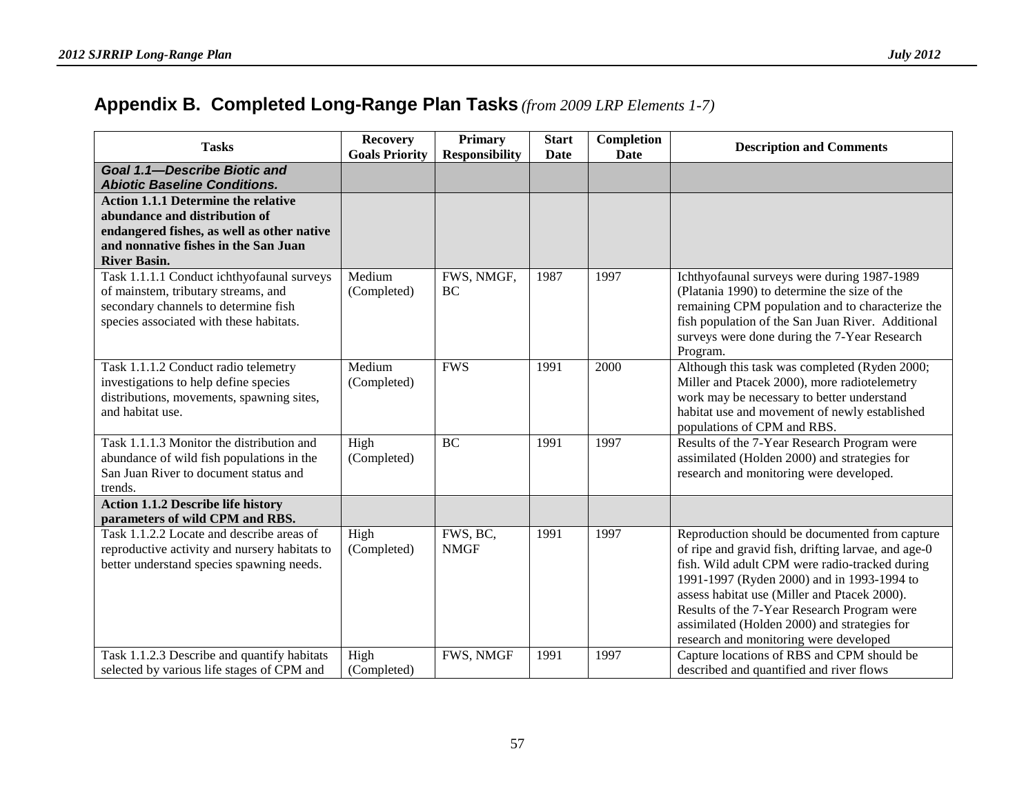## Appendix B. Completed Long-Range Plan Tasks *(from 2009 LRP Elements 1-7)*

| Tasks | Recovery Goals Priority | Primary Responsibility | Start Date | Completion Date | Description and Comments |
|---|---|---|---|---|---|
| ***Goal 1.1—Describe Biotic and Abiotic Baseline Conditions.*** | | | | | |
| **Action 1.1.1 Determine the relative abundance and distribution of endangered fishes, as well as other native and nonnative fishes in the San Juan River Basin.** | | | | | |
| Task 1.1.1.1 Conduct ichthyofaunal surveys of mainstem, tributary streams, and secondary channels to determine fish species associated with these habitats. | Medium (Completed) | FWS, NMGF, BC | 1987 | 1997 | Ichthyofaunal surveys were during 1987-1989 (Platania 1990) to determine the size of the remaining CPM population and to characterize the fish population of the San Juan River. Additional surveys were done during the 7-Year Research Program. |
| Task 1.1.1.2 Conduct radio telemetry investigations to help define species distributions, movements, spawning sites, and habitat use. | Medium (Completed) | FWS | 1991 | 2000 | Although this task was completed (Ryden 2000; Miller and Ptacek 2000), more radiotelemetry work may be necessary to better understand habitat use and movement of newly established populations of CPM and RBS. |
| Task 1.1.1.3 Monitor the distribution and abundance of wild fish populations in the San Juan River to document status and trends. | High (Completed) | BC | 1991 | 1997 | Results of the 7-Year Research Program were assimilated (Holden 2000) and strategies for research and monitoring were developed. |
| **Action 1.1.2 Describe life history parameters of wild CPM and RBS.** | | | | | |
| Task 1.1.2.2 Locate and describe areas of reproductive activity and nursery habitats to better understand species spawning needs. | High (Completed) | FWS, BC, NMGF | 1991 | 1997 | Reproduction should be documented from capture of ripe and gravid fish, drifting larvae, and age-0 fish. Wild adult CPM were radio-tracked during 1991-1997 (Ryden 2000) and in 1993-1994 to assess habitat use (Miller and Ptacek 2000). Results of the 7-Year Research Program were assimilated (Holden 2000) and strategies for research and monitoring were developed |
| Task 1.1.2.3 Describe and quantify habitats selected by various life stages of CPM and | High (Completed) | FWS, NMGF | 1991 | 1997 | Capture locations of RBS and CPM should be described and quantified and river flows |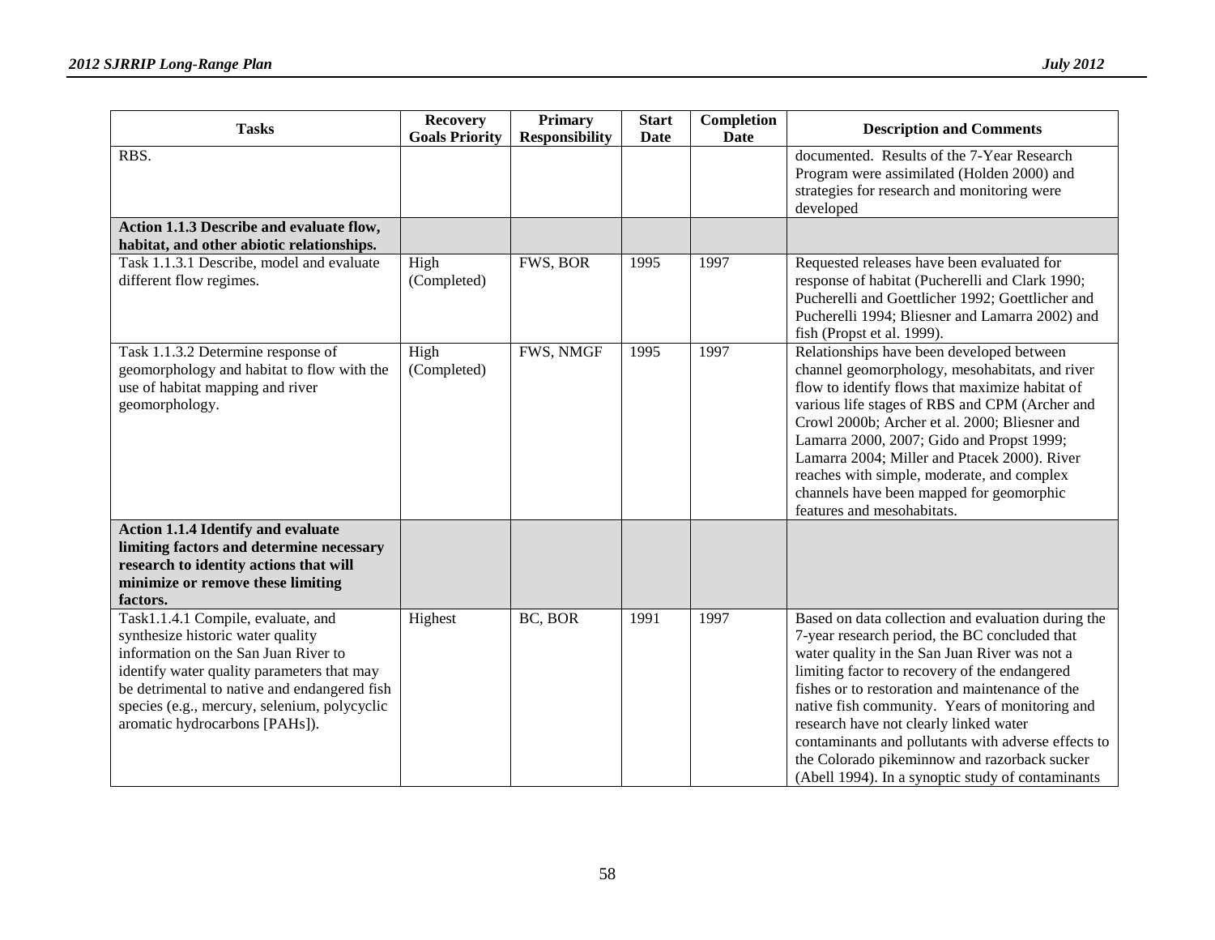| Tasks | Recovery Goals Priority | Primary Responsibility | Start Date | Completion Date | Description and Comments |
|---|---|---|---|---|---|
| RBS. | | | | | documented. Results of the 7-Year Research Program were assimilated (Holden 2000) and strategies for research and monitoring were developed |
| **Action 1.1.3 Describe and evaluate flow, habitat, and other abiotic relationships.** | | | | | |
| Task 1.1.3.1 Describe, model and evaluate different flow regimes. | High (Completed) | FWS, BOR | 1995 | 1997 | Requested releases have been evaluated for response of habitat (Pucherelli and Clark 1990; Pucherelli and Goettlicher 1992; Goettlicher and Pucherelli 1994; Bliesner and Lamarra 2002) and fish (Propst et al. 1999). |
| Task 1.1.3.2 Determine response of geomorphology and habitat to flow with the use of habitat mapping and river geomorphology. | High (Completed) | FWS, NMGF | 1995 | 1997 | Relationships have been developed between channel geomorphology, mesohabitats, and river flow to identify flows that maximize habitat of various life stages of RBS and CPM (Archer and Crowl 2000b; Archer et al. 2000; Bliesner and Lamarra 2000, 2007; Gido and Propst 1999; Lamarra 2004; Miller and Ptacek 2000). River reaches with simple, moderate, and complex channels have been mapped for geomorphic features and mesohabitats. |
| **Action 1.1.4 Identify and evaluate limiting factors and determine necessary research to identity actions that will minimize or remove these limiting factors.** | | | | | |
| Task1.1.4.1 Compile, evaluate, and synthesize historic water quality information on the San Juan River to identify water quality parameters that may be detrimental to native and endangered fish species (e.g., mercury, selenium, polycyclic aromatic hydrocarbons [PAHs]). | Highest | BC, BOR | 1991 | 1997 | Based on data collection and evaluation during the 7-year research period, the BC concluded that water quality in the San Juan River was not a limiting factor to recovery of the endangered fishes or to restoration and maintenance of the native fish community. Years of monitoring and research have not clearly linked water contaminants and pollutants with adverse effects to the Colorado pikeminnow and razorback sucker (Abell 1994). In a synoptic study of contaminants |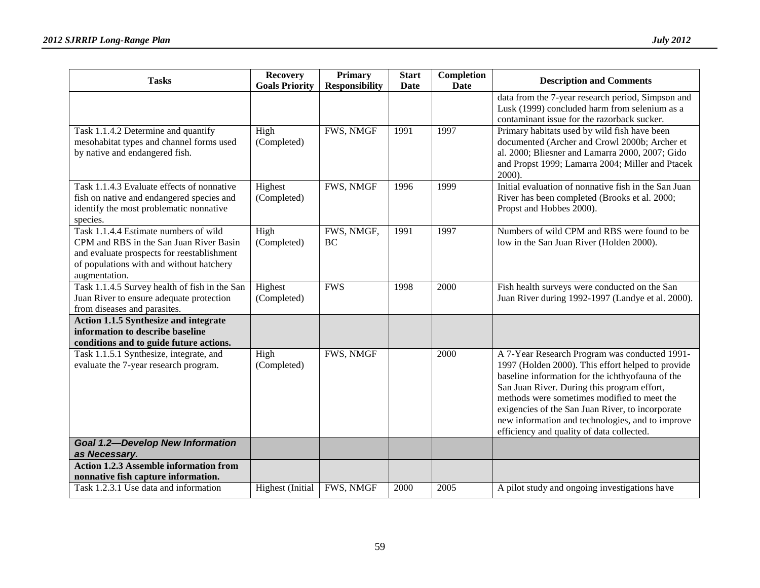| Tasks | Recovery Goals Priority | Primary Responsibility | Start Date | Completion Date | Description and Comments |
|---|---|---|---|---|---|
| | | | | | data from the 7-year research period, Simpson and Lusk (1999) concluded harm from selenium as a contaminant issue for the razorback sucker. |
| Task 1.1.4.2 Determine and quantify mesohabitat types and channel forms used by native and endangered fish. | High (Completed) | FWS, NMGF | 1991 | 1997 | Primary habitats used by wild fish have been documented (Archer and Crowl 2000b; Archer et al. 2000; Bliesner and Lamarra 2000, 2007; Gido and Propst 1999; Lamarra 2004; Miller and Ptacek 2000). |
| Task 1.1.4.3 Evaluate effects of nonnative fish on native and endangered species and identify the most problematic nonnative species. | Highest (Completed) | FWS, NMGF | 1996 | 1999 | Initial evaluation of nonnative fish in the San Juan River has been completed (Brooks et al. 2000; Propst and Hobbes 2000). |
| Task 1.1.4.4 Estimate numbers of wild CPM and RBS in the San Juan River Basin and evaluate prospects for reestablishment of populations with and without hatchery augmentation. | High (Completed) | FWS, NMGF, BC | 1991 | 1997 | Numbers of wild CPM and RBS were found to be low in the San Juan River (Holden 2000). |
| Task 1.1.4.5 Survey health of fish in the San Juan River to ensure adequate protection from diseases and parasites. | Highest (Completed) | FWS | 1998 | 2000 | Fish health surveys were conducted on the San Juan River during 1992-1997 (Landye et al. 2000). |
| **Action 1.1.5 Synthesize and integrate information to describe baseline conditions and to guide future actions.** | | | | | |
| Task 1.1.5.1 Synthesize, integrate, and evaluate the 7-year research program. | High (Completed) | FWS, NMGF | | 2000 | A 7-Year Research Program was conducted 1991-1997 (Holden 2000). This effort helped to provide baseline information for the ichthyofauna of the San Juan River. During this program effort, methods were sometimes modified to meet the exigencies of the San Juan River, to incorporate new information and technologies, and to improve efficiency and quality of data collected. |
| ***Goal 1.2—Develop New Information as Necessary.*** | | | | | |
| **Action 1.2.3 Assemble information from nonnative fish capture information.** | | | | | |
| Task 1.2.3.1 Use data and information | Highest (Initial | FWS, NMGF | 2000 | 2005 | A pilot study and ongoing investigations have |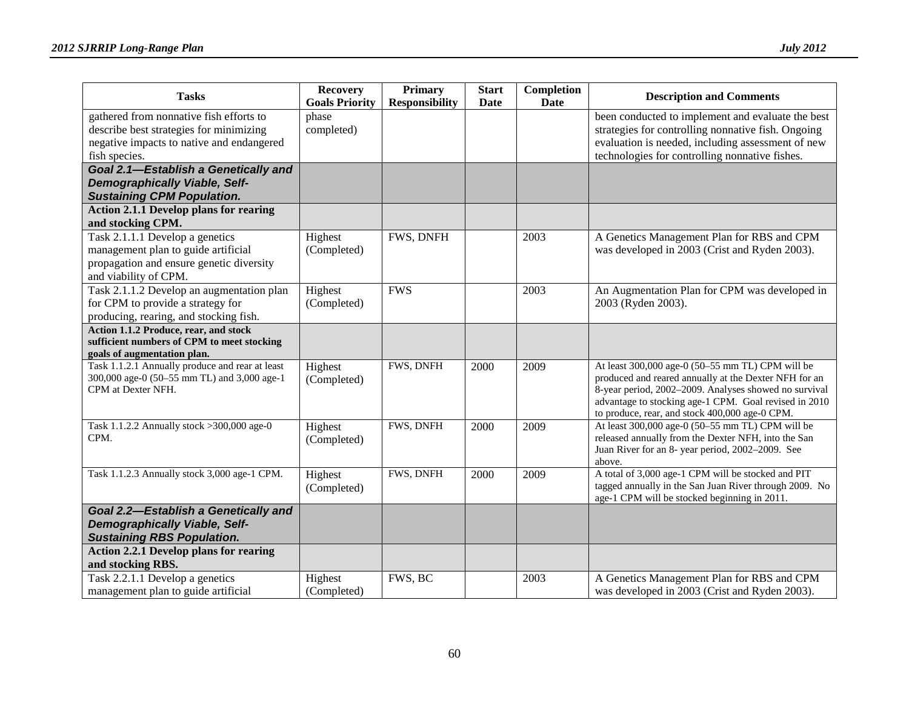| Tasks | Recovery Goals Priority | Primary Responsibility | Start Date | Completion Date | Description and Comments |
|---|---|---|---|---|---|
| gathered from nonnative fish efforts to describe best strategies for minimizing negative impacts to native and endangered fish species. | phase completed) | | | | been conducted to implement and evaluate the best strategies for controlling nonnative fish. Ongoing evaluation is needed, including assessment of new technologies for controlling nonnative fishes. |
| ***Goal 2.1—Establish a Genetically and Demographically Viable, Self-Sustaining CPM Population.*** | | | | | |
| **Action 2.1.1 Develop plans for rearing and stocking CPM.** | | | | | |
| Task 2.1.1.1 Develop a genetics management plan to guide artificial propagation and ensure genetic diversity and viability of CPM. | Highest (Completed) | FWS, DNFH | | 2003 | A Genetics Management Plan for RBS and CPM was developed in 2003 (Crist and Ryden 2003). |
| Task 2.1.1.2 Develop an augmentation plan for CPM to provide a strategy for producing, rearing, and stocking fish. | Highest (Completed) | FWS | | 2003 | An Augmentation Plan for CPM was developed in 2003 (Ryden 2003). |
| **Action 1.1.2 Produce, rear, and stock sufficient numbers of CPM to meet stocking goals of augmentation plan.** | | | | | |
| Task 1.1.2.1 Annually produce and rear at least 300,000 age-0 (50–55 mm TL) and 3,000 age-1 CPM at Dexter NFH. | Highest (Completed) | FWS, DNFH | 2000 | 2009 | At least 300,000 age-0 (50–55 mm TL) CPM will be produced and reared annually at the Dexter NFH for an 8-year period, 2002–2009. Analyses showed no survival advantage to stocking age-1 CPM. Goal revised in 2010 to produce, rear, and stock 400,000 age-0 CPM. |
| Task 1.1.2.2 Annually stock >300,000 age-0 CPM. | Highest (Completed) | FWS, DNFH | 2000 | 2009 | At least 300,000 age-0 (50–55 mm TL) CPM will be released annually from the Dexter NFH, into the San Juan River for an 8- year period, 2002–2009. See above. |
| Task 1.1.2.3 Annually stock 3,000 age-1 CPM. | Highest (Completed) | FWS, DNFH | 2000 | 2009 | A total of 3,000 age-1 CPM will be stocked and PIT tagged annually in the San Juan River through 2009. No age-1 CPM will be stocked beginning in 2011. |
| ***Goal 2.2—Establish a Genetically and Demographically Viable, Self-Sustaining RBS Population.*** | | | | | |
| **Action 2.2.1 Develop plans for rearing and stocking RBS.** | | | | | |
| Task 2.2.1.1 Develop a genetics management plan to guide artificial | Highest (Completed) | FWS, BC | | 2003 | A Genetics Management Plan for RBS and CPM was developed in 2003 (Crist and Ryden 2003). |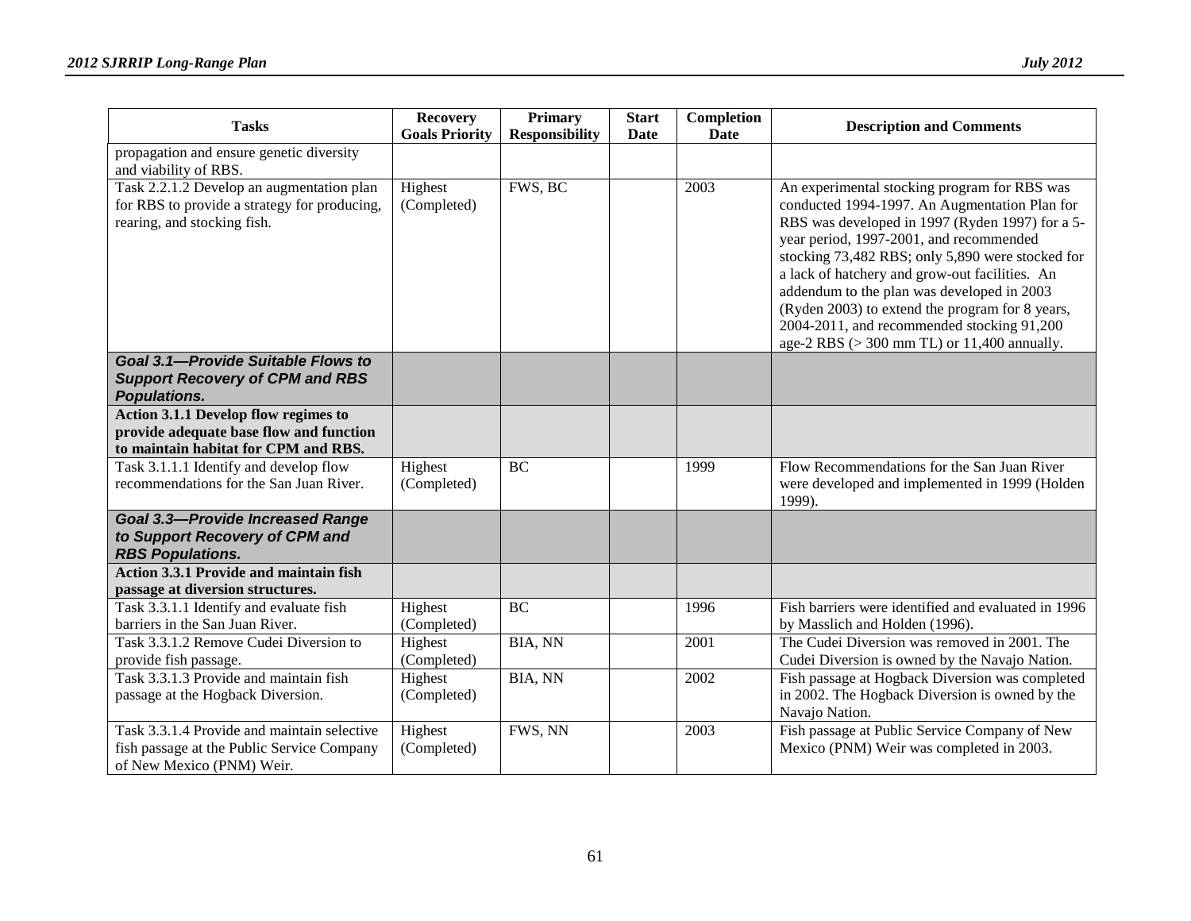| Tasks | Recovery Goals Priority | Primary Responsibility | Start Date | Completion Date | Description and Comments |
|---|---|---|---|---|---|
| propagation and ensure genetic diversity and viability of RBS. | | | | | |
| Task 2.2.1.2 Develop an augmentation plan for RBS to provide a strategy for producing, rearing, and stocking fish. | Highest (Completed) | FWS, BC | | 2003 | An experimental stocking program for RBS was conducted 1994-1997. An Augmentation Plan for RBS was developed in 1997 (Ryden 1997) for a 5-year period, 1997-2001, and recommended stocking 73,482 RBS; only 5,890 were stocked for a lack of hatchery and grow-out facilities. An addendum to the plan was developed in 2003 (Ryden 2003) to extend the program for 8 years, 2004-2011, and recommended stocking 91,200 age-2 RBS (> 300 mm TL) or 11,400 annually. |
| ***Goal 3.1—Provide Suitable Flows to Support Recovery of CPM and RBS Populations.*** | | | | | |
| **Action 3.1.1 Develop flow regimes to provide adequate base flow and function to maintain habitat for CPM and RBS.** | | | | | |
| Task 3.1.1.1 Identify and develop flow recommendations for the San Juan River. | Highest (Completed) | BC | | 1999 | Flow Recommendations for the San Juan River were developed and implemented in 1999 (Holden 1999). |
| ***Goal 3.3—Provide Increased Range to Support Recovery of CPM and RBS Populations.*** | | | | | |
| **Action 3.3.1 Provide and maintain fish passage at diversion structures.** | | | | | |
| Task 3.3.1.1 Identify and evaluate fish barriers in the San Juan River. | Highest (Completed) | BC | | 1996 | Fish barriers were identified and evaluated in 1996 by Masslich and Holden (1996). |
| Task 3.3.1.2 Remove Cudei Diversion to provide fish passage. | Highest (Completed) | BIA, NN | | 2001 | The Cudei Diversion was removed in 2001. The Cudei Diversion is owned by the Navajo Nation. |
| Task 3.3.1.3 Provide and maintain fish passage at the Hogback Diversion. | Highest (Completed) | BIA, NN | | 2002 | Fish passage at Hogback Diversion was completed in 2002. The Hogback Diversion is owned by the Navajo Nation. |
| Task 3.3.1.4 Provide and maintain selective fish passage at the Public Service Company of New Mexico (PNM) Weir. | Highest (Completed) | FWS, NN | | 2003 | Fish passage at Public Service Company of New Mexico (PNM) Weir was completed in 2003. |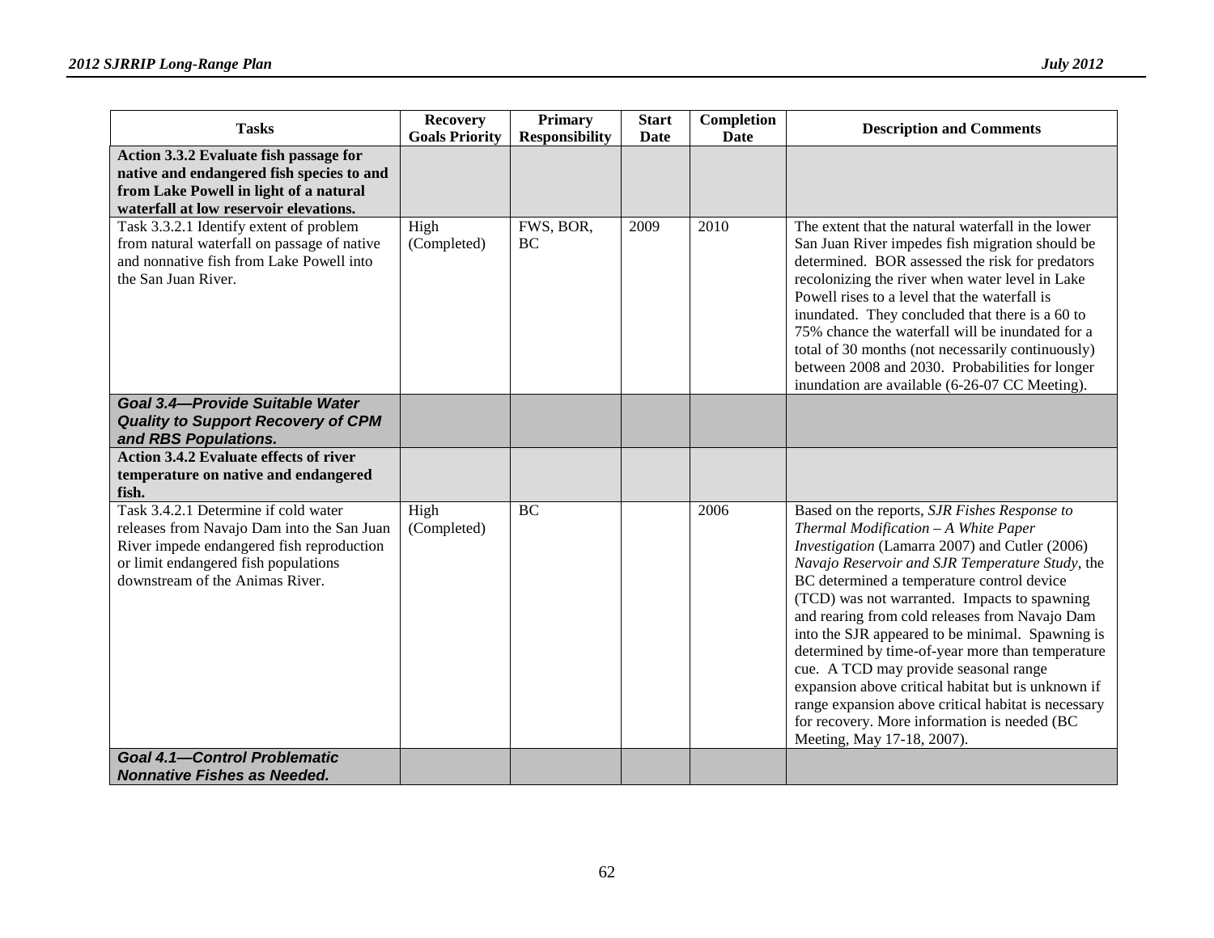| Tasks | Recovery Goals Priority | Primary Responsibility | Start Date | Completion Date | Description and Comments |
|---|---|---|---|---|---|
| **Action 3.3.2 Evaluate fish passage for native and endangered fish species to and from Lake Powell in light of a natural waterfall at low reservoir elevations.** | | | | | |
| Task 3.3.2.1 Identify extent of problem from natural waterfall on passage of native and nonnative fish from Lake Powell into the San Juan River. | High (Completed) | FWS, BOR, BC | 2009 | 2010 | The extent that the natural waterfall in the lower San Juan River impedes fish migration should be determined. BOR assessed the risk for predators recolonizing the river when water level in Lake Powell rises to a level that the waterfall is inundated. They concluded that there is a 60 to 75% chance the waterfall will be inundated for a total of 30 months (not necessarily continuously) between 2008 and 2030. Probabilities for longer inundation are available (6-26-07 CC Meeting). |
| ***Goal 3.4—Provide Suitable Water Quality to Support Recovery of CPM and RBS Populations.*** | | | | | |
| **Action 3.4.2 Evaluate effects of river temperature on native and endangered fish.** | | | | | |
| Task 3.4.2.1 Determine if cold water releases from Navajo Dam into the San Juan River impede endangered fish reproduction or limit endangered fish populations downstream of the Animas River. | High (Completed) | BC | | 2006 | Based on the reports, *SJR Fishes Response to Thermal Modification – A White Paper Investigation* (Lamarra 2007) and Cutler (2006) *Navajo Reservoir and SJR Temperature Study*, the BC determined a temperature control device (TCD) was not warranted. Impacts to spawning and rearing from cold releases from Navajo Dam into the SJR appeared to be minimal. Spawning is determined by time-of-year more than temperature cue. A TCD may provide seasonal range expansion above critical habitat but is unknown if range expansion above critical habitat is necessary for recovery. More information is needed (BC Meeting, May 17-18, 2007). |
| ***Goal 4.1—Control Problematic Nonnative Fishes as Needed.*** | | | | | |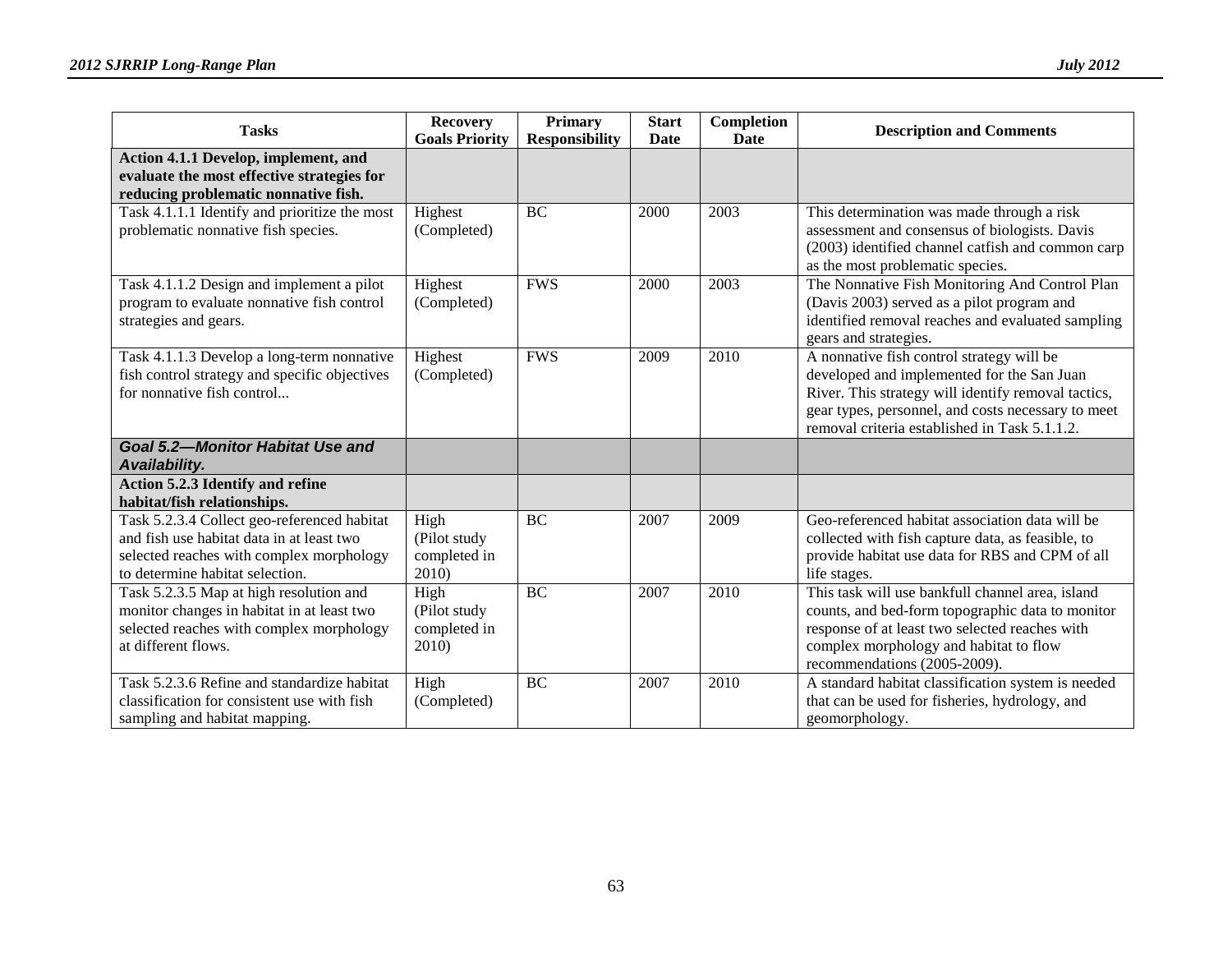| Tasks | Recovery Goals Priority | Primary Responsibility | Start Date | Completion Date | Description and Comments |
|---|---|---|---|---|---|
| **Action 4.1.1 Develop, implement, and evaluate the most effective strategies for reducing problematic nonnative fish.** | | | | | |
| Task 4.1.1.1 Identify and prioritize the most problematic nonnative fish species. | Highest (Completed) | BC | 2000 | 2003 | This determination was made through a risk assessment and consensus of biologists. Davis (2003) identified channel catfish and common carp as the most problematic species. |
| Task 4.1.1.2 Design and implement a pilot program to evaluate nonnative fish control strategies and gears. | Highest (Completed) | FWS | 2000 | 2003 | The Nonnative Fish Monitoring And Control Plan (Davis 2003) served as a pilot program and identified removal reaches and evaluated sampling gears and strategies. |
| Task 4.1.1.3 Develop a long-term nonnative fish control strategy and specific objectives for nonnative fish control... | Highest (Completed) | FWS | 2009 | 2010 | A nonnative fish control strategy will be developed and implemented for the San Juan River. This strategy will identify removal tactics, gear types, personnel, and costs necessary to meet removal criteria established in Task 5.1.1.2. |
| ***Goal 5.2—Monitor Habitat Use and Availability.*** | | | | | |
| **Action 5.2.3 Identify and refine habitat/fish relationships.** | | | | | |
| Task 5.2.3.4 Collect geo-referenced habitat and fish use habitat data in at least two selected reaches with complex morphology to determine habitat selection. | High (Pilot study completed in 2010) | BC | 2007 | 2009 | Geo-referenced habitat association data will be collected with fish capture data, as feasible, to provide habitat use data for RBS and CPM of all life stages. |
| Task 5.2.3.5 Map at high resolution and monitor changes in habitat in at least two selected reaches with complex morphology at different flows. | High (Pilot study completed in 2010) | BC | 2007 | 2010 | This task will use bankfull channel area, island counts, and bed-form topographic data to monitor response of at least two selected reaches with complex morphology and habitat to flow recommendations (2005-2009). |
| Task 5.2.3.6 Refine and standardize habitat classification for consistent use with fish sampling and habitat mapping. | High (Completed) | BC | 2007 | 2010 | A standard habitat classification system is needed that can be used for fisheries, hydrology, and geomorphology. |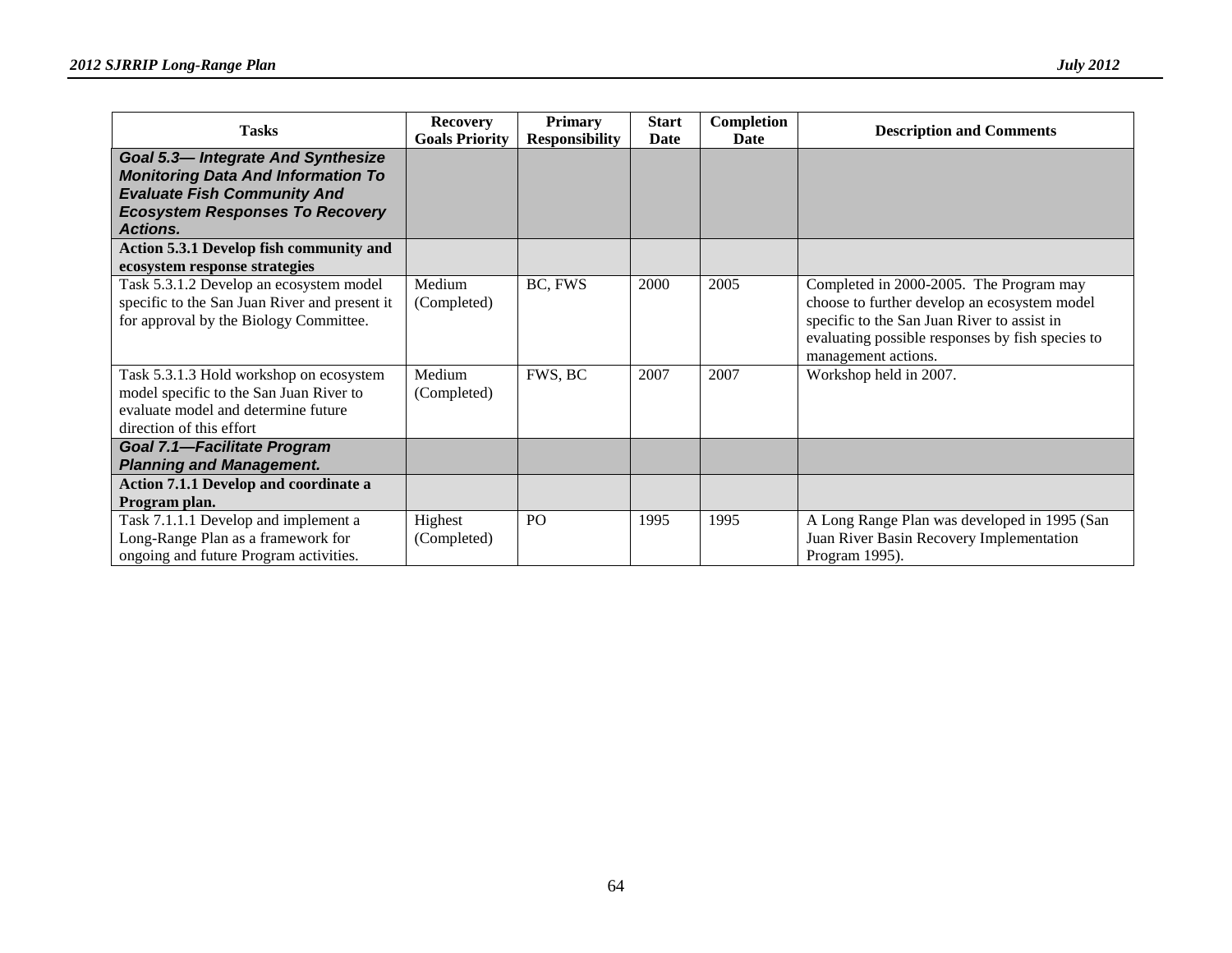| Tasks | Recovery Goals Priority | Primary Responsibility | Start Date | Completion Date | Description and Comments |
|---|---|---|---|---|---|
| ***Goal 5.3— Integrate And Synthesize Monitoring Data And Information To Evaluate Fish Community And Ecosystem Responses To Recovery Actions.*** | | | | | |
| **Action 5.3.1 Develop fish community and ecosystem response strategies** | | | | | |
| Task 5.3.1.2 Develop an ecosystem model specific to the San Juan River and present it for approval by the Biology Committee. | Medium (Completed) | BC, FWS | 2000 | 2005 | Completed in 2000-2005. The Program may choose to further develop an ecosystem model specific to the San Juan River to assist in evaluating possible responses by fish species to management actions. |
| Task 5.3.1.3 Hold workshop on ecosystem model specific to the San Juan River to evaluate model and determine future direction of this effort | Medium (Completed) | FWS, BC | 2007 | 2007 | Workshop held in 2007. |
| ***Goal 7.1—Facilitate Program Planning and Management.*** | | | | | |
| **Action 7.1.1 Develop and coordinate a Program plan.** | | | | | |
| Task 7.1.1.1 Develop and implement a Long-Range Plan as a framework for ongoing and future Program activities. | Highest (Completed) | PO | 1995 | 1995 | A Long Range Plan was developed in 1995 (San Juan River Basin Recovery Implementation Program 1995). |